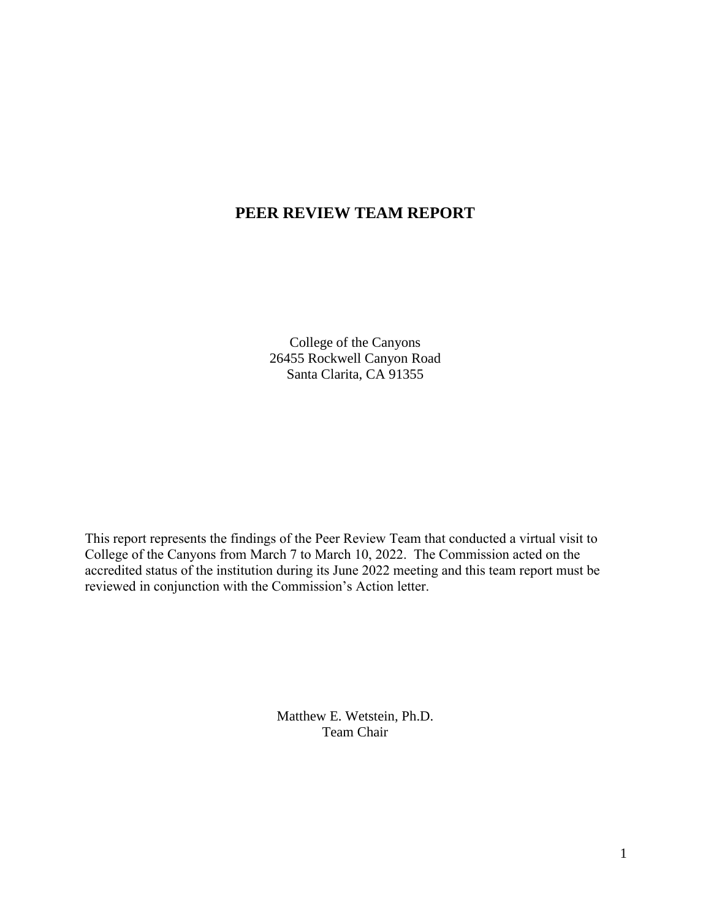# PEER REVIEW TEAM REPORT

College of the Canyons
26455 Rockwell Canyon Road
Santa Clarita, CA 91355

This report represents the findings of the Peer Review Team that conducted a virtual visit to College of the Canyons from March 7 to March 10, 2022. The Commission acted on the accredited status of the institution during its June 2022 meeting and this team report must be reviewed in conjunction with the Commission's Action letter.

Matthew E. Wetstein, Ph.D.
Team Chair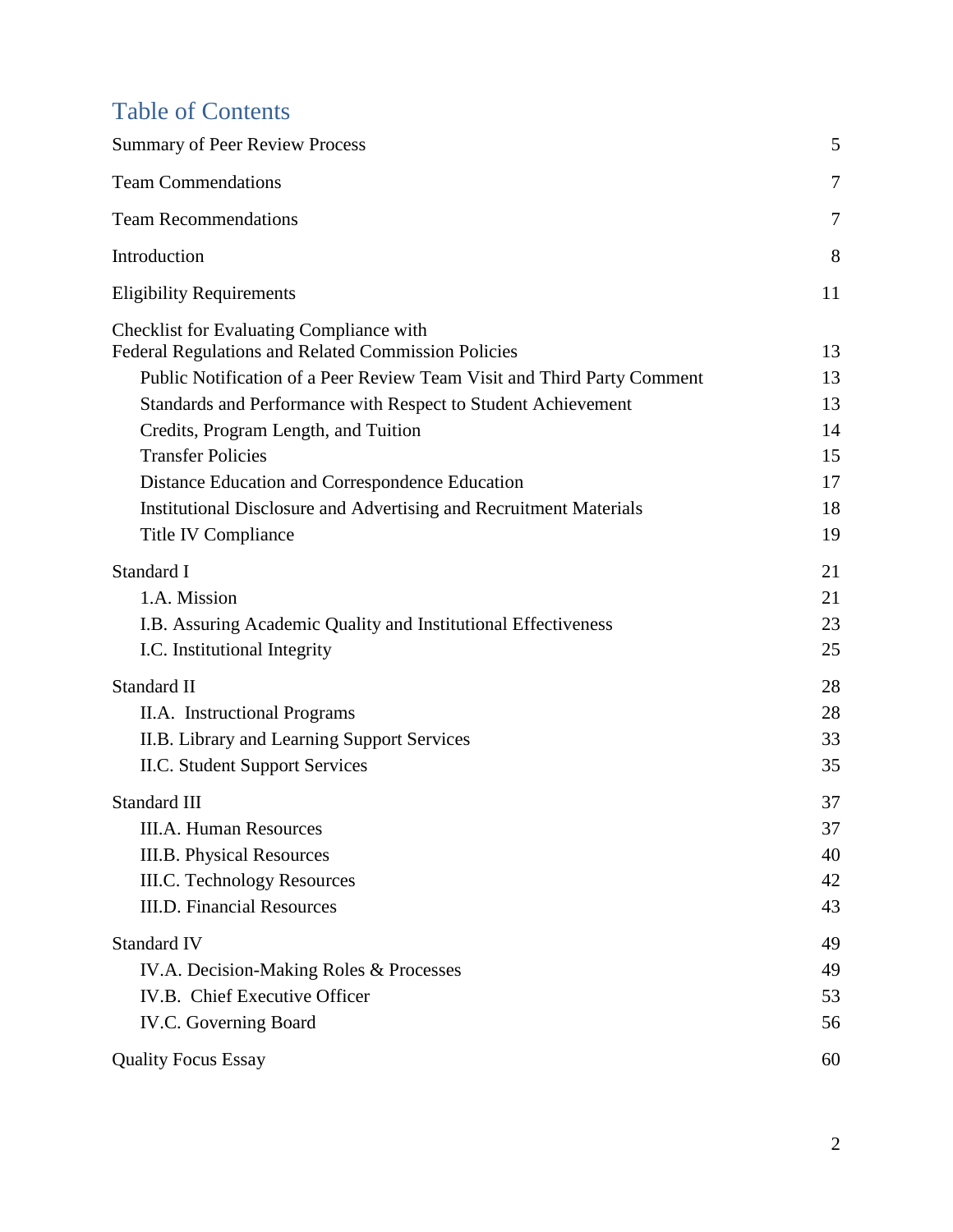# Table of Contents

| | |
|---|---|
| Summary of Peer Review Process | 5 |
| Team Commendations | 7 |
| Team Recommendations | 7 |
| Introduction | 8 |
| Eligibility Requirements | 11 |
| Checklist for Evaluating Compliance with Federal Regulations and Related Commission Policies | 13 |
| Public Notification of a Peer Review Team Visit and Third Party Comment | 13 |
| Standards and Performance with Respect to Student Achievement | 13 |
| Credits, Program Length, and Tuition | 14 |
| Transfer Policies | 15 |
| Distance Education and Correspondence Education | 17 |
| Institutional Disclosure and Advertising and Recruitment Materials | 18 |
| Title IV Compliance | 19 |
| Standard I | 21 |
| 1.A. Mission | 21 |
| I.B. Assuring Academic Quality and Institutional Effectiveness | 23 |
| I.C. Institutional Integrity | 25 |
| Standard II | 28 |
| II.A. Instructional Programs | 28 |
| II.B. Library and Learning Support Services | 33 |
| II.C. Student Support Services | 35 |
| Standard III | 37 |
| III.A. Human Resources | 37 |
| III.B. Physical Resources | 40 |
| III.C. Technology Resources | 42 |
| III.D. Financial Resources | 43 |
| Standard IV | 49 |
| IV.A. Decision-Making Roles & Processes | 49 |
| IV.B. Chief Executive Officer | 53 |
| IV.C. Governing Board | 56 |
| Quality Focus Essay | 60 |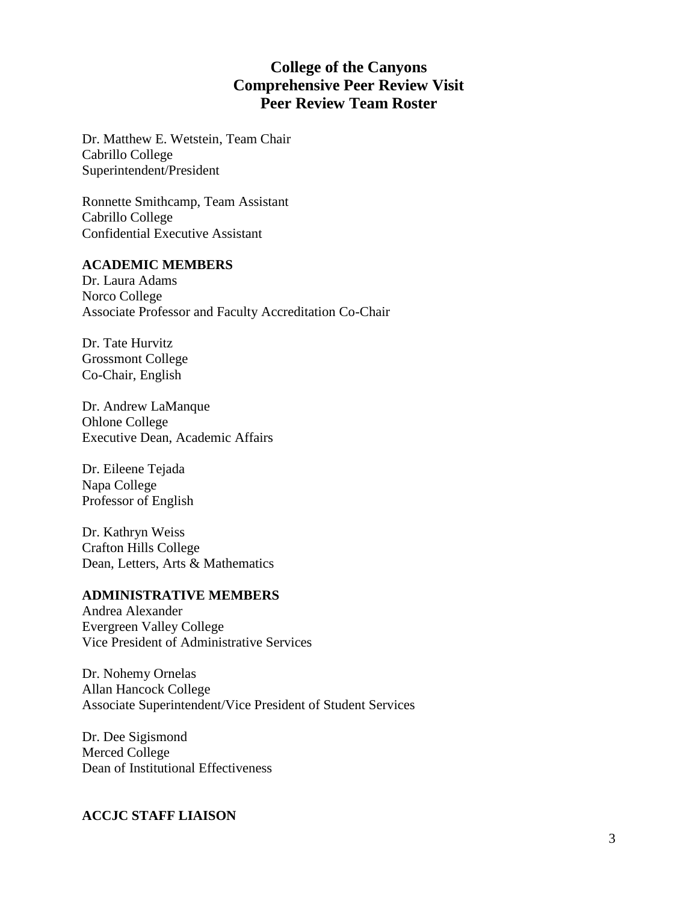# College of the Canyons
# Comprehensive Peer Review Visit
# Peer Review Team Roster

Dr. Matthew E. Wetstein, Team Chair
Cabrillo College
Superintendent/President

Ronnette Smithcamp, Team Assistant
Cabrillo College
Confidential Executive Assistant

**ACADEMIC MEMBERS**

Dr. Laura Adams
Norco College
Associate Professor and Faculty Accreditation Co-Chair

Dr. Tate Hurvitz
Grossmont College
Co-Chair, English

Dr. Andrew LaManque
Ohlone College
Executive Dean, Academic Affairs

Dr. Eileene Tejada
Napa College
Professor of English

Dr. Kathryn Weiss
Crafton Hills College
Dean, Letters, Arts & Mathematics

**ADMINISTRATIVE MEMBERS**

Andrea Alexander
Evergreen Valley College
Vice President of Administrative Services

Dr. Nohemy Ornelas
Allan Hancock College
Associate Superintendent/Vice President of Student Services

Dr. Dee Sigismond
Merced College
Dean of Institutional Effectiveness

**ACCJC STAFF LIAISON**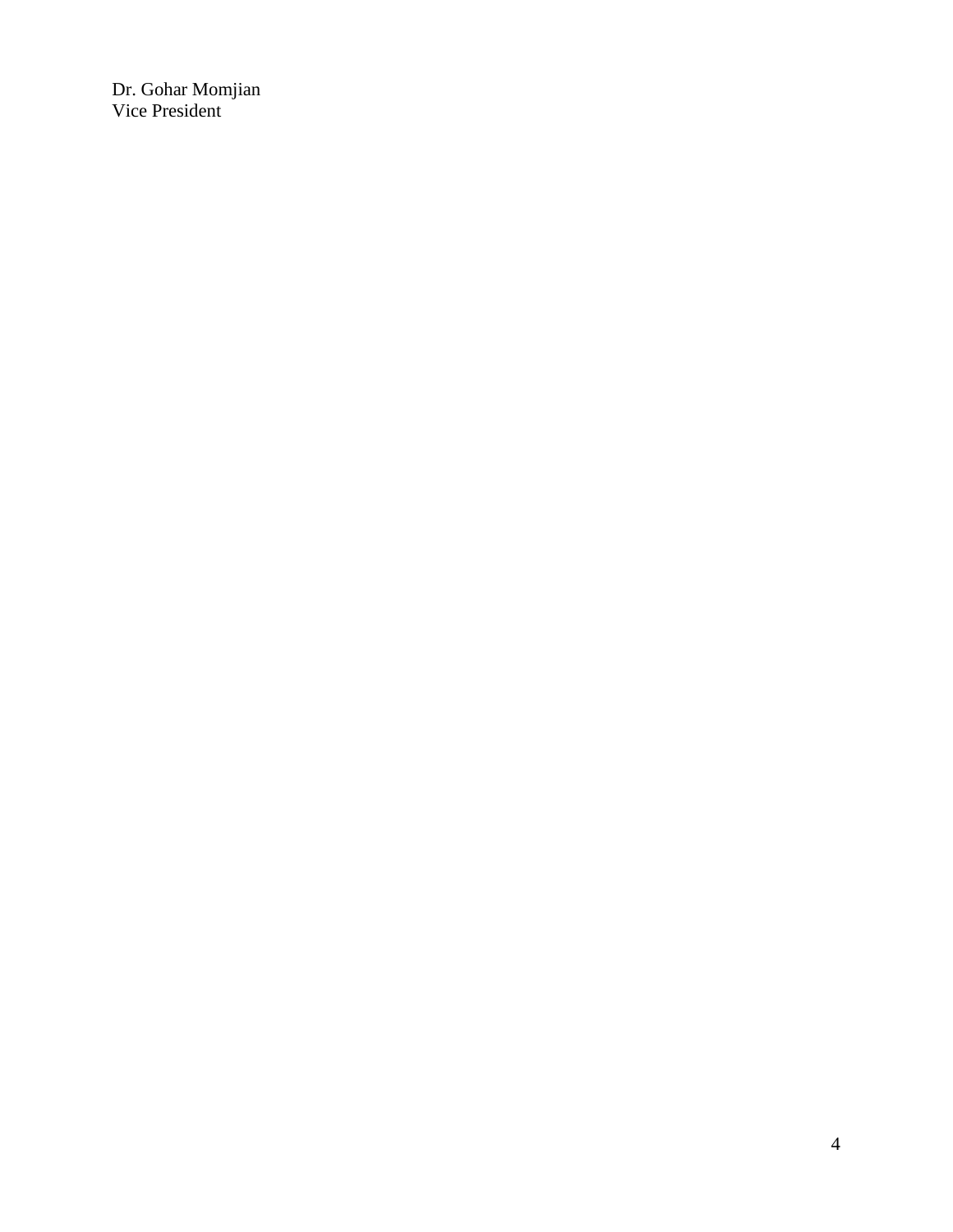Dr. Gohar Momjian  
Vice President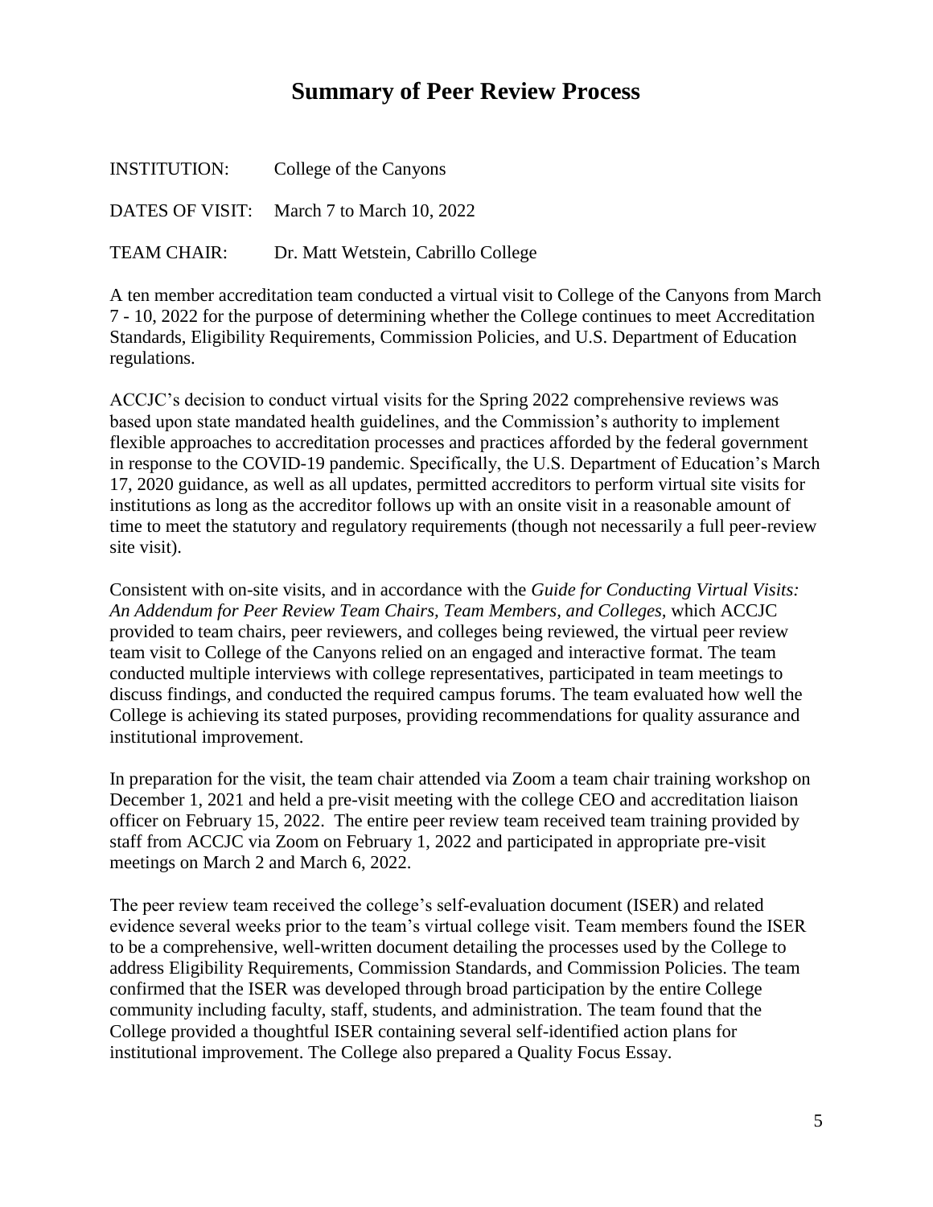# Summary of Peer Review Process

INSTITUTION: College of the Canyons

DATES OF VISIT: March 7 to March 10, 2022

TEAM CHAIR: Dr. Matt Wetstein, Cabrillo College

A ten member accreditation team conducted a virtual visit to College of the Canyons from March 7 - 10, 2022 for the purpose of determining whether the College continues to meet Accreditation Standards, Eligibility Requirements, Commission Policies, and U.S. Department of Education regulations.

ACCJC's decision to conduct virtual visits for the Spring 2022 comprehensive reviews was based upon state mandated health guidelines, and the Commission's authority to implement flexible approaches to accreditation processes and practices afforded by the federal government in response to the COVID-19 pandemic. Specifically, the U.S. Department of Education's March 17, 2020 guidance, as well as all updates, permitted accreditors to perform virtual site visits for institutions as long as the accreditor follows up with an onsite visit in a reasonable amount of time to meet the statutory and regulatory requirements (though not necessarily a full peer-review site visit).

Consistent with on-site visits, and in accordance with the *Guide for Conducting Virtual Visits: An Addendum for Peer Review Team Chairs, Team Members, and Colleges*, which ACCJC provided to team chairs, peer reviewers, and colleges being reviewed, the virtual peer review team visit to College of the Canyons relied on an engaged and interactive format. The team conducted multiple interviews with college representatives, participated in team meetings to discuss findings, and conducted the required campus forums. The team evaluated how well the College is achieving its stated purposes, providing recommendations for quality assurance and institutional improvement.

In preparation for the visit, the team chair attended via Zoom a team chair training workshop on December 1, 2021 and held a pre-visit meeting with the college CEO and accreditation liaison officer on February 15, 2022. The entire peer review team received team training provided by staff from ACCJC via Zoom on February 1, 2022 and participated in appropriate pre-visit meetings on March 2 and March 6, 2022.

The peer review team received the college's self-evaluation document (ISER) and related evidence several weeks prior to the team's virtual college visit. Team members found the ISER to be a comprehensive, well-written document detailing the processes used by the College to address Eligibility Requirements, Commission Standards, and Commission Policies. The team confirmed that the ISER was developed through broad participation by the entire College community including faculty, staff, students, and administration. The team found that the College provided a thoughtful ISER containing several self-identified action plans for institutional improvement. The College also prepared a Quality Focus Essay.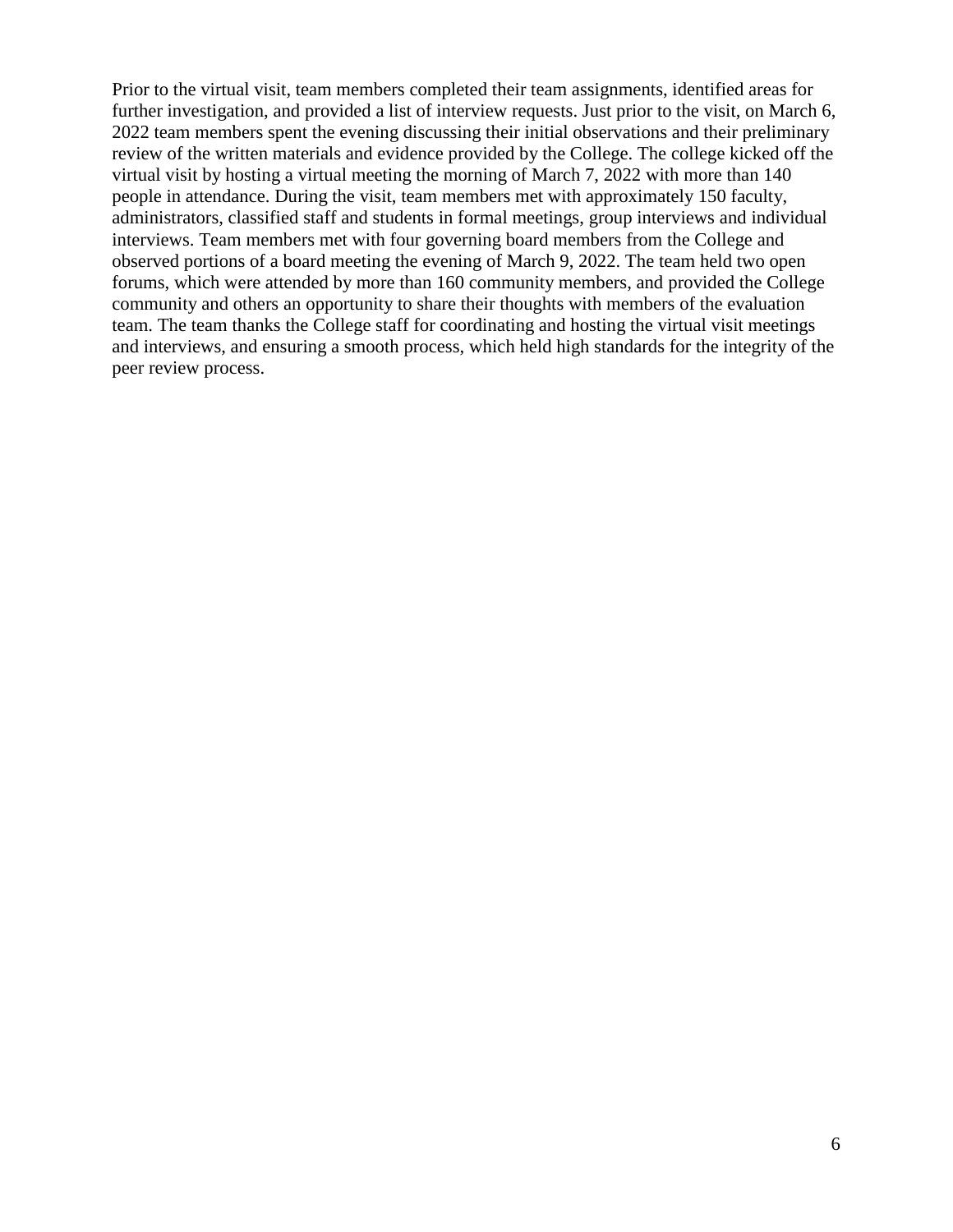Prior to the virtual visit, team members completed their team assignments, identified areas for further investigation, and provided a list of interview requests. Just prior to the visit, on March 6, 2022 team members spent the evening discussing their initial observations and their preliminary review of the written materials and evidence provided by the College. The college kicked off the virtual visit by hosting a virtual meeting the morning of March 7, 2022 with more than 140 people in attendance. During the visit, team members met with approximately 150 faculty, administrators, classified staff and students in formal meetings, group interviews and individual interviews. Team members met with four governing board members from the College and observed portions of a board meeting the evening of March 9, 2022. The team held two open forums, which were attended by more than 160 community members, and provided the College community and others an opportunity to share their thoughts with members of the evaluation team. The team thanks the College staff for coordinating and hosting the virtual visit meetings and interviews, and ensuring a smooth process, which held high standards for the integrity of the peer review process.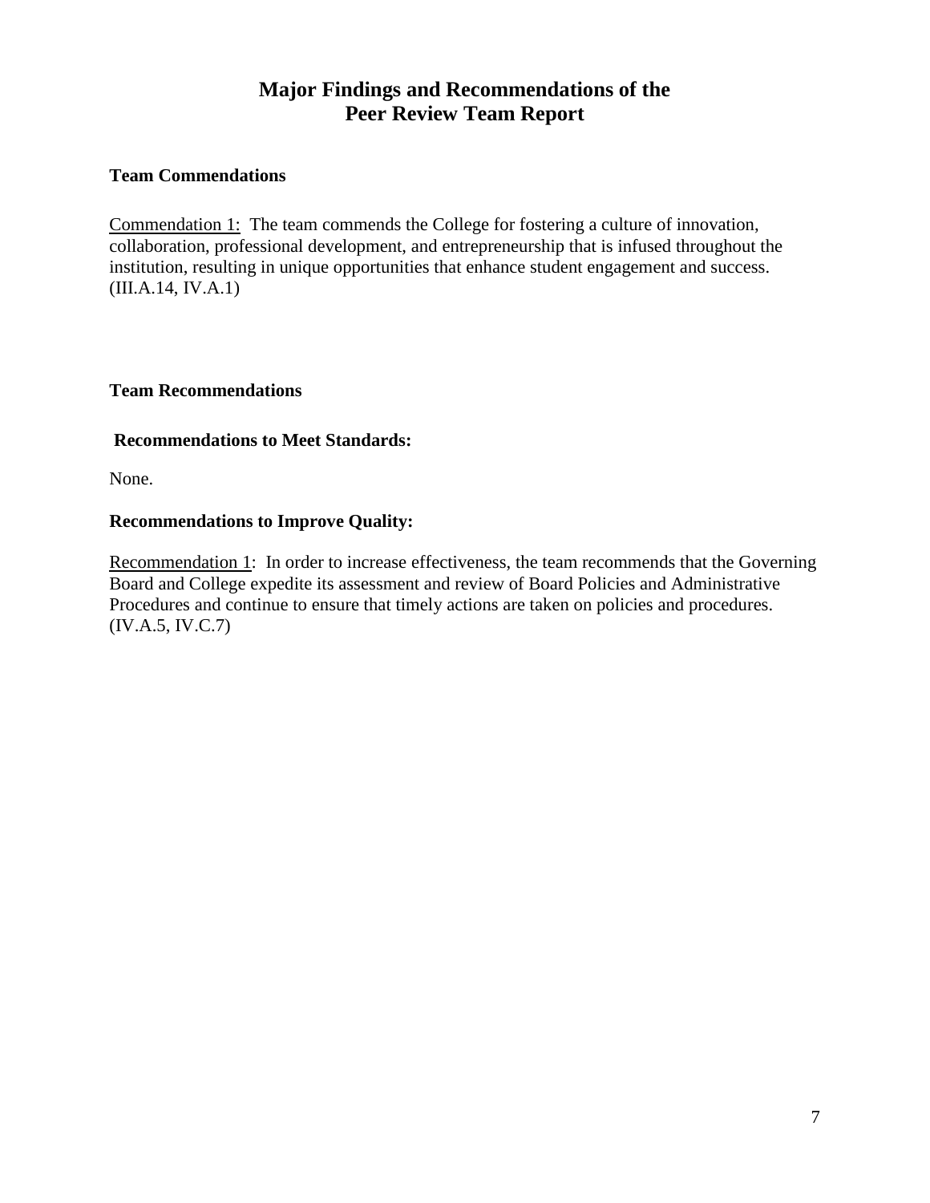# Major Findings and Recommendations of the Peer Review Team Report

### Team Commendations

Commendation 1: The team commends the College for fostering a culture of innovation, collaboration, professional development, and entrepreneurship that is infused throughout the institution, resulting in unique opportunities that enhance student engagement and success. (III.A.14, IV.A.1)

### Team Recommendations

#### Recommendations to Meet Standards:

None.

#### Recommendations to Improve Quality:

Recommendation 1: In order to increase effectiveness, the team recommends that the Governing Board and College expedite its assessment and review of Board Policies and Administrative Procedures and continue to ensure that timely actions are taken on policies and procedures. (IV.A.5, IV.C.7)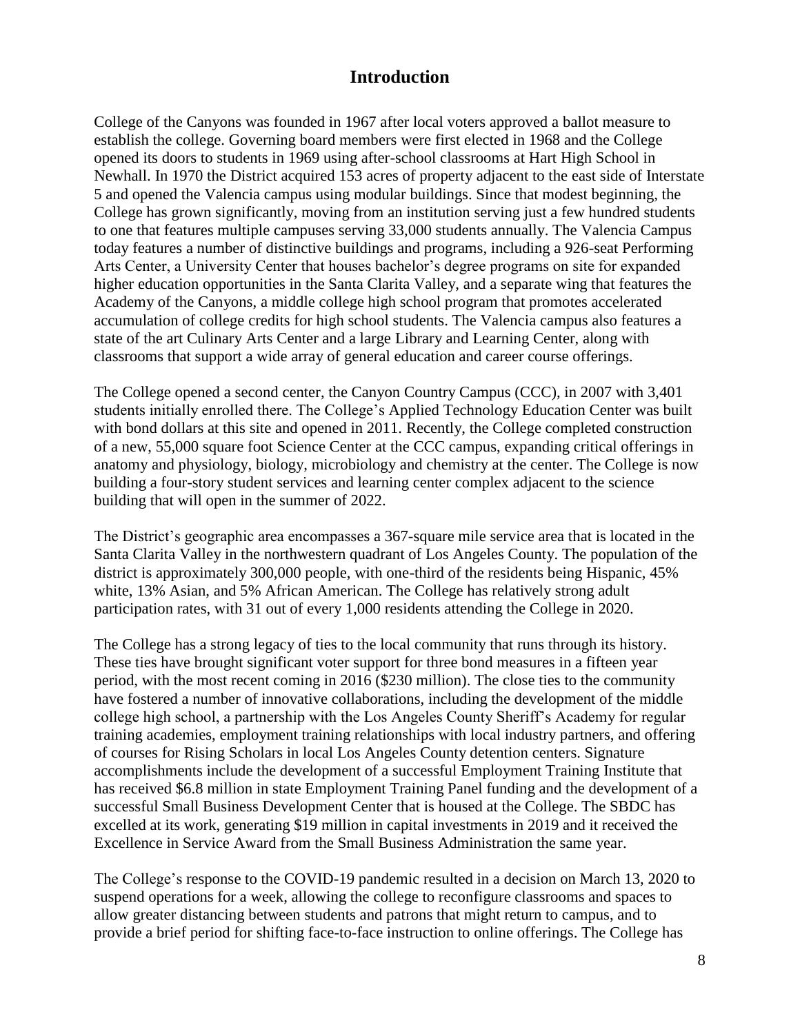# Introduction

College of the Canyons was founded in 1967 after local voters approved a ballot measure to establish the college. Governing board members were first elected in 1968 and the College opened its doors to students in 1969 using after-school classrooms at Hart High School in Newhall. In 1970 the District acquired 153 acres of property adjacent to the east side of Interstate 5 and opened the Valencia campus using modular buildings. Since that modest beginning, the College has grown significantly, moving from an institution serving just a few hundred students to one that features multiple campuses serving 33,000 students annually. The Valencia Campus today features a number of distinctive buildings and programs, including a 926-seat Performing Arts Center, a University Center that houses bachelor's degree programs on site for expanded higher education opportunities in the Santa Clarita Valley, and a separate wing that features the Academy of the Canyons, a middle college high school program that promotes accelerated accumulation of college credits for high school students. The Valencia campus also features a state of the art Culinary Arts Center and a large Library and Learning Center, along with classrooms that support a wide array of general education and career course offerings.

The College opened a second center, the Canyon Country Campus (CCC), in 2007 with 3,401 students initially enrolled there. The College's Applied Technology Education Center was built with bond dollars at this site and opened in 2011. Recently, the College completed construction of a new, 55,000 square foot Science Center at the CCC campus, expanding critical offerings in anatomy and physiology, biology, microbiology and chemistry at the center. The College is now building a four-story student services and learning center complex adjacent to the science building that will open in the summer of 2022.

The District's geographic area encompasses a 367-square mile service area that is located in the Santa Clarita Valley in the northwestern quadrant of Los Angeles County. The population of the district is approximately 300,000 people, with one-third of the residents being Hispanic, 45% white, 13% Asian, and 5% African American. The College has relatively strong adult participation rates, with 31 out of every 1,000 residents attending the College in 2020.

The College has a strong legacy of ties to the local community that runs through its history. These ties have brought significant voter support for three bond measures in a fifteen year period, with the most recent coming in 2016 ($230 million). The close ties to the community have fostered a number of innovative collaborations, including the development of the middle college high school, a partnership with the Los Angeles County Sheriff's Academy for regular training academies, employment training relationships with local industry partners, and offering of courses for Rising Scholars in local Los Angeles County detention centers. Signature accomplishments include the development of a successful Employment Training Institute that has received $6.8 million in state Employment Training Panel funding and the development of a successful Small Business Development Center that is housed at the College. The SBDC has excelled at its work, generating $19 million in capital investments in 2019 and it received the Excellence in Service Award from the Small Business Administration the same year.

The College's response to the COVID-19 pandemic resulted in a decision on March 13, 2020 to suspend operations for a week, allowing the college to reconfigure classrooms and spaces to allow greater distancing between students and patrons that might return to campus, and to provide a brief period for shifting face-to-face instruction to online offerings. The College has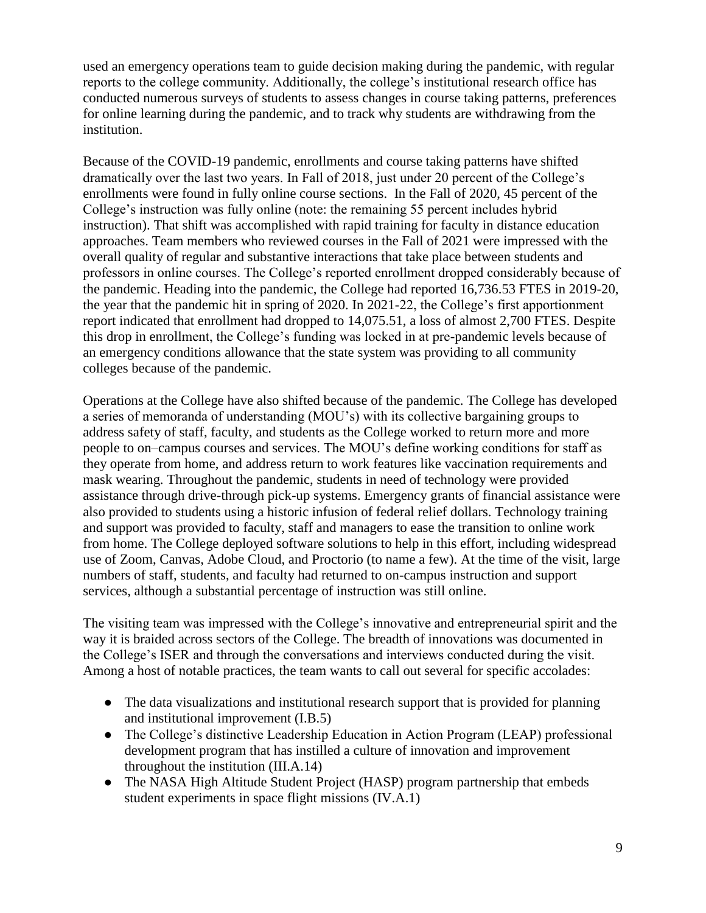used an emergency operations team to guide decision making during the pandemic, with regular reports to the college community. Additionally, the college's institutional research office has conducted numerous surveys of students to assess changes in course taking patterns, preferences for online learning during the pandemic, and to track why students are withdrawing from the institution.

Because of the COVID-19 pandemic, enrollments and course taking patterns have shifted dramatically over the last two years. In Fall of 2018, just under 20 percent of the College's enrollments were found in fully online course sections. In the Fall of 2020, 45 percent of the College's instruction was fully online (note: the remaining 55 percent includes hybrid instruction). That shift was accomplished with rapid training for faculty in distance education approaches. Team members who reviewed courses in the Fall of 2021 were impressed with the overall quality of regular and substantive interactions that take place between students and professors in online courses. The College's reported enrollment dropped considerably because of the pandemic. Heading into the pandemic, the College had reported 16,736.53 FTES in 2019-20, the year that the pandemic hit in spring of 2020. In 2021-22, the College's first apportionment report indicated that enrollment had dropped to 14,075.51, a loss of almost 2,700 FTES. Despite this drop in enrollment, the College's funding was locked in at pre-pandemic levels because of an emergency conditions allowance that the state system was providing to all community colleges because of the pandemic.

Operations at the College have also shifted because of the pandemic. The College has developed a series of memoranda of understanding (MOU's) with its collective bargaining groups to address safety of staff, faculty, and students as the College worked to return more and more people to on–campus courses and services. The MOU's define working conditions for staff as they operate from home, and address return to work features like vaccination requirements and mask wearing. Throughout the pandemic, students in need of technology were provided assistance through drive-through pick-up systems. Emergency grants of financial assistance were also provided to students using a historic infusion of federal relief dollars. Technology training and support was provided to faculty, staff and managers to ease the transition to online work from home. The College deployed software solutions to help in this effort, including widespread use of Zoom, Canvas, Adobe Cloud, and Proctorio (to name a few). At the time of the visit, large numbers of staff, students, and faculty had returned to on-campus instruction and support services, although a substantial percentage of instruction was still online.

The visiting team was impressed with the College's innovative and entrepreneurial spirit and the way it is braided across sectors of the College. The breadth of innovations was documented in the College's ISER and through the conversations and interviews conducted during the visit. Among a host of notable practices, the team wants to call out several for specific accolades:

- The data visualizations and institutional research support that is provided for planning and institutional improvement (I.B.5)
- The College's distinctive Leadership Education in Action Program (LEAP) professional development program that has instilled a culture of innovation and improvement throughout the institution (III.A.14)
- The NASA High Altitude Student Project (HASP) program partnership that embeds student experiments in space flight missions (IV.A.1)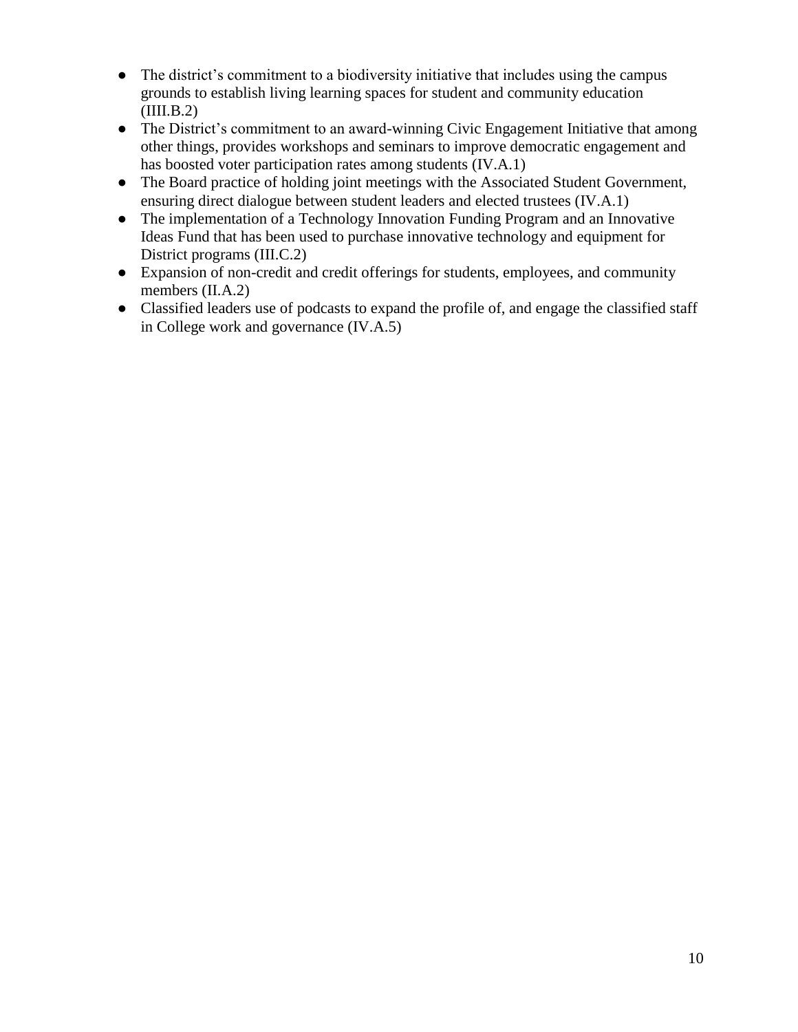- The district's commitment to a biodiversity initiative that includes using the campus grounds to establish living learning spaces for student and community education (IIII.B.2)
- The District's commitment to an award-winning Civic Engagement Initiative that among other things, provides workshops and seminars to improve democratic engagement and has boosted voter participation rates among students (IV.A.1)
- The Board practice of holding joint meetings with the Associated Student Government, ensuring direct dialogue between student leaders and elected trustees (IV.A.1)
- The implementation of a Technology Innovation Funding Program and an Innovative Ideas Fund that has been used to purchase innovative technology and equipment for District programs (III.C.2)
- Expansion of non-credit and credit offerings for students, employees, and community members (II.A.2)
- Classified leaders use of podcasts to expand the profile of, and engage the classified staff in College work and governance (IV.A.5)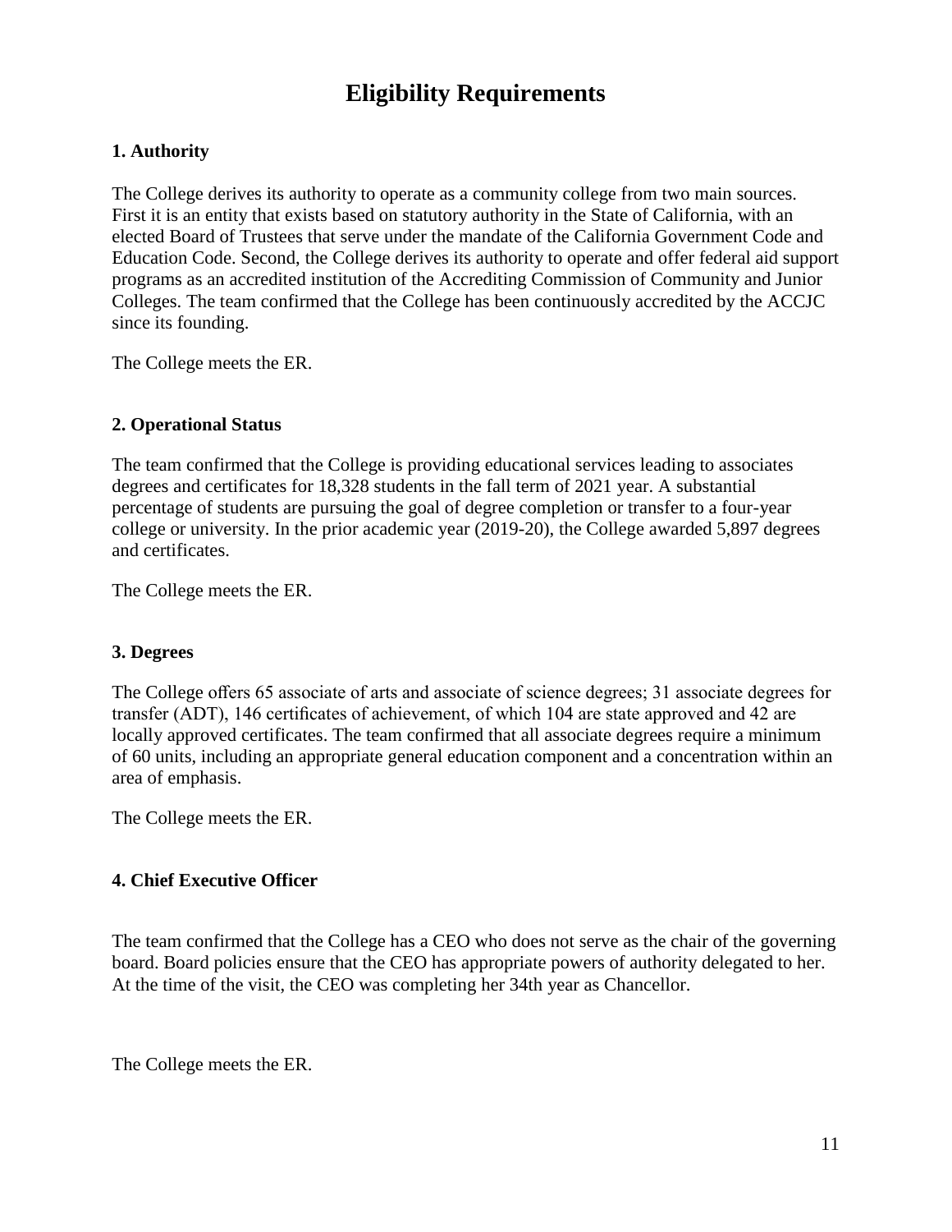# Eligibility Requirements

### 1. Authority

The College derives its authority to operate as a community college from two main sources. First it is an entity that exists based on statutory authority in the State of California, with an elected Board of Trustees that serve under the mandate of the California Government Code and Education Code. Second, the College derives its authority to operate and offer federal aid support programs as an accredited institution of the Accrediting Commission of Community and Junior Colleges. The team confirmed that the College has been continuously accredited by the ACCJC since its founding.

The College meets the ER.

### 2. Operational Status

The team confirmed that the College is providing educational services leading to associates degrees and certificates for 18,328 students in the fall term of 2021 year. A substantial percentage of students are pursuing the goal of degree completion or transfer to a four-year college or university. In the prior academic year (2019-20), the College awarded 5,897 degrees and certificates.

The College meets the ER.

### 3. Degrees

The College offers 65 associate of arts and associate of science degrees; 31 associate degrees for transfer (ADT), 146 certificates of achievement, of which 104 are state approved and 42 are locally approved certificates. The team confirmed that all associate degrees require a minimum of 60 units, including an appropriate general education component and a concentration within an area of emphasis.

The College meets the ER.

### 4. Chief Executive Officer

The team confirmed that the College has a CEO who does not serve as the chair of the governing board. Board policies ensure that the CEO has appropriate powers of authority delegated to her. At the time of the visit, the CEO was completing her 34th year as Chancellor.

The College meets the ER.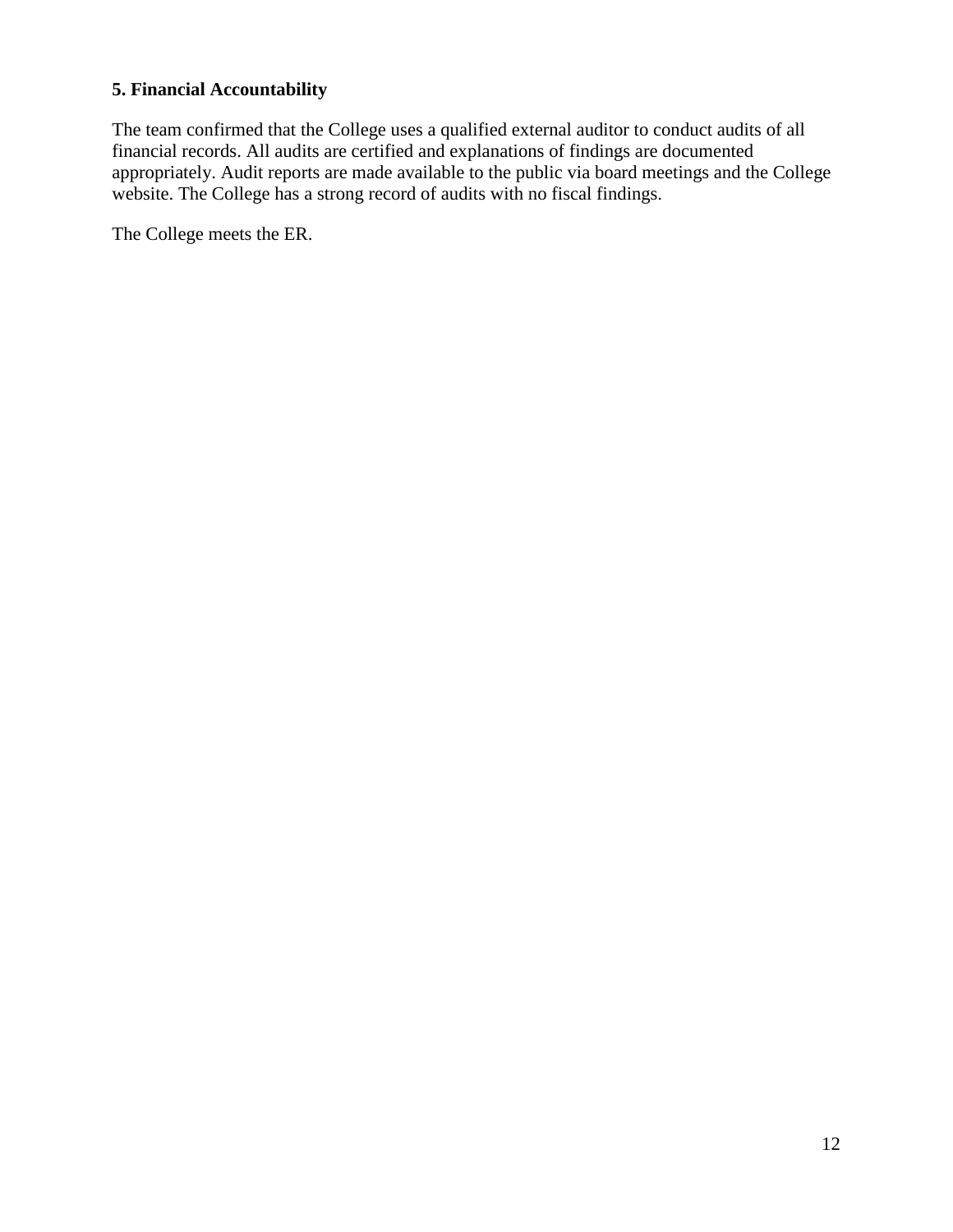### 5. Financial Accountability

The team confirmed that the College uses a qualified external auditor to conduct audits of all financial records. All audits are certified and explanations of findings are documented appropriately. Audit reports are made available to the public via board meetings and the College website. The College has a strong record of audits with no fiscal findings.

The College meets the ER.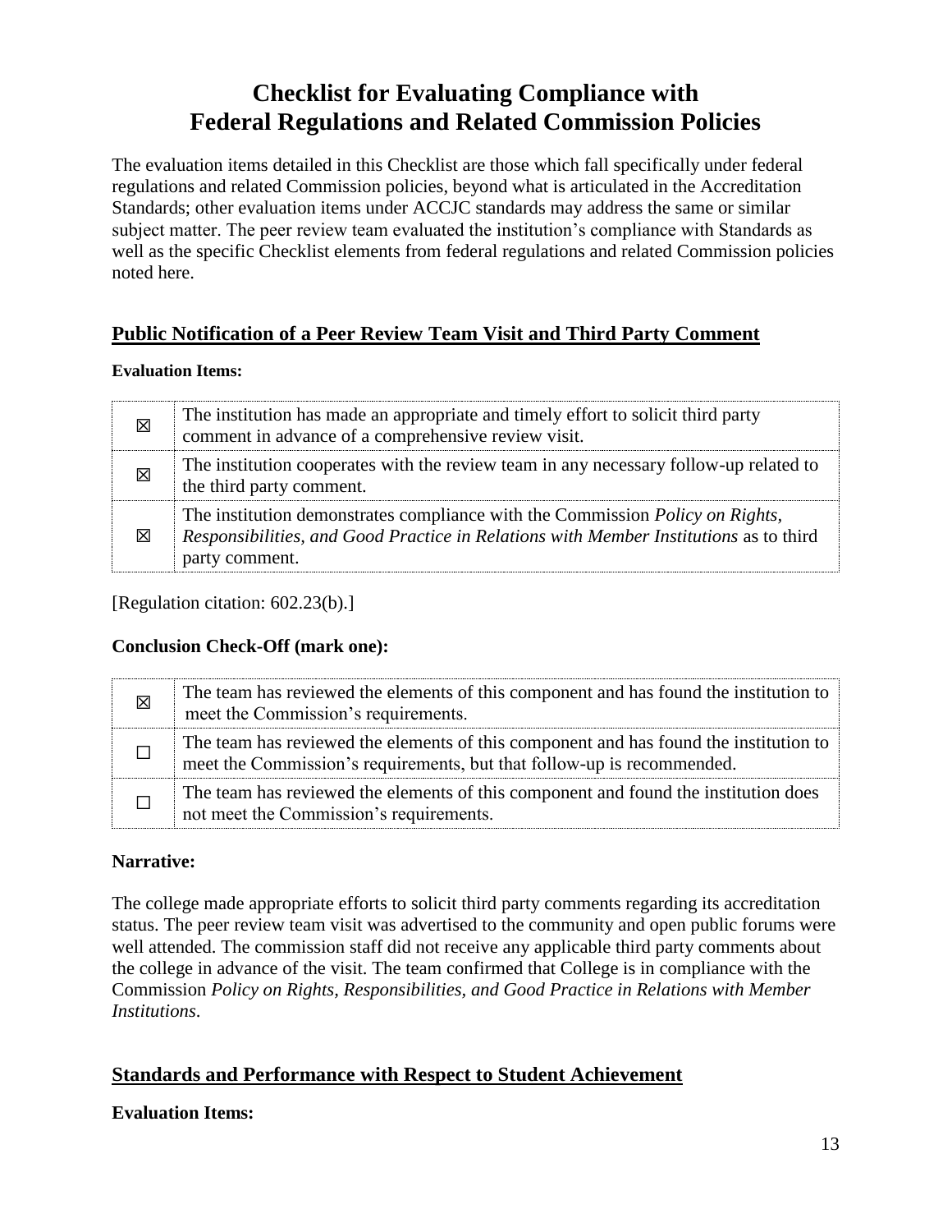# Checklist for Evaluating Compliance with Federal Regulations and Related Commission Policies

The evaluation items detailed in this Checklist are those which fall specifically under federal regulations and related Commission policies, beyond what is articulated in the Accreditation Standards; other evaluation items under ACCJC standards may address the same or similar subject matter. The peer review team evaluated the institution's compliance with Standards as well as the specific Checklist elements from federal regulations and related Commission policies noted here.

## Public Notification of a Peer Review Team Visit and Third Party Comment

**Evaluation Items:**

| | |
|---|---|
| ☒ | The institution has made an appropriate and timely effort to solicit third party comment in advance of a comprehensive review visit. |
| ☒ | The institution cooperates with the review team in any necessary follow-up related to the third party comment. |
| ☒ | The institution demonstrates compliance with the Commission *Policy on Rights, Responsibilities, and Good Practice in Relations with Member Institutions* as to third party comment. |

[Regulation citation: 602.23(b).]

**Conclusion Check-Off (mark one):**

| | |
|---|---|
| ☒ | The team has reviewed the elements of this component and has found the institution to meet the Commission's requirements. |
| ☐ | The team has reviewed the elements of this component and has found the institution to meet the Commission's requirements, but that follow-up is recommended. |
| ☐ | The team has reviewed the elements of this component and found the institution does not meet the Commission's requirements. |

**Narrative:**

The college made appropriate efforts to solicit third party comments regarding its accreditation status. The peer review team visit was advertised to the community and open public forums were well attended. The commission staff did not receive any applicable third party comments about the college in advance of the visit. The team confirmed that College is in compliance with the Commission *Policy on Rights, Responsibilities, and Good Practice in Relations with Member Institutions*.

## Standards and Performance with Respect to Student Achievement

**Evaluation Items:**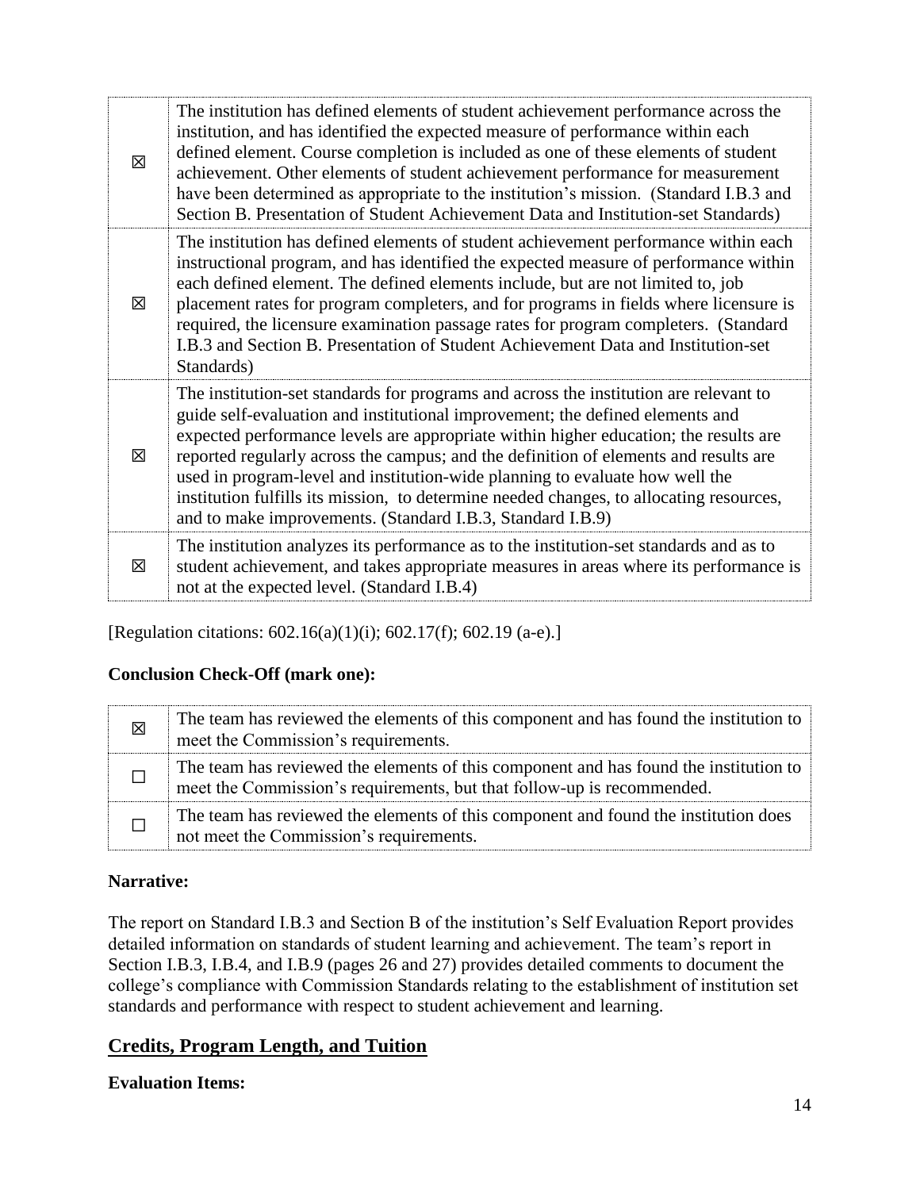| | |
|---|---|
| ☒ | The institution has defined elements of student achievement performance across the institution, and has identified the expected measure of performance within each defined element. Course completion is included as one of these elements of student achievement. Other elements of student achievement performance for measurement have been determined as appropriate to the institution's mission. (Standard I.B.3 and Section B. Presentation of Student Achievement Data and Institution-set Standards) |
| ☒ | The institution has defined elements of student achievement performance within each instructional program, and has identified the expected measure of performance within each defined element. The defined elements include, but are not limited to, job placement rates for program completers, and for programs in fields where licensure is required, the licensure examination passage rates for program completers. (Standard I.B.3 and Section B. Presentation of Student Achievement Data and Institution-set Standards) |
| ☒ | The institution-set standards for programs and across the institution are relevant to guide self-evaluation and institutional improvement; the defined elements and expected performance levels are appropriate within higher education; the results are reported regularly across the campus; and the definition of elements and results are used in program-level and institution-wide planning to evaluate how well the institution fulfills its mission, to determine needed changes, to allocating resources, and to make improvements. (Standard I.B.3, Standard I.B.9) |
| ☒ | The institution analyzes its performance as to the institution-set standards and as to student achievement, and takes appropriate measures in areas where its performance is not at the expected level. (Standard I.B.4) |

[Regulation citations: 602.16(a)(1)(i); 602.17(f); 602.19 (a-e).]

**Conclusion Check-Off (mark one):**

| | |
|---|---|
| ☒ | The team has reviewed the elements of this component and has found the institution to meet the Commission's requirements. |
| ☐ | The team has reviewed the elements of this component and has found the institution to meet the Commission's requirements, but that follow-up is recommended. |
| ☐ | The team has reviewed the elements of this component and found the institution does not meet the Commission's requirements. |

**Narrative:**

The report on Standard I.B.3 and Section B of the institution's Self Evaluation Report provides detailed information on standards of student learning and achievement. The team's report in Section I.B.3, I.B.4, and I.B.9 (pages 26 and 27) provides detailed comments to document the college's compliance with Commission Standards relating to the establishment of institution set standards and performance with respect to student achievement and learning.

## Credits, Program Length, and Tuition

**Evaluation Items:**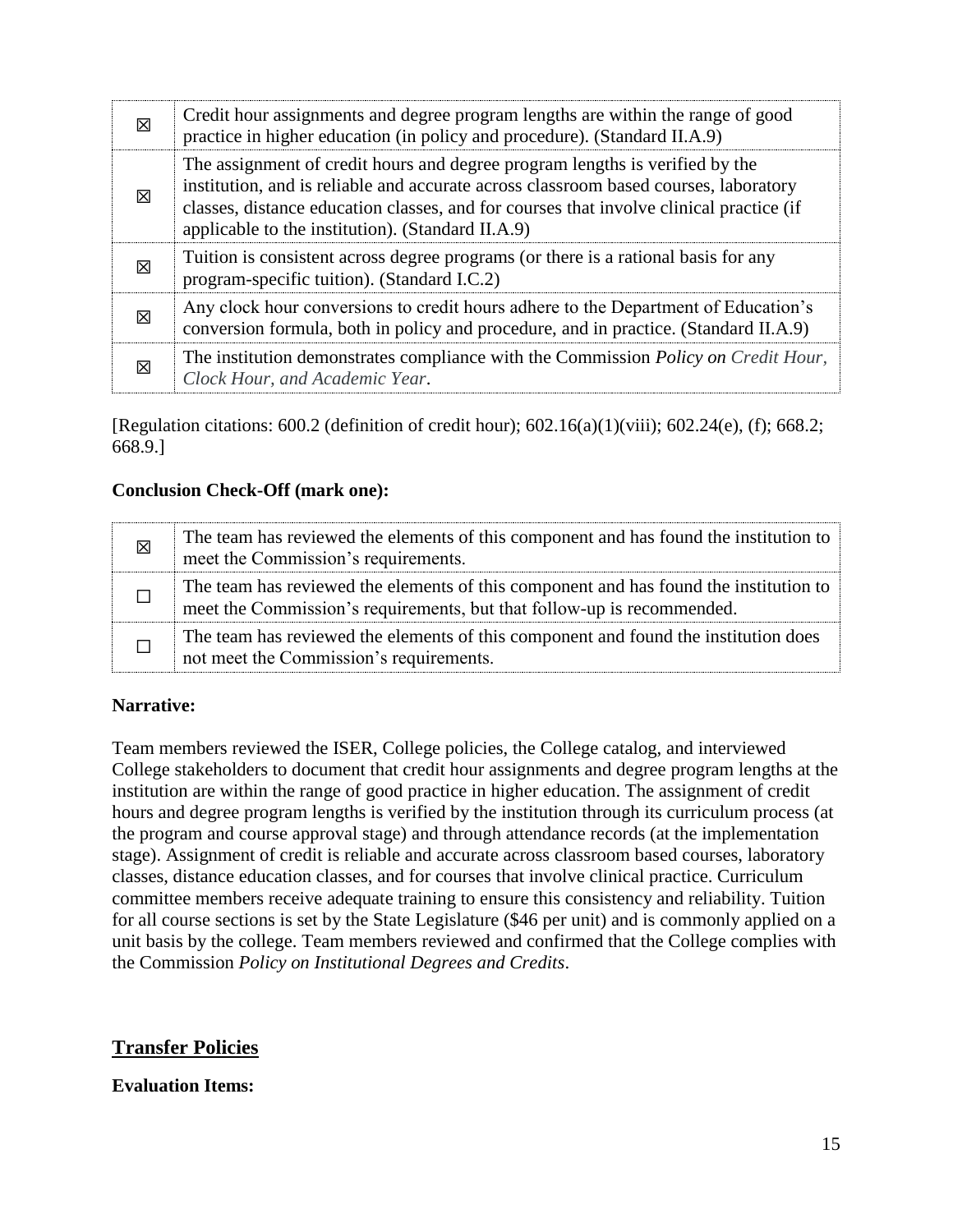| | |
|---|---|
| ☒ | Credit hour assignments and degree program lengths are within the range of good practice in higher education (in policy and procedure). (Standard II.A.9) |
| ☒ | The assignment of credit hours and degree program lengths is verified by the institution, and is reliable and accurate across classroom based courses, laboratory classes, distance education classes, and for courses that involve clinical practice (if applicable to the institution). (Standard II.A.9) |
| ☒ | Tuition is consistent across degree programs (or there is a rational basis for any program-specific tuition). (Standard I.C.2) |
| ☒ | Any clock hour conversions to credit hours adhere to the Department of Education's conversion formula, both in policy and procedure, and in practice. (Standard II.A.9) |
| ☒ | The institution demonstrates compliance with the Commission *Policy on Credit Hour, Clock Hour, and Academic Year*. |

[Regulation citations: 600.2 (definition of credit hour); 602.16(a)(1)(viii); 602.24(e), (f); 668.2; 668.9.]

**Conclusion Check-Off (mark one):**

| | |
|---|---|
| ☒ | The team has reviewed the elements of this component and has found the institution to meet the Commission's requirements. |
| ☐ | The team has reviewed the elements of this component and has found the institution to meet the Commission's requirements, but that follow-up is recommended. |
| ☐ | The team has reviewed the elements of this component and found the institution does not meet the Commission's requirements. |

**Narrative:**

Team members reviewed the ISER, College policies, the College catalog, and interviewed College stakeholders to document that credit hour assignments and degree program lengths at the institution are within the range of good practice in higher education. The assignment of credit hours and degree program lengths is verified by the institution through its curriculum process (at the program and course approval stage) and through attendance records (at the implementation stage). Assignment of credit is reliable and accurate across classroom based courses, laboratory classes, distance education classes, and for courses that involve clinical practice. Curriculum committee members receive adequate training to ensure this consistency and reliability. Tuition for all course sections is set by the State Legislature ($46 per unit) and is commonly applied on a unit basis by the college. Team members reviewed and confirmed that the College complies with the Commission *Policy on Institutional Degrees and Credits*.

## Transfer Policies

**Evaluation Items:**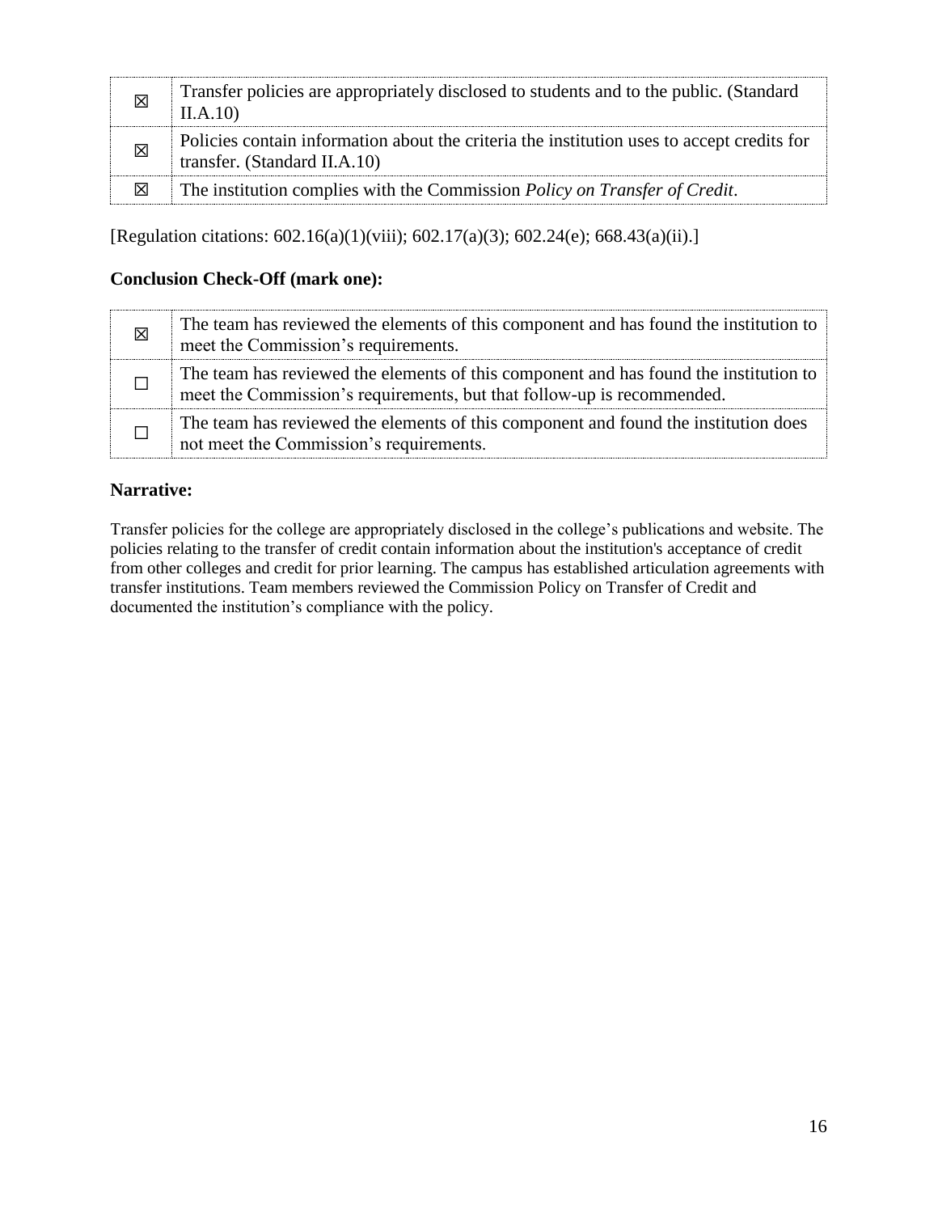| | |
|---|---|
| ☒ | Transfer policies are appropriately disclosed to students and to the public. (Standard II.A.10) |
| ☒ | Policies contain information about the criteria the institution uses to accept credits for transfer. (Standard II.A.10) |
| ☒ | The institution complies with the Commission *Policy on Transfer of Credit*. |

[Regulation citations: 602.16(a)(1)(viii); 602.17(a)(3); 602.24(e); 668.43(a)(ii).]

### Conclusion Check-Off (mark one):

| | |
|---|---|
| ☒ | The team has reviewed the elements of this component and has found the institution to meet the Commission's requirements. |
| ☐ | The team has reviewed the elements of this component and has found the institution to meet the Commission's requirements, but that follow-up is recommended. |
| ☐ | The team has reviewed the elements of this component and found the institution does not meet the Commission's requirements. |

### Narrative:

Transfer policies for the college are appropriately disclosed in the college's publications and website. The policies relating to the transfer of credit contain information about the institution's acceptance of credit from other colleges and credit for prior learning. The campus has established articulation agreements with transfer institutions. Team members reviewed the Commission Policy on Transfer of Credit and documented the institution's compliance with the policy.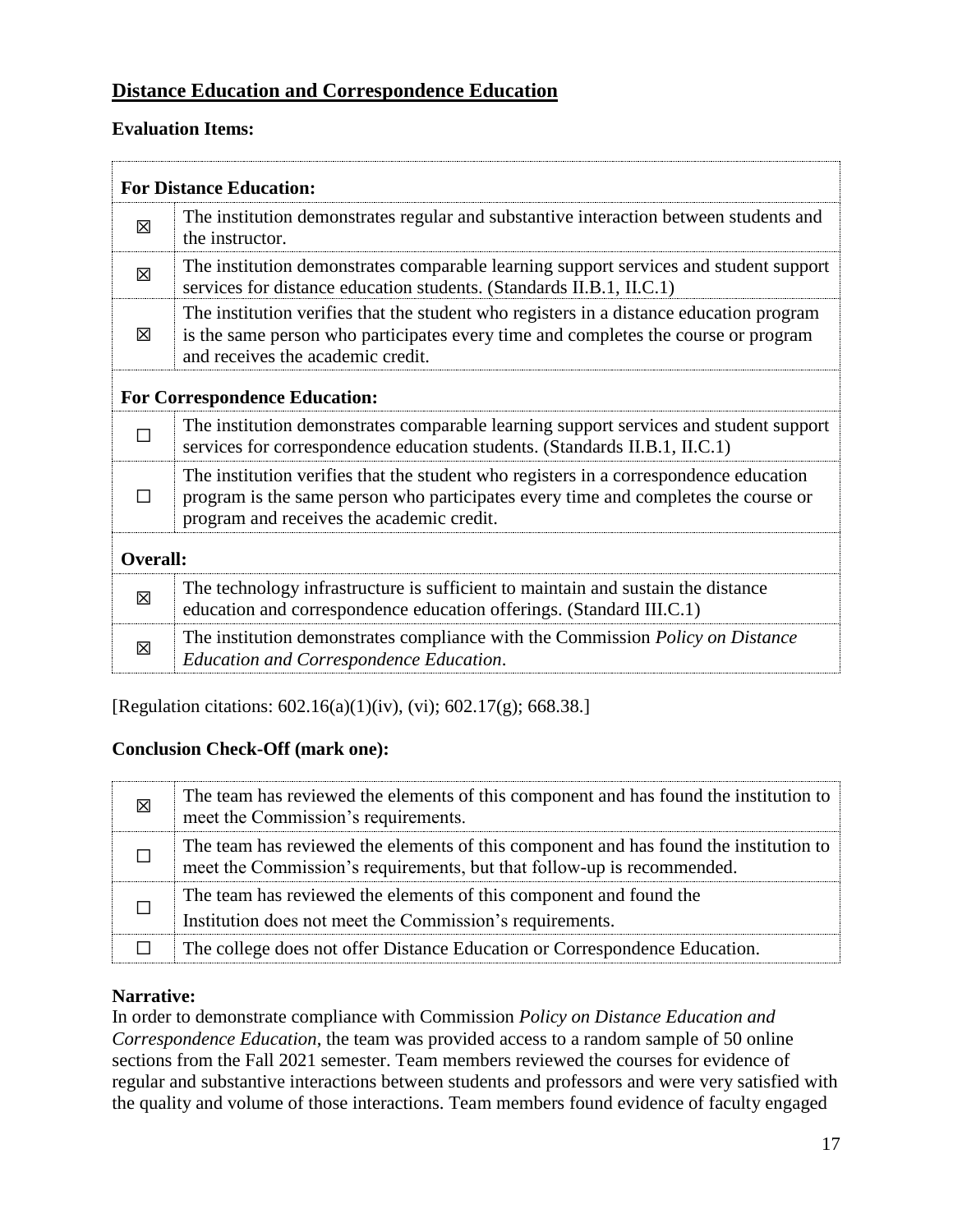## Distance Education and Correspondence Education

**Evaluation Items:**

| | |
|---|---|
| **For Distance Education:** | |
| ☒ | The institution demonstrates regular and substantive interaction between students and the instructor. |
| ☒ | The institution demonstrates comparable learning support services and student support services for distance education students. (Standards II.B.1, II.C.1) |
| ☒ | The institution verifies that the student who registers in a distance education program is the same person who participates every time and completes the course or program and receives the academic credit. |
| **For Correspondence Education:** | |
| ☐ | The institution demonstrates comparable learning support services and student support services for correspondence education students. (Standards II.B.1, II.C.1) |
| ☐ | The institution verifies that the student who registers in a correspondence education program is the same person who participates every time and completes the course or program and receives the academic credit. |
| **Overall:** | |
| ☒ | The technology infrastructure is sufficient to maintain and sustain the distance education and correspondence education offerings. (Standard III.C.1) |
| ☒ | The institution demonstrates compliance with the Commission *Policy on Distance Education and Correspondence Education*. |

[Regulation citations: 602.16(a)(1)(iv), (vi); 602.17(g); 668.38.]

**Conclusion Check-Off (mark one):**

| | |
|---|---|
| ☒ | The team has reviewed the elements of this component and has found the institution to meet the Commission's requirements. |
| ☐ | The team has reviewed the elements of this component and has found the institution to meet the Commission's requirements, but that follow-up is recommended. |
| ☐ | The team has reviewed the elements of this component and found the Institution does not meet the Commission's requirements. |
| ☐ | The college does not offer Distance Education or Correspondence Education. |

**Narrative:**

In order to demonstrate compliance with Commission *Policy on Distance Education and Correspondence Education*, the team was provided access to a random sample of 50 online sections from the Fall 2021 semester. Team members reviewed the courses for evidence of regular and substantive interactions between students and professors and were very satisfied with the quality and volume of those interactions. Team members found evidence of faculty engaged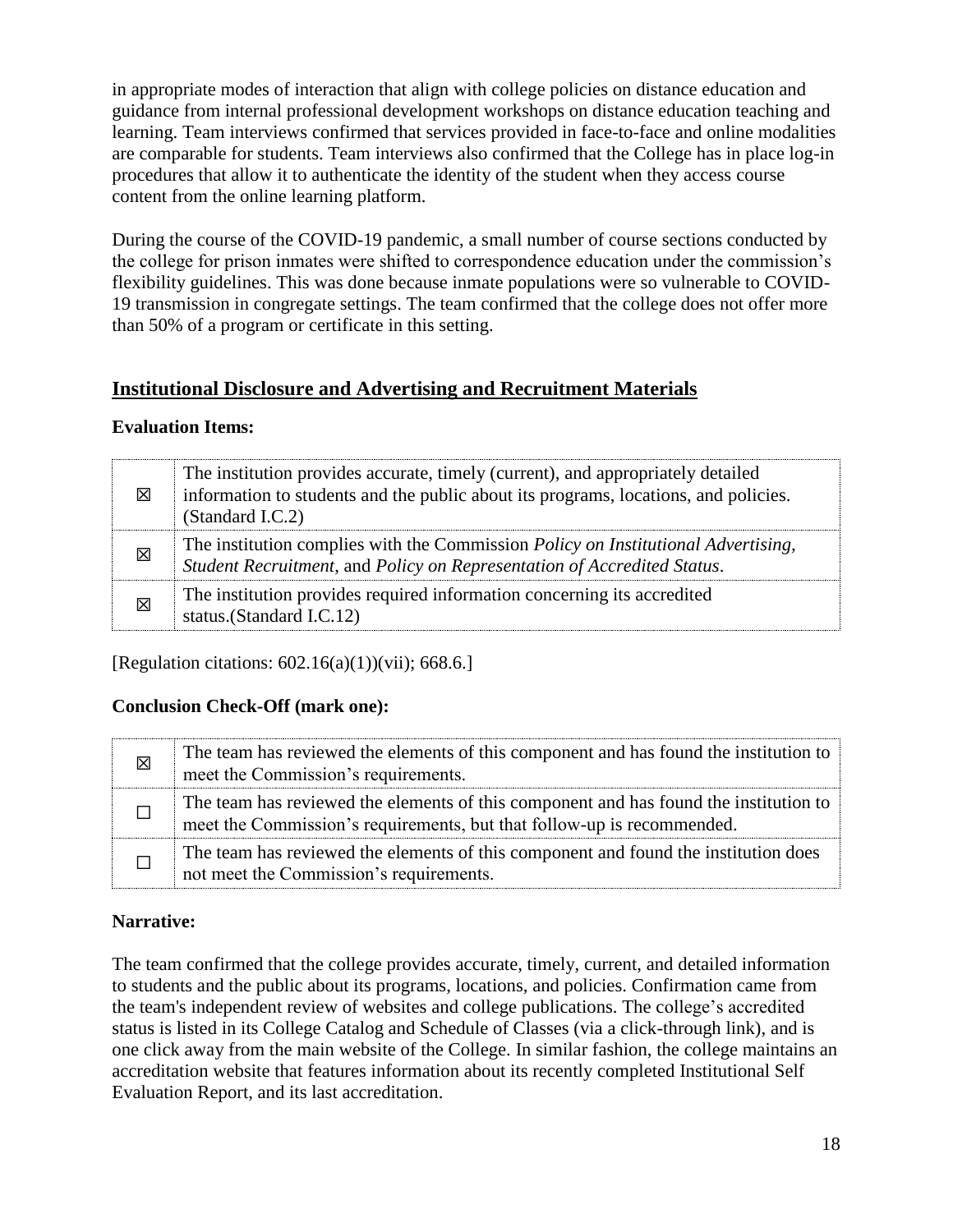in appropriate modes of interaction that align with college policies on distance education and guidance from internal professional development workshops on distance education teaching and learning. Team interviews confirmed that services provided in face-to-face and online modalities are comparable for students. Team interviews also confirmed that the College has in place log-in procedures that allow it to authenticate the identity of the student when they access course content from the online learning platform.

During the course of the COVID-19 pandemic, a small number of course sections conducted by the college for prison inmates were shifted to correspondence education under the commission's flexibility guidelines. This was done because inmate populations were so vulnerable to COVID-19 transmission in congregate settings. The team confirmed that the college does not offer more than 50% of a program or certificate in this setting.

## Institutional Disclosure and Advertising and Recruitment Materials

**Evaluation Items:**

| | |
|---|---|
| ☒ | The institution provides accurate, timely (current), and appropriately detailed information to students and the public about its programs, locations, and policies. (Standard I.C.2) |
| ☒ | The institution complies with the Commission *Policy on Institutional Advertising, Student Recruitment*, and *Policy on Representation of Accredited Status*. |
| ☒ | The institution provides required information concerning its accredited status.(Standard I.C.12) |

[Regulation citations: 602.16(a)(1))(vii); 668.6.]

**Conclusion Check-Off (mark one):**

| | |
|---|---|
| ☒ | The team has reviewed the elements of this component and has found the institution to meet the Commission's requirements. |
| ☐ | The team has reviewed the elements of this component and has found the institution to meet the Commission's requirements, but that follow-up is recommended. |
| ☐ | The team has reviewed the elements of this component and found the institution does not meet the Commission's requirements. |

**Narrative:**

The team confirmed that the college provides accurate, timely, current, and detailed information to students and the public about its programs, locations, and policies. Confirmation came from the team's independent review of websites and college publications. The college's accredited status is listed in its College Catalog and Schedule of Classes (via a click-through link), and is one click away from the main website of the College. In similar fashion, the college maintains an accreditation website that features information about its recently completed Institutional Self Evaluation Report, and its last accreditation.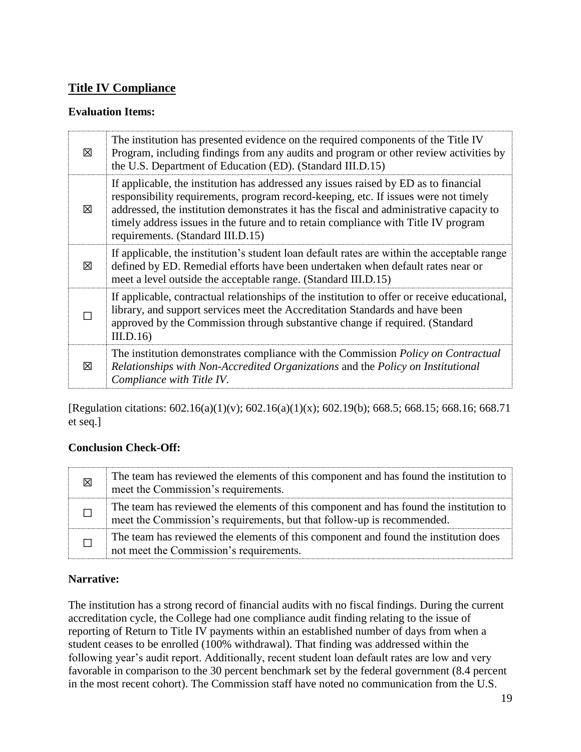## Title IV Compliance

### Evaluation Items:

| | |
|---|---|
| ☒ | The institution has presented evidence on the required components of the Title IV Program, including findings from any audits and program or other review activities by the U.S. Department of Education (ED). (Standard III.D.15) |
| ☒ | If applicable, the institution has addressed any issues raised by ED as to financial responsibility requirements, program record-keeping, etc. If issues were not timely addressed, the institution demonstrates it has the fiscal and administrative capacity to timely address issues in the future and to retain compliance with Title IV program requirements. (Standard III.D.15) |
| ☒ | If applicable, the institution's student loan default rates are within the acceptable range defined by ED. Remedial efforts have been undertaken when default rates near or meet a level outside the acceptable range. (Standard III.D.15) |
| ☐ | If applicable, contractual relationships of the institution to offer or receive educational, library, and support services meet the Accreditation Standards and have been approved by the Commission through substantive change if required. (Standard III.D.16) |
| ☒ | The institution demonstrates compliance with the Commission *Policy on Contractual Relationships with Non-Accredited Organizations* and the *Policy on Institutional Compliance with Title IV.* |

[Regulation citations: 602.16(a)(1)(v); 602.16(a)(1)(x); 602.19(b); 668.5; 668.15; 668.16; 668.71 et seq.]

### Conclusion Check-Off:

| | |
|---|---|
| ☒ | The team has reviewed the elements of this component and has found the institution to meet the Commission's requirements. |
| ☐ | The team has reviewed the elements of this component and has found the institution to meet the Commission's requirements, but that follow-up is recommended. |
| ☐ | The team has reviewed the elements of this component and found the institution does not meet the Commission's requirements. |

### Narrative:

The institution has a strong record of financial audits with no fiscal findings. During the current accreditation cycle, the College had one compliance audit finding relating to the issue of reporting of Return to Title IV payments within an established number of days from when a student ceases to be enrolled (100% withdrawal). That finding was addressed within the following year's audit report. Additionally, recent student loan default rates are low and very favorable in comparison to the 30 percent benchmark set by the federal government (8.4 percent in the most recent cohort). The Commission staff have noted no communication from the U.S.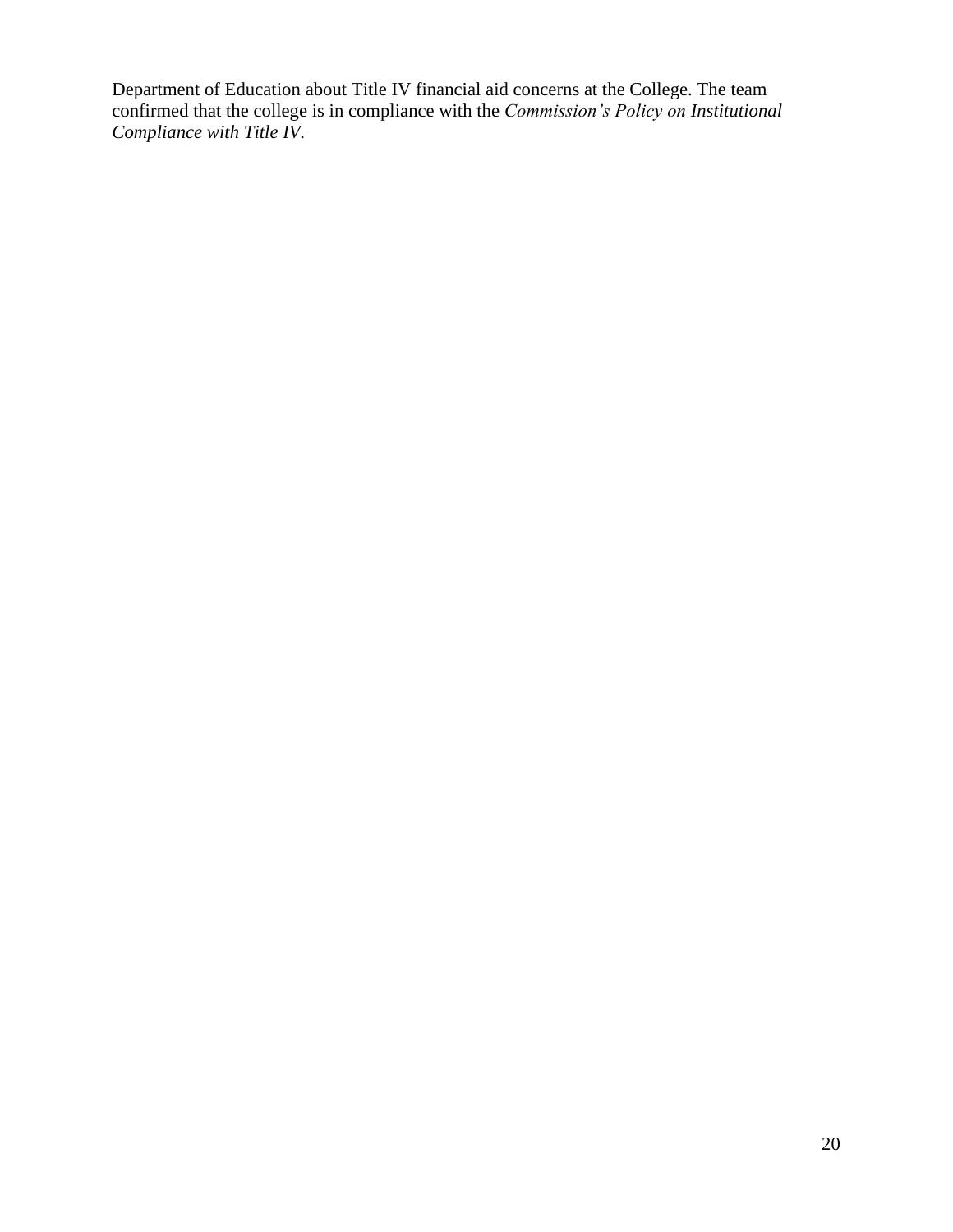Department of Education about Title IV financial aid concerns at the College. The team confirmed that the college is in compliance with the *Commission's Policy on Institutional Compliance with Title IV*.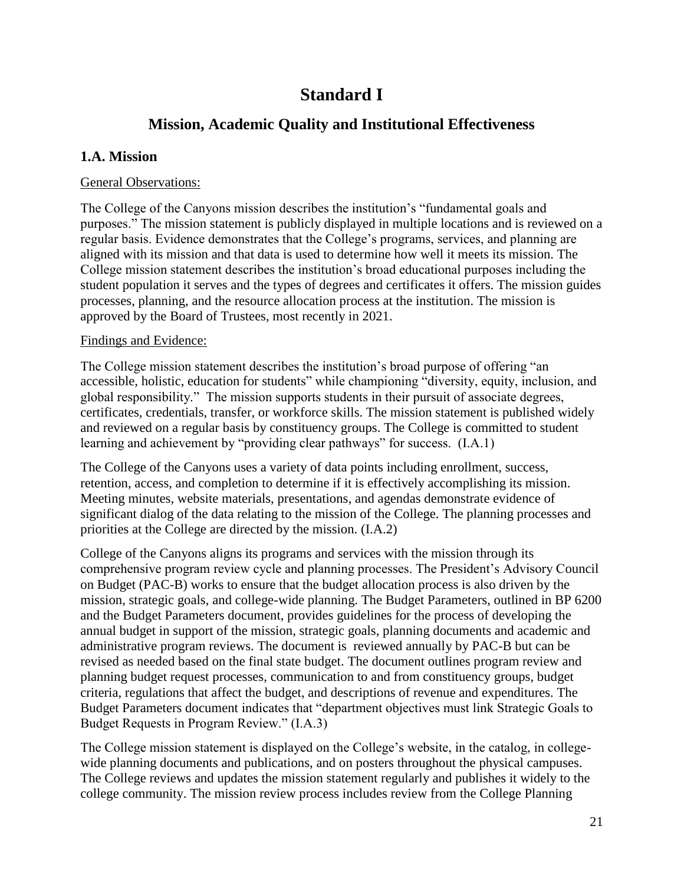# Standard I

## Mission, Academic Quality and Institutional Effectiveness

### 1.A. Mission

General Observations:

The College of the Canyons mission describes the institution's "fundamental goals and purposes." The mission statement is publicly displayed in multiple locations and is reviewed on a regular basis. Evidence demonstrates that the College's programs, services, and planning are aligned with its mission and that data is used to determine how well it meets its mission. The College mission statement describes the institution's broad educational purposes including the student population it serves and the types of degrees and certificates it offers. The mission guides processes, planning, and the resource allocation process at the institution. The mission is approved by the Board of Trustees, most recently in 2021.

Findings and Evidence:

The College mission statement describes the institution's broad purpose of offering "an accessible, holistic, education for students" while championing "diversity, equity, inclusion, and global responsibility." The mission supports students in their pursuit of associate degrees, certificates, credentials, transfer, or workforce skills. The mission statement is published widely and reviewed on a regular basis by constituency groups. The College is committed to student learning and achievement by "providing clear pathways" for success. (I.A.1)

The College of the Canyons uses a variety of data points including enrollment, success, retention, access, and completion to determine if it is effectively accomplishing its mission. Meeting minutes, website materials, presentations, and agendas demonstrate evidence of significant dialog of the data relating to the mission of the College. The planning processes and priorities at the College are directed by the mission. (I.A.2)

College of the Canyons aligns its programs and services with the mission through its comprehensive program review cycle and planning processes. The President's Advisory Council on Budget (PAC-B) works to ensure that the budget allocation process is also driven by the mission, strategic goals, and college-wide planning. The Budget Parameters, outlined in BP 6200 and the Budget Parameters document, provides guidelines for the process of developing the annual budget in support of the mission, strategic goals, planning documents and academic and administrative program reviews. The document is reviewed annually by PAC-B but can be revised as needed based on the final state budget. The document outlines program review and planning budget request processes, communication to and from constituency groups, budget criteria, regulations that affect the budget, and descriptions of revenue and expenditures. The Budget Parameters document indicates that "department objectives must link Strategic Goals to Budget Requests in Program Review." (I.A.3)

The College mission statement is displayed on the College's website, in the catalog, in college-wide planning documents and publications, and on posters throughout the physical campuses. The College reviews and updates the mission statement regularly and publishes it widely to the college community. The mission review process includes review from the College Planning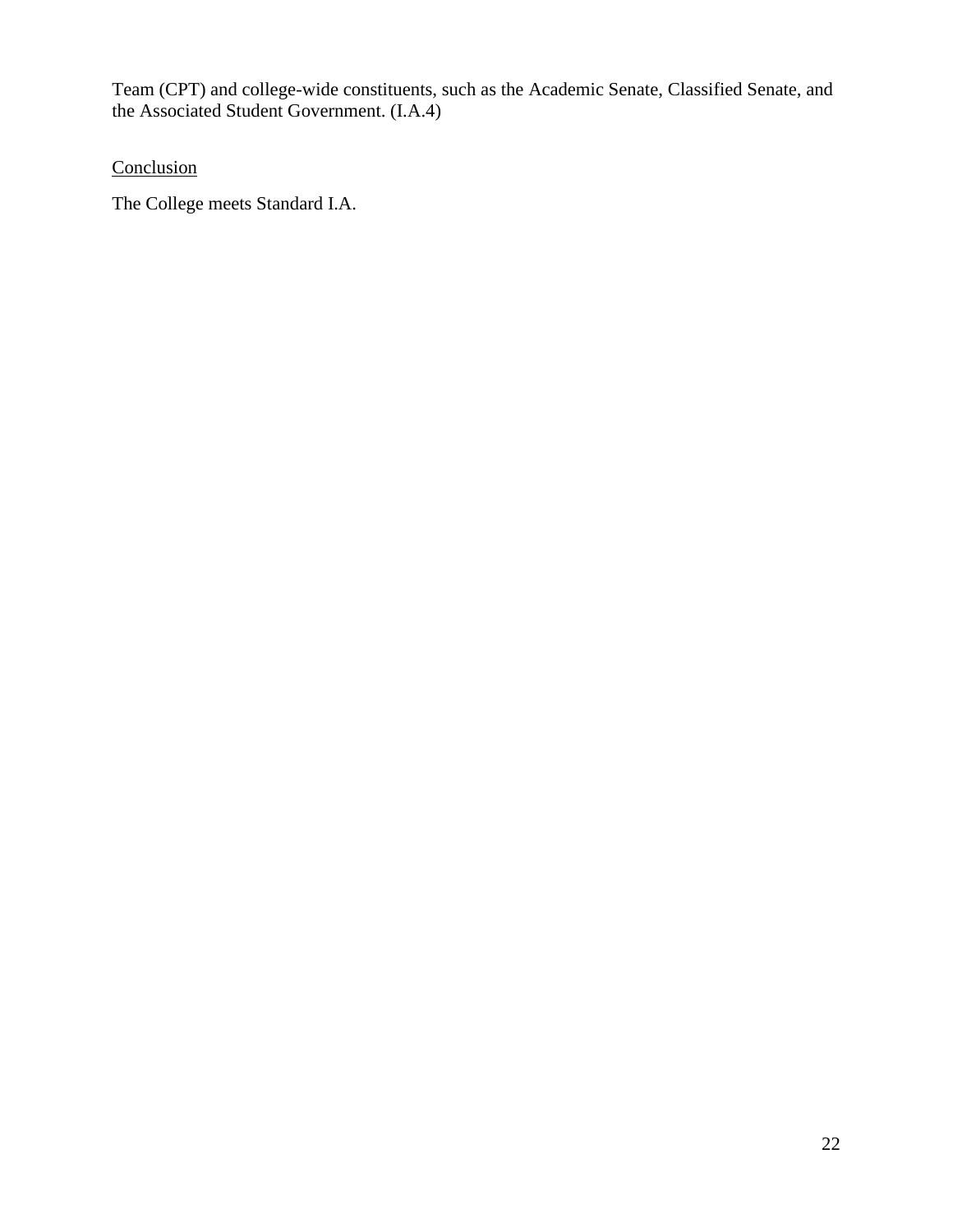Team (CPT) and college-wide constituents, such as the Academic Senate, Classified Senate, and the Associated Student Government. (I.A.4)

<u>Conclusion</u>

The College meets Standard I.A.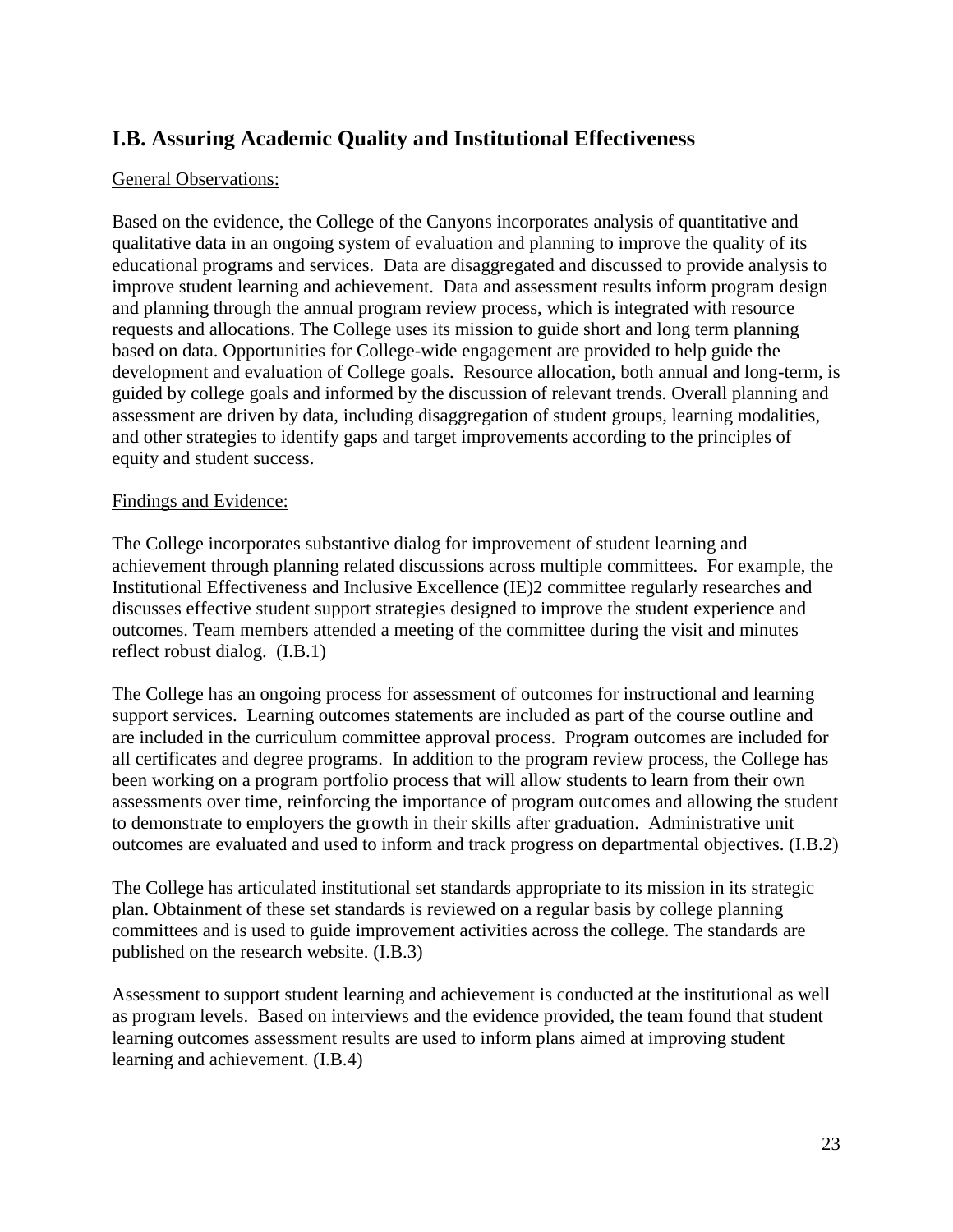## I.B. Assuring Academic Quality and Institutional Effectiveness

General Observations:

Based on the evidence, the College of the Canyons incorporates analysis of quantitative and qualitative data in an ongoing system of evaluation and planning to improve the quality of its educational programs and services. Data are disaggregated and discussed to provide analysis to improve student learning and achievement. Data and assessment results inform program design and planning through the annual program review process, which is integrated with resource requests and allocations. The College uses its mission to guide short and long term planning based on data. Opportunities for College-wide engagement are provided to help guide the development and evaluation of College goals. Resource allocation, both annual and long-term, is guided by college goals and informed by the discussion of relevant trends. Overall planning and assessment are driven by data, including disaggregation of student groups, learning modalities, and other strategies to identify gaps and target improvements according to the principles of equity and student success.

Findings and Evidence:

The College incorporates substantive dialog for improvement of student learning and achievement through planning related discussions across multiple committees. For example, the Institutional Effectiveness and Inclusive Excellence (IE)2 committee regularly researches and discusses effective student support strategies designed to improve the student experience and outcomes. Team members attended a meeting of the committee during the visit and minutes reflect robust dialog. (I.B.1)

The College has an ongoing process for assessment of outcomes for instructional and learning support services. Learning outcomes statements are included as part of the course outline and are included in the curriculum committee approval process. Program outcomes are included for all certificates and degree programs. In addition to the program review process, the College has been working on a program portfolio process that will allow students to learn from their own assessments over time, reinforcing the importance of program outcomes and allowing the student to demonstrate to employers the growth in their skills after graduation. Administrative unit outcomes are evaluated and used to inform and track progress on departmental objectives. (I.B.2)

The College has articulated institutional set standards appropriate to its mission in its strategic plan. Obtainment of these set standards is reviewed on a regular basis by college planning committees and is used to guide improvement activities across the college. The standards are published on the research website. (I.B.3)

Assessment to support student learning and achievement is conducted at the institutional as well as program levels. Based on interviews and the evidence provided, the team found that student learning outcomes assessment results are used to inform plans aimed at improving student learning and achievement. (I.B.4)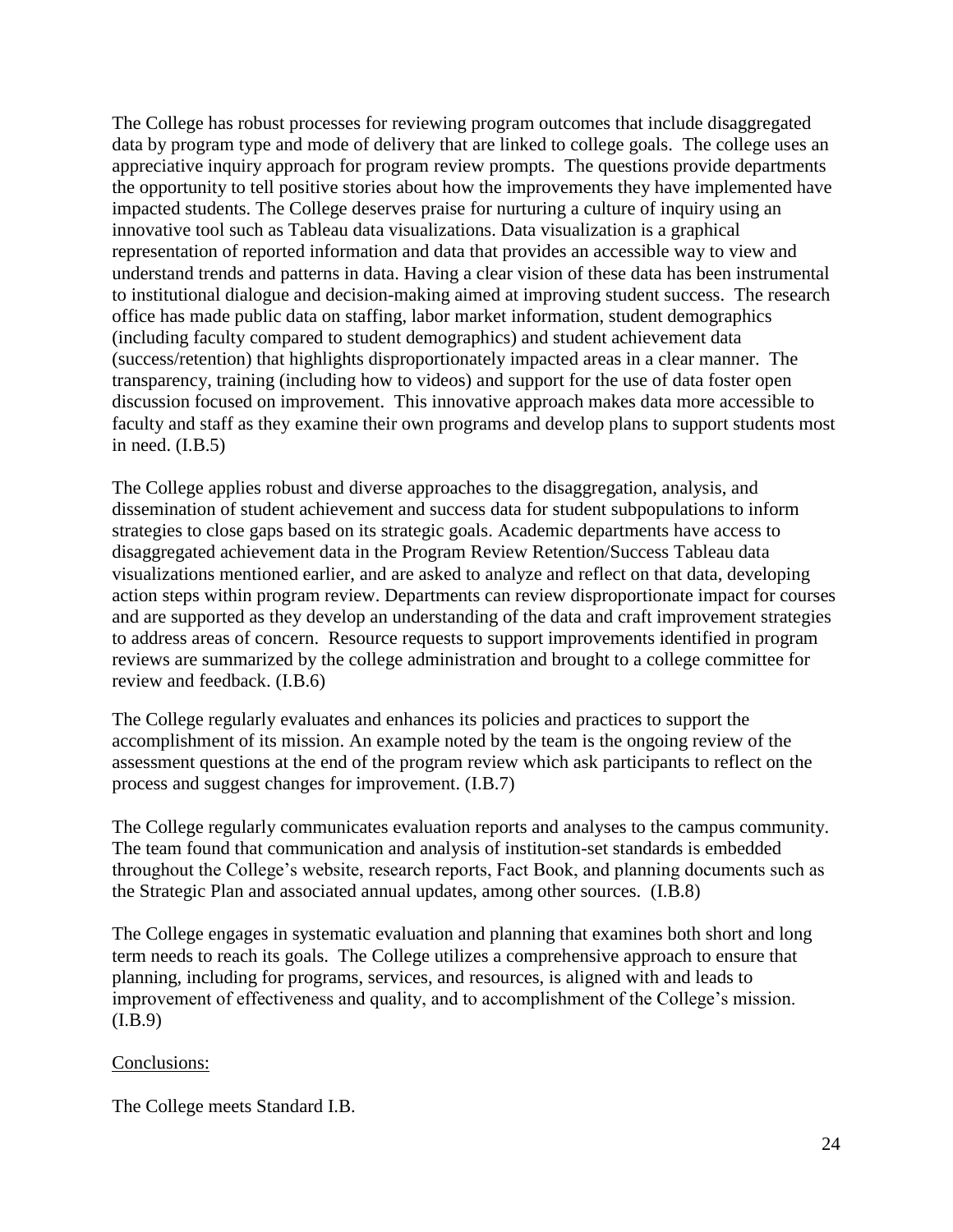The College has robust processes for reviewing program outcomes that include disaggregated data by program type and mode of delivery that are linked to college goals. The college uses an appreciative inquiry approach for program review prompts. The questions provide departments the opportunity to tell positive stories about how the improvements they have implemented have impacted students. The College deserves praise for nurturing a culture of inquiry using an innovative tool such as Tableau data visualizations. Data visualization is a graphical representation of reported information and data that provides an accessible way to view and understand trends and patterns in data. Having a clear vision of these data has been instrumental to institutional dialogue and decision-making aimed at improving student success. The research office has made public data on staffing, labor market information, student demographics (including faculty compared to student demographics) and student achievement data (success/retention) that highlights disproportionately impacted areas in a clear manner. The transparency, training (including how to videos) and support for the use of data foster open discussion focused on improvement. This innovative approach makes data more accessible to faculty and staff as they examine their own programs and develop plans to support students most in need. (I.B.5)

The College applies robust and diverse approaches to the disaggregation, analysis, and dissemination of student achievement and success data for student subpopulations to inform strategies to close gaps based on its strategic goals. Academic departments have access to disaggregated achievement data in the Program Review Retention/Success Tableau data visualizations mentioned earlier, and are asked to analyze and reflect on that data, developing action steps within program review. Departments can review disproportionate impact for courses and are supported as they develop an understanding of the data and craft improvement strategies to address areas of concern. Resource requests to support improvements identified in program reviews are summarized by the college administration and brought to a college committee for review and feedback. (I.B.6)

The College regularly evaluates and enhances its policies and practices to support the accomplishment of its mission. An example noted by the team is the ongoing review of the assessment questions at the end of the program review which ask participants to reflect on the process and suggest changes for improvement. (I.B.7)

The College regularly communicates evaluation reports and analyses to the campus community. The team found that communication and analysis of institution-set standards is embedded throughout the College's website, research reports, Fact Book, and planning documents such as the Strategic Plan and associated annual updates, among other sources. (I.B.8)

The College engages in systematic evaluation and planning that examines both short and long term needs to reach its goals. The College utilizes a comprehensive approach to ensure that planning, including for programs, services, and resources, is aligned with and leads to improvement of effectiveness and quality, and to accomplishment of the College's mission. (I.B.9)

Conclusions:

The College meets Standard I.B.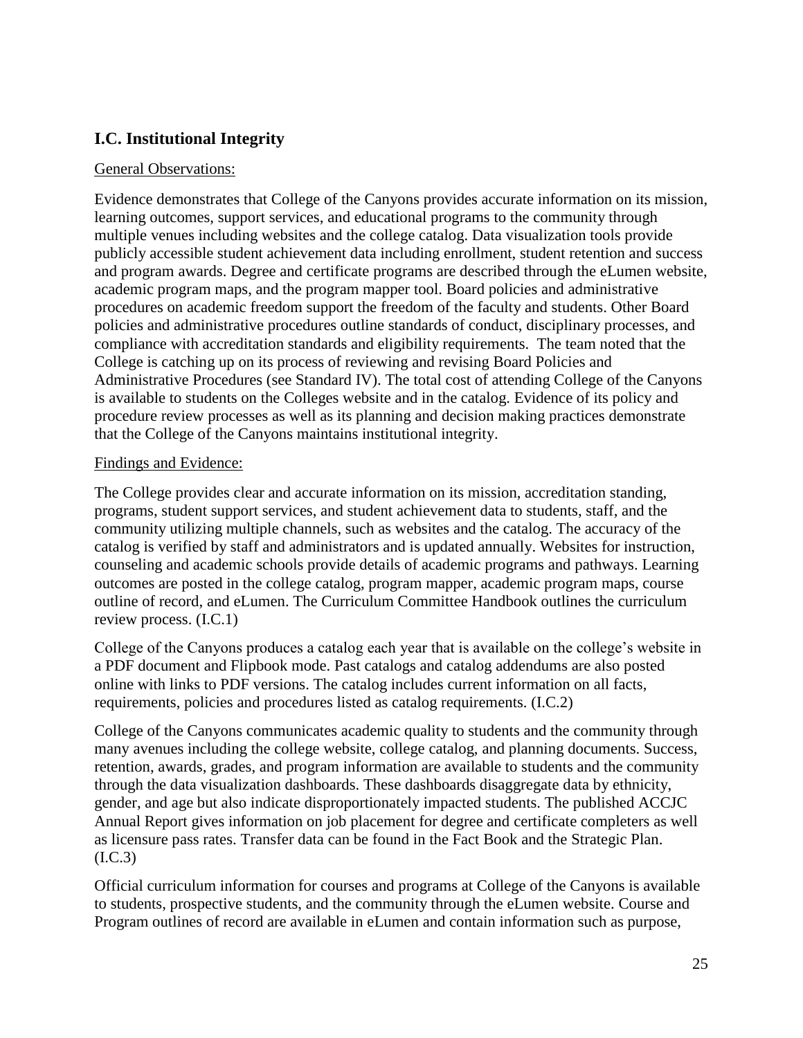## I.C. Institutional Integrity

General Observations:

Evidence demonstrates that College of the Canyons provides accurate information on its mission, learning outcomes, support services, and educational programs to the community through multiple venues including websites and the college catalog. Data visualization tools provide publicly accessible student achievement data including enrollment, student retention and success and program awards. Degree and certificate programs are described through the eLumen website, academic program maps, and the program mapper tool. Board policies and administrative procedures on academic freedom support the freedom of the faculty and students. Other Board policies and administrative procedures outline standards of conduct, disciplinary processes, and compliance with accreditation standards and eligibility requirements. The team noted that the College is catching up on its process of reviewing and revising Board Policies and Administrative Procedures (see Standard IV). The total cost of attending College of the Canyons is available to students on the Colleges website and in the catalog. Evidence of its policy and procedure review processes as well as its planning and decision making practices demonstrate that the College of the Canyons maintains institutional integrity.

Findings and Evidence:

The College provides clear and accurate information on its mission, accreditation standing, programs, student support services, and student achievement data to students, staff, and the community utilizing multiple channels, such as websites and the catalog. The accuracy of the catalog is verified by staff and administrators and is updated annually. Websites for instruction, counseling and academic schools provide details of academic programs and pathways. Learning outcomes are posted in the college catalog, program mapper, academic program maps, course outline of record, and eLumen. The Curriculum Committee Handbook outlines the curriculum review process. (I.C.1)

College of the Canyons produces a catalog each year that is available on the college's website in a PDF document and Flipbook mode. Past catalogs and catalog addendums are also posted online with links to PDF versions. The catalog includes current information on all facts, requirements, policies and procedures listed as catalog requirements. (I.C.2)

College of the Canyons communicates academic quality to students and the community through many avenues including the college website, college catalog, and planning documents. Success, retention, awards, grades, and program information are available to students and the community through the data visualization dashboards. These dashboards disaggregate data by ethnicity, gender, and age but also indicate disproportionately impacted students. The published ACCJC Annual Report gives information on job placement for degree and certificate completers as well as licensure pass rates. Transfer data can be found in the Fact Book and the Strategic Plan. (I.C.3)

Official curriculum information for courses and programs at College of the Canyons is available to students, prospective students, and the community through the eLumen website. Course and Program outlines of record are available in eLumen and contain information such as purpose,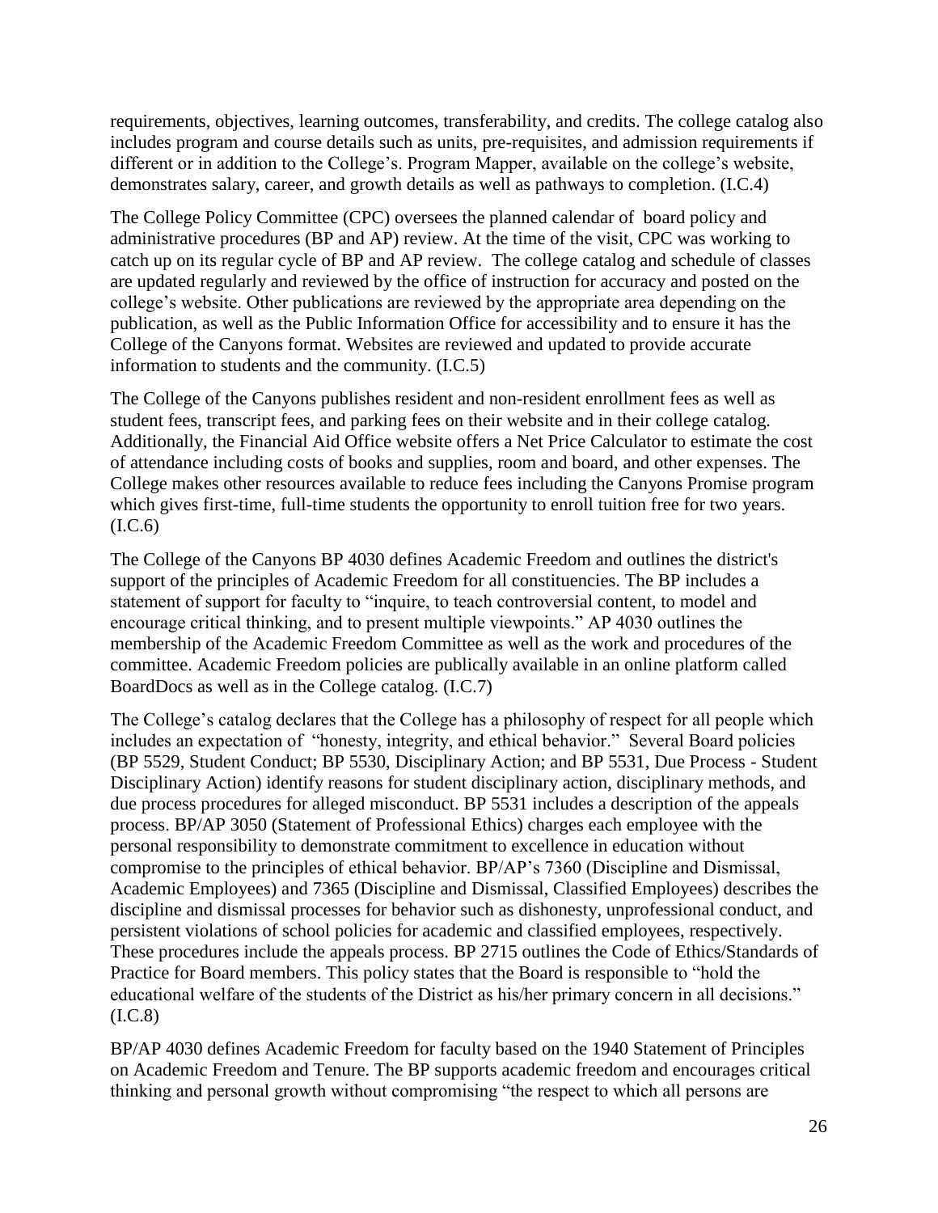requirements, objectives, learning outcomes, transferability, and credits. The college catalog also includes program and course details such as units, pre-requisites, and admission requirements if different or in addition to the College's. Program Mapper, available on the college's website, demonstrates salary, career, and growth details as well as pathways to completion. (I.C.4)

The College Policy Committee (CPC) oversees the planned calendar of board policy and administrative procedures (BP and AP) review. At the time of the visit, CPC was working to catch up on its regular cycle of BP and AP review. The college catalog and schedule of classes are updated regularly and reviewed by the office of instruction for accuracy and posted on the college's website. Other publications are reviewed by the appropriate area depending on the publication, as well as the Public Information Office for accessibility and to ensure it has the College of the Canyons format. Websites are reviewed and updated to provide accurate information to students and the community. (I.C.5)

The College of the Canyons publishes resident and non-resident enrollment fees as well as student fees, transcript fees, and parking fees on their website and in their college catalog. Additionally, the Financial Aid Office website offers a Net Price Calculator to estimate the cost of attendance including costs of books and supplies, room and board, and other expenses. The College makes other resources available to reduce fees including the Canyons Promise program which gives first-time, full-time students the opportunity to enroll tuition free for two years. (I.C.6)

The College of the Canyons BP 4030 defines Academic Freedom and outlines the district's support of the principles of Academic Freedom for all constituencies. The BP includes a statement of support for faculty to "inquire, to teach controversial content, to model and encourage critical thinking, and to present multiple viewpoints." AP 4030 outlines the membership of the Academic Freedom Committee as well as the work and procedures of the committee. Academic Freedom policies are publically available in an online platform called BoardDocs as well as in the College catalog. (I.C.7)

The College's catalog declares that the College has a philosophy of respect for all people which includes an expectation of "honesty, integrity, and ethical behavior." Several Board policies (BP 5529, Student Conduct; BP 5530, Disciplinary Action; and BP 5531, Due Process - Student Disciplinary Action) identify reasons for student disciplinary action, disciplinary methods, and due process procedures for alleged misconduct. BP 5531 includes a description of the appeals process. BP/AP 3050 (Statement of Professional Ethics) charges each employee with the personal responsibility to demonstrate commitment to excellence in education without compromise to the principles of ethical behavior. BP/AP's 7360 (Discipline and Dismissal, Academic Employees) and 7365 (Discipline and Dismissal, Classified Employees) describes the discipline and dismissal processes for behavior such as dishonesty, unprofessional conduct, and persistent violations of school policies for academic and classified employees, respectively. These procedures include the appeals process. BP 2715 outlines the Code of Ethics/Standards of Practice for Board members. This policy states that the Board is responsible to "hold the educational welfare of the students of the District as his/her primary concern in all decisions." (I.C.8)

BP/AP 4030 defines Academic Freedom for faculty based on the 1940 Statement of Principles on Academic Freedom and Tenure. The BP supports academic freedom and encourages critical thinking and personal growth without compromising "the respect to which all persons are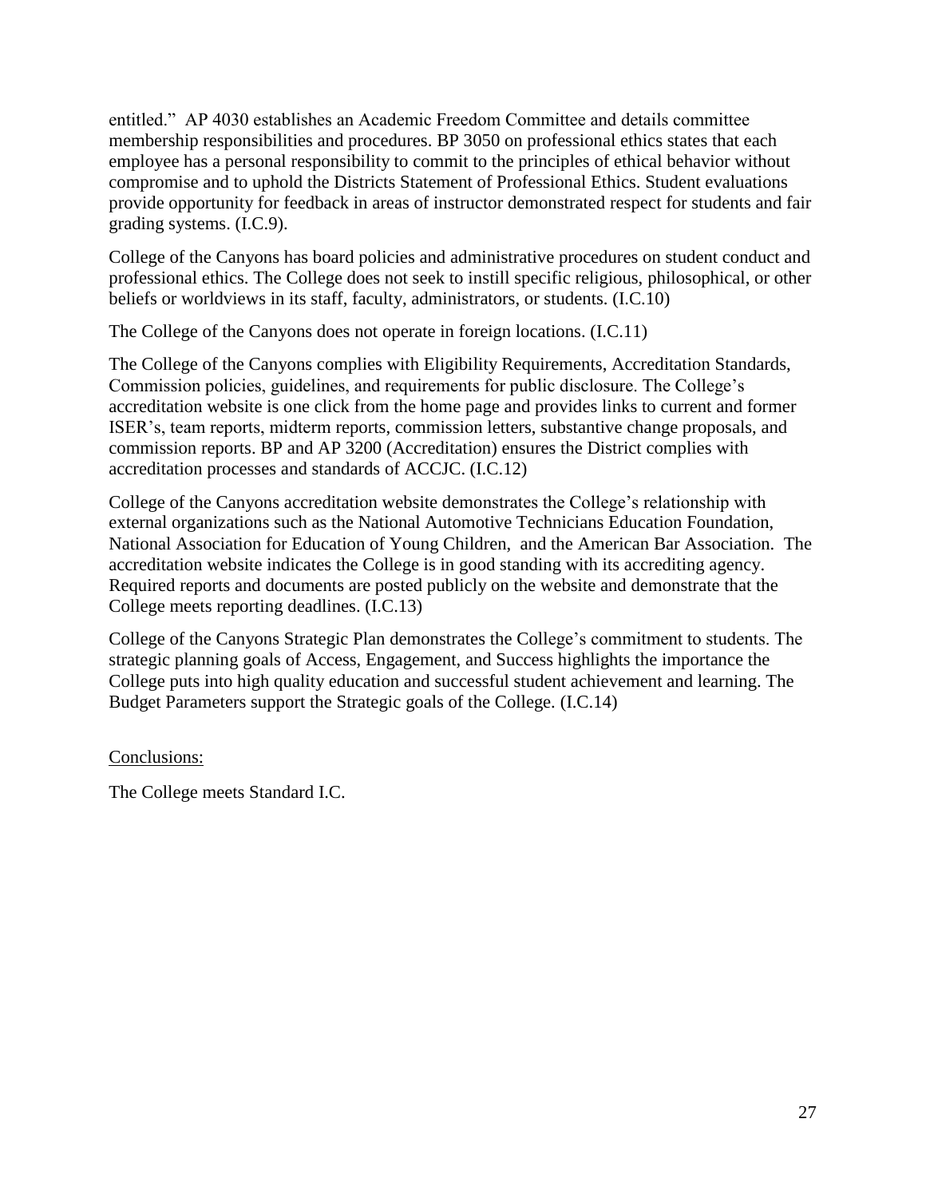entitled." AP 4030 establishes an Academic Freedom Committee and details committee membership responsibilities and procedures. BP 3050 on professional ethics states that each employee has a personal responsibility to commit to the principles of ethical behavior without compromise and to uphold the Districts Statement of Professional Ethics. Student evaluations provide opportunity for feedback in areas of instructor demonstrated respect for students and fair grading systems. (I.C.9).

College of the Canyons has board policies and administrative procedures on student conduct and professional ethics. The College does not seek to instill specific religious, philosophical, or other beliefs or worldviews in its staff, faculty, administrators, or students. (I.C.10)

The College of the Canyons does not operate in foreign locations. (I.C.11)

The College of the Canyons complies with Eligibility Requirements, Accreditation Standards, Commission policies, guidelines, and requirements for public disclosure. The College's accreditation website is one click from the home page and provides links to current and former ISER's, team reports, midterm reports, commission letters, substantive change proposals, and commission reports. BP and AP 3200 (Accreditation) ensures the District complies with accreditation processes and standards of ACCJC. (I.C.12)

College of the Canyons accreditation website demonstrates the College's relationship with external organizations such as the National Automotive Technicians Education Foundation, National Association for Education of Young Children, and the American Bar Association. The accreditation website indicates the College is in good standing with its accrediting agency. Required reports and documents are posted publicly on the website and demonstrate that the College meets reporting deadlines. (I.C.13)

College of the Canyons Strategic Plan demonstrates the College's commitment to students. The strategic planning goals of Access, Engagement, and Success highlights the importance the College puts into high quality education and successful student achievement and learning. The Budget Parameters support the Strategic goals of the College. (I.C.14)

Conclusions:

The College meets Standard I.C.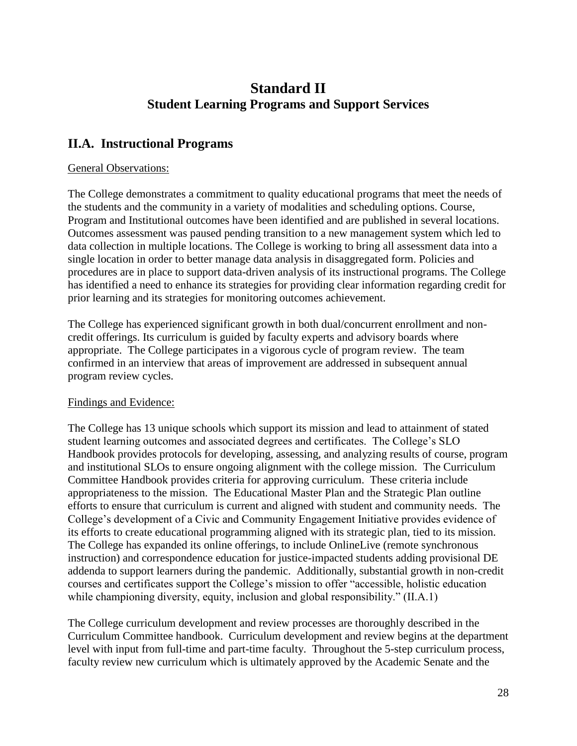# Standard II
## Student Learning Programs and Support Services

## II.A. Instructional Programs

General Observations:

The College demonstrates a commitment to quality educational programs that meet the needs of the students and the community in a variety of modalities and scheduling options. Course, Program and Institutional outcomes have been identified and are published in several locations. Outcomes assessment was paused pending transition to a new management system which led to data collection in multiple locations. The College is working to bring all assessment data into a single location in order to better manage data analysis in disaggregated form. Policies and procedures are in place to support data-driven analysis of its instructional programs. The College has identified a need to enhance its strategies for providing clear information regarding credit for prior learning and its strategies for monitoring outcomes achievement.

The College has experienced significant growth in both dual/concurrent enrollment and non-credit offerings. Its curriculum is guided by faculty experts and advisory boards where appropriate. The College participates in a vigorous cycle of program review. The team confirmed in an interview that areas of improvement are addressed in subsequent annual program review cycles.

Findings and Evidence:

The College has 13 unique schools which support its mission and lead to attainment of stated student learning outcomes and associated degrees and certificates. The College's SLO Handbook provides protocols for developing, assessing, and analyzing results of course, program and institutional SLOs to ensure ongoing alignment with the college mission. The Curriculum Committee Handbook provides criteria for approving curriculum. These criteria include appropriateness to the mission. The Educational Master Plan and the Strategic Plan outline efforts to ensure that curriculum is current and aligned with student and community needs. The College's development of a Civic and Community Engagement Initiative provides evidence of its efforts to create educational programming aligned with its strategic plan, tied to its mission. The College has expanded its online offerings, to include OnlineLive (remote synchronous instruction) and correspondence education for justice-impacted students adding provisional DE addenda to support learners during the pandemic. Additionally, substantial growth in non-credit courses and certificates support the College's mission to offer "accessible, holistic education while championing diversity, equity, inclusion and global responsibility." (II.A.1)

The College curriculum development and review processes are thoroughly described in the Curriculum Committee handbook. Curriculum development and review begins at the department level with input from full-time and part-time faculty. Throughout the 5-step curriculum process, faculty review new curriculum which is ultimately approved by the Academic Senate and the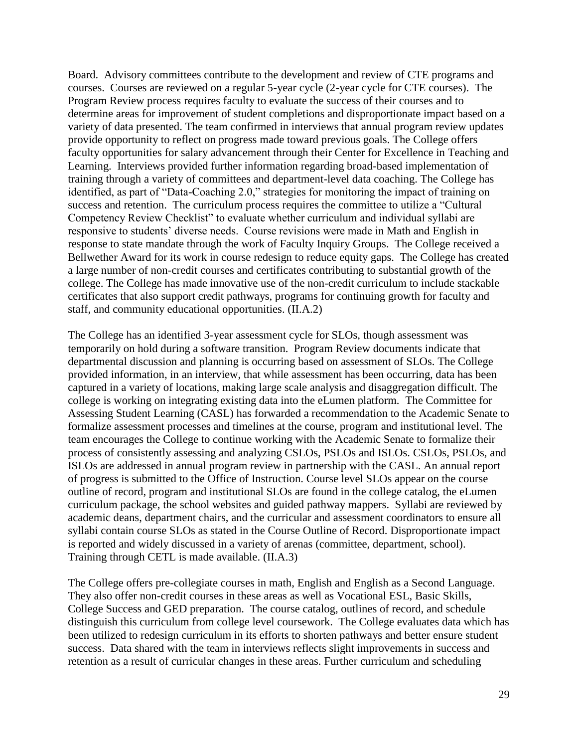Board. Advisory committees contribute to the development and review of CTE programs and courses. Courses are reviewed on a regular 5-year cycle (2-year cycle for CTE courses). The Program Review process requires faculty to evaluate the success of their courses and to determine areas for improvement of student completions and disproportionate impact based on a variety of data presented. The team confirmed in interviews that annual program review updates provide opportunity to reflect on progress made toward previous goals. The College offers faculty opportunities for salary advancement through their Center for Excellence in Teaching and Learning. Interviews provided further information regarding broad-based implementation of training through a variety of committees and department-level data coaching. The College has identified, as part of "Data-Coaching 2.0," strategies for monitoring the impact of training on success and retention. The curriculum process requires the committee to utilize a "Cultural Competency Review Checklist" to evaluate whether curriculum and individual syllabi are responsive to students' diverse needs. Course revisions were made in Math and English in response to state mandate through the work of Faculty Inquiry Groups. The College received a Bellwether Award for its work in course redesign to reduce equity gaps. The College has created a large number of non-credit courses and certificates contributing to substantial growth of the college. The College has made innovative use of the non-credit curriculum to include stackable certificates that also support credit pathways, programs for continuing growth for faculty and staff, and community educational opportunities. (II.A.2)

The College has an identified 3-year assessment cycle for SLOs, though assessment was temporarily on hold during a software transition. Program Review documents indicate that departmental discussion and planning is occurring based on assessment of SLOs. The College provided information, in an interview, that while assessment has been occurring, data has been captured in a variety of locations, making large scale analysis and disaggregation difficult. The college is working on integrating existing data into the eLumen platform. The Committee for Assessing Student Learning (CASL) has forwarded a recommendation to the Academic Senate to formalize assessment processes and timelines at the course, program and institutional level. The team encourages the College to continue working with the Academic Senate to formalize their process of consistently assessing and analyzing CSLOs, PSLOs and ISLOs. CSLOs, PSLOs, and ISLOs are addressed in annual program review in partnership with the CASL. An annual report of progress is submitted to the Office of Instruction. Course level SLOs appear on the course outline of record, program and institutional SLOs are found in the college catalog, the eLumen curriculum package, the school websites and guided pathway mappers. Syllabi are reviewed by academic deans, department chairs, and the curricular and assessment coordinators to ensure all syllabi contain course SLOs as stated in the Course Outline of Record. Disproportionate impact is reported and widely discussed in a variety of arenas (committee, department, school). Training through CETL is made available. (II.A.3)

The College offers pre-collegiate courses in math, English and English as a Second Language. They also offer non-credit courses in these areas as well as Vocational ESL, Basic Skills, College Success and GED preparation. The course catalog, outlines of record, and schedule distinguish this curriculum from college level coursework. The College evaluates data which has been utilized to redesign curriculum in its efforts to shorten pathways and better ensure student success. Data shared with the team in interviews reflects slight improvements in success and retention as a result of curricular changes in these areas. Further curriculum and scheduling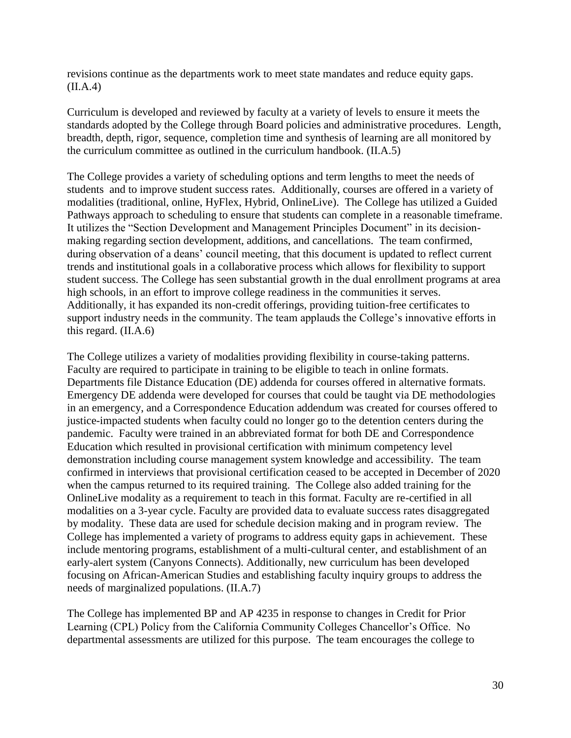revisions continue as the departments work to meet state mandates and reduce equity gaps. (II.A.4)

Curriculum is developed and reviewed by faculty at a variety of levels to ensure it meets the standards adopted by the College through Board policies and administrative procedures. Length, breadth, depth, rigor, sequence, completion time and synthesis of learning are all monitored by the curriculum committee as outlined in the curriculum handbook. (II.A.5)

The College provides a variety of scheduling options and term lengths to meet the needs of students and to improve student success rates. Additionally, courses are offered in a variety of modalities (traditional, online, HyFlex, Hybrid, OnlineLive). The College has utilized a Guided Pathways approach to scheduling to ensure that students can complete in a reasonable timeframe. It utilizes the "Section Development and Management Principles Document" in its decision-making regarding section development, additions, and cancellations. The team confirmed, during observation of a deans' council meeting, that this document is updated to reflect current trends and institutional goals in a collaborative process which allows for flexibility to support student success. The College has seen substantial growth in the dual enrollment programs at area high schools, in an effort to improve college readiness in the communities it serves. Additionally, it has expanded its non-credit offerings, providing tuition-free certificates to support industry needs in the community. The team applauds the College's innovative efforts in this regard. (II.A.6)

The College utilizes a variety of modalities providing flexibility in course-taking patterns. Faculty are required to participate in training to be eligible to teach in online formats. Departments file Distance Education (DE) addenda for courses offered in alternative formats. Emergency DE addenda were developed for courses that could be taught via DE methodologies in an emergency, and a Correspondence Education addendum was created for courses offered to justice-impacted students when faculty could no longer go to the detention centers during the pandemic. Faculty were trained in an abbreviated format for both DE and Correspondence Education which resulted in provisional certification with minimum competency level demonstration including course management system knowledge and accessibility. The team confirmed in interviews that provisional certification ceased to be accepted in December of 2020 when the campus returned to its required training. The College also added training for the OnlineLive modality as a requirement to teach in this format. Faculty are re-certified in all modalities on a 3-year cycle. Faculty are provided data to evaluate success rates disaggregated by modality. These data are used for schedule decision making and in program review. The College has implemented a variety of programs to address equity gaps in achievement. These include mentoring programs, establishment of a multi-cultural center, and establishment of an early-alert system (Canyons Connects). Additionally, new curriculum has been developed focusing on African-American Studies and establishing faculty inquiry groups to address the needs of marginalized populations. (II.A.7)

The College has implemented BP and AP 4235 in response to changes in Credit for Prior Learning (CPL) Policy from the California Community Colleges Chancellor's Office. No departmental assessments are utilized for this purpose. The team encourages the college to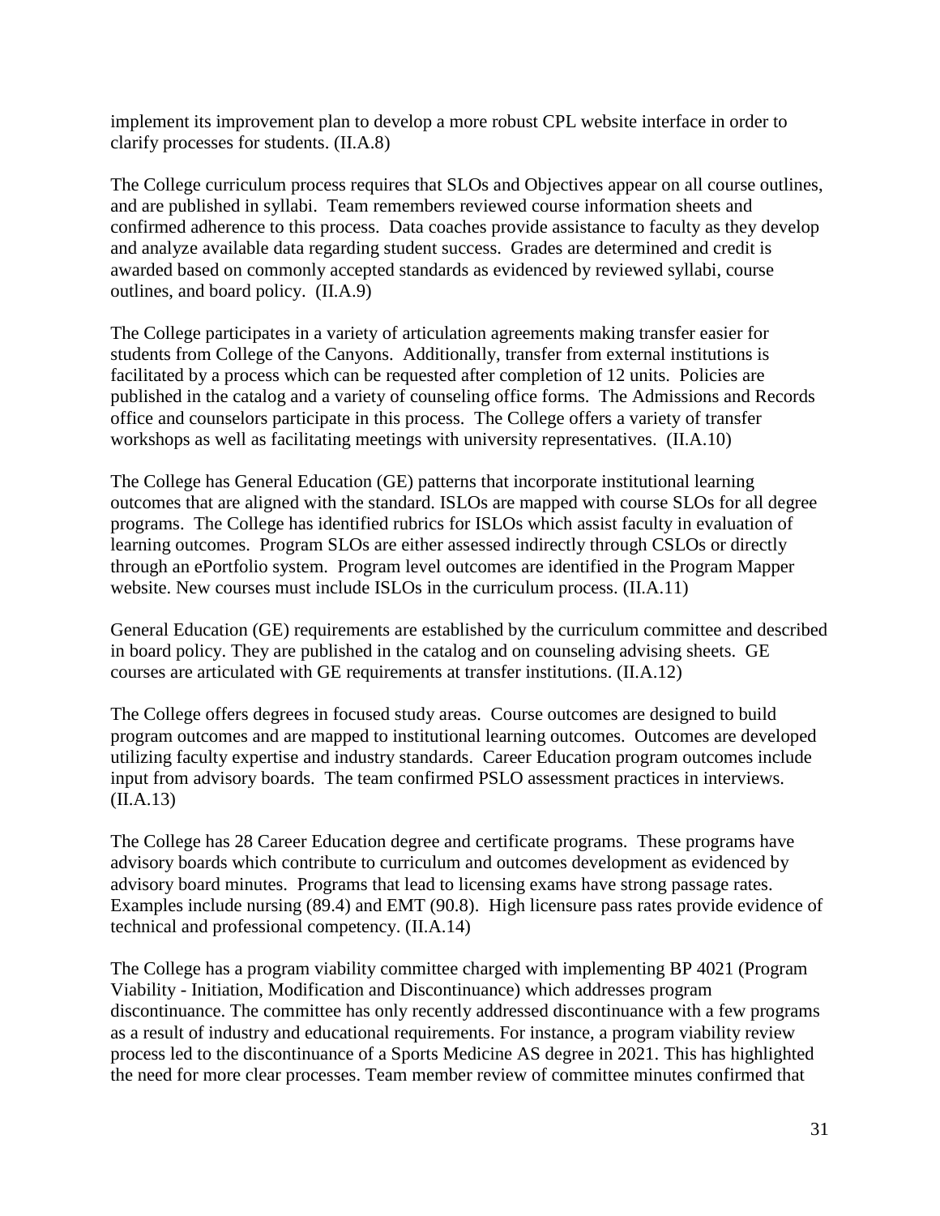implement its improvement plan to develop a more robust CPL website interface in order to clarify processes for students. (II.A.8)

The College curriculum process requires that SLOs and Objectives appear on all course outlines, and are published in syllabi. Team remembers reviewed course information sheets and confirmed adherence to this process. Data coaches provide assistance to faculty as they develop and analyze available data regarding student success. Grades are determined and credit is awarded based on commonly accepted standards as evidenced by reviewed syllabi, course outlines, and board policy. (II.A.9)

The College participates in a variety of articulation agreements making transfer easier for students from College of the Canyons. Additionally, transfer from external institutions is facilitated by a process which can be requested after completion of 12 units. Policies are published in the catalog and a variety of counseling office forms. The Admissions and Records office and counselors participate in this process. The College offers a variety of transfer workshops as well as facilitating meetings with university representatives. (II.A.10)

The College has General Education (GE) patterns that incorporate institutional learning outcomes that are aligned with the standard. ISLOs are mapped with course SLOs for all degree programs. The College has identified rubrics for ISLOs which assist faculty in evaluation of learning outcomes. Program SLOs are either assessed indirectly through CSLOs or directly through an ePortfolio system. Program level outcomes are identified in the Program Mapper website. New courses must include ISLOs in the curriculum process. (II.A.11)

General Education (GE) requirements are established by the curriculum committee and described in board policy. They are published in the catalog and on counseling advising sheets. GE courses are articulated with GE requirements at transfer institutions. (II.A.12)

The College offers degrees in focused study areas. Course outcomes are designed to build program outcomes and are mapped to institutional learning outcomes. Outcomes are developed utilizing faculty expertise and industry standards. Career Education program outcomes include input from advisory boards. The team confirmed PSLO assessment practices in interviews. (II.A.13)

The College has 28 Career Education degree and certificate programs. These programs have advisory boards which contribute to curriculum and outcomes development as evidenced by advisory board minutes. Programs that lead to licensing exams have strong passage rates. Examples include nursing (89.4) and EMT (90.8). High licensure pass rates provide evidence of technical and professional competency. (II.A.14)

The College has a program viability committee charged with implementing BP 4021 (Program Viability - Initiation, Modification and Discontinuance) which addresses program discontinuance. The committee has only recently addressed discontinuance with a few programs as a result of industry and educational requirements. For instance, a program viability review process led to the discontinuance of a Sports Medicine AS degree in 2021. This has highlighted the need for more clear processes. Team member review of committee minutes confirmed that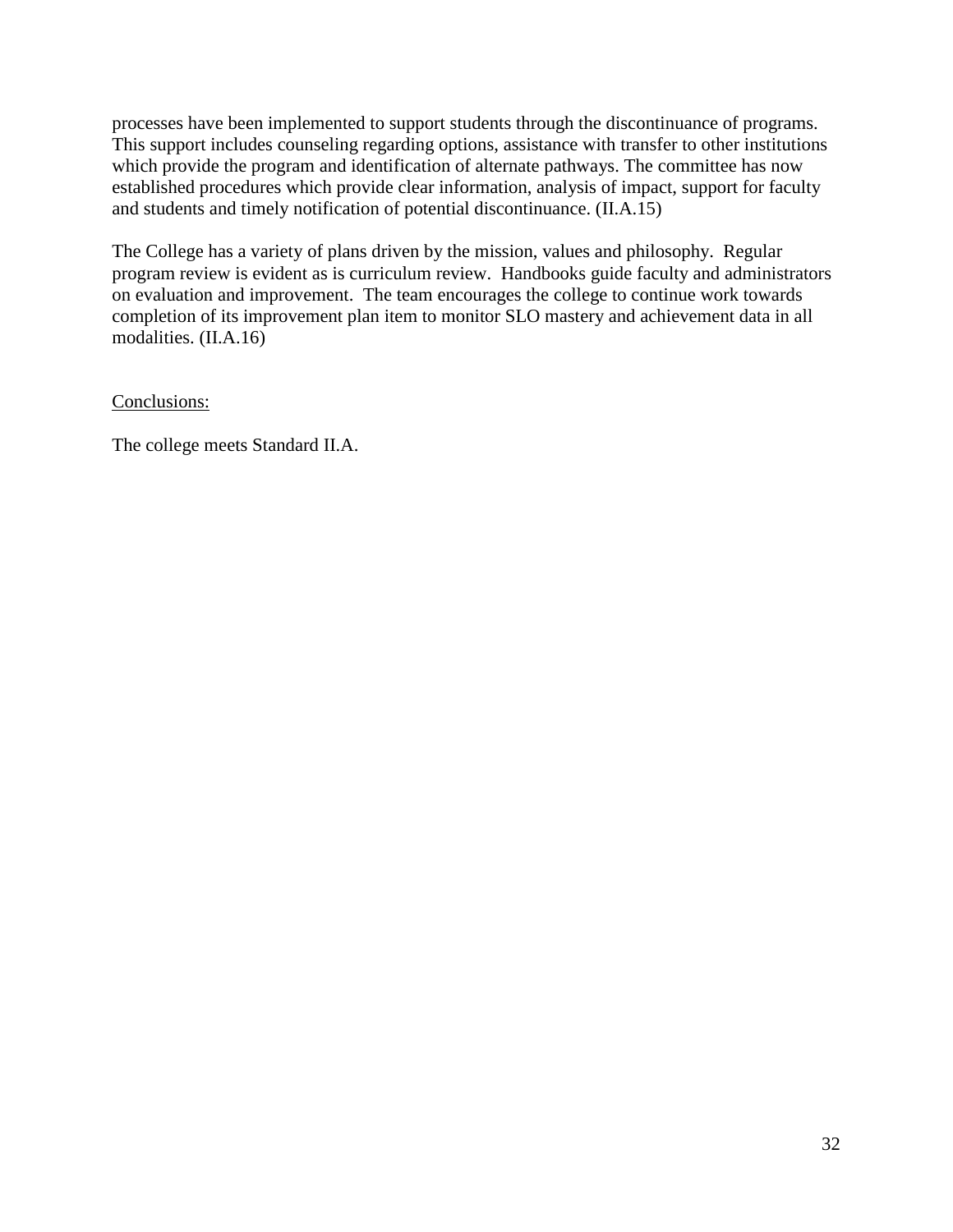processes have been implemented to support students through the discontinuance of programs. This support includes counseling regarding options, assistance with transfer to other institutions which provide the program and identification of alternate pathways. The committee has now established procedures which provide clear information, analysis of impact, support for faculty and students and timely notification of potential discontinuance. (II.A.15)

The College has a variety of plans driven by the mission, values and philosophy. Regular program review is evident as is curriculum review. Handbooks guide faculty and administrators on evaluation and improvement. The team encourages the college to continue work towards completion of its improvement plan item to monitor SLO mastery and achievement data in all modalities. (II.A.16)

<u>Conclusions:</u>

The college meets Standard II.A.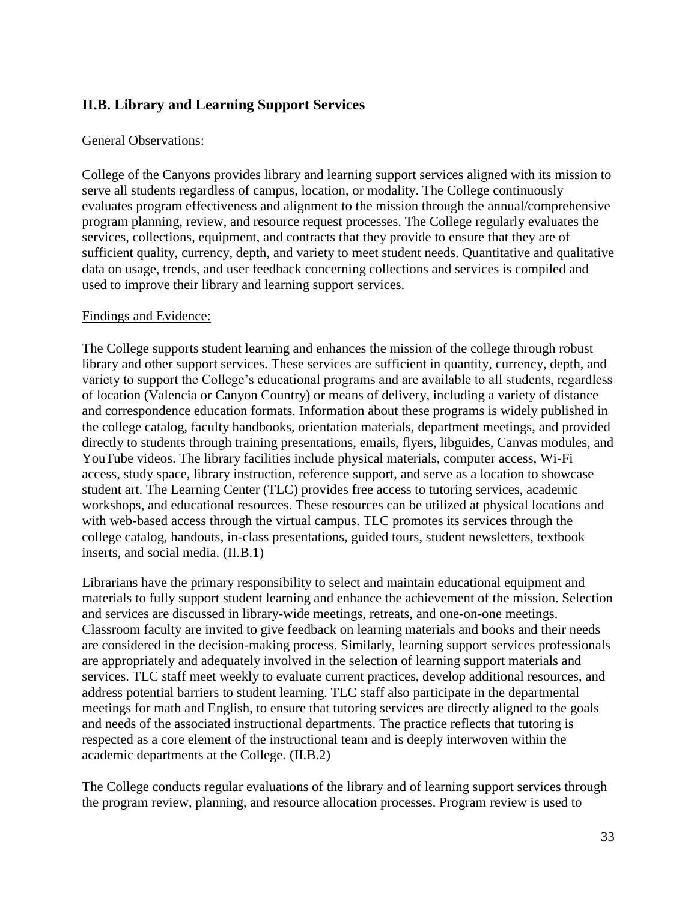## II.B. Library and Learning Support Services

General Observations:

College of the Canyons provides library and learning support services aligned with its mission to serve all students regardless of campus, location, or modality. The College continuously evaluates program effectiveness and alignment to the mission through the annual/comprehensive program planning, review, and resource request processes. The College regularly evaluates the services, collections, equipment, and contracts that they provide to ensure that they are of sufficient quality, currency, depth, and variety to meet student needs. Quantitative and qualitative data on usage, trends, and user feedback concerning collections and services is compiled and used to improve their library and learning support services.

Findings and Evidence:

The College supports student learning and enhances the mission of the college through robust library and other support services. These services are sufficient in quantity, currency, depth, and variety to support the College's educational programs and are available to all students, regardless of location (Valencia or Canyon Country) or means of delivery, including a variety of distance and correspondence education formats. Information about these programs is widely published in the college catalog, faculty handbooks, orientation materials, department meetings, and provided directly to students through training presentations, emails, flyers, libguides, Canvas modules, and YouTube videos. The library facilities include physical materials, computer access, Wi-Fi access, study space, library instruction, reference support, and serve as a location to showcase student art. The Learning Center (TLC) provides free access to tutoring services, academic workshops, and educational resources. These resources can be utilized at physical locations and with web-based access through the virtual campus. TLC promotes its services through the college catalog, handouts, in-class presentations, guided tours, student newsletters, textbook inserts, and social media. (II.B.1)

Librarians have the primary responsibility to select and maintain educational equipment and materials to fully support student learning and enhance the achievement of the mission. Selection and services are discussed in library-wide meetings, retreats, and one-on-one meetings. Classroom faculty are invited to give feedback on learning materials and books and their needs are considered in the decision-making process. Similarly, learning support services professionals are appropriately and adequately involved in the selection of learning support materials and services. TLC staff meet weekly to evaluate current practices, develop additional resources, and address potential barriers to student learning. TLC staff also participate in the departmental meetings for math and English, to ensure that tutoring services are directly aligned to the goals and needs of the associated instructional departments. The practice reflects that tutoring is respected as a core element of the instructional team and is deeply interwoven within the academic departments at the College. (II.B.2)

The College conducts regular evaluations of the library and of learning support services through the program review, planning, and resource allocation processes. Program review is used to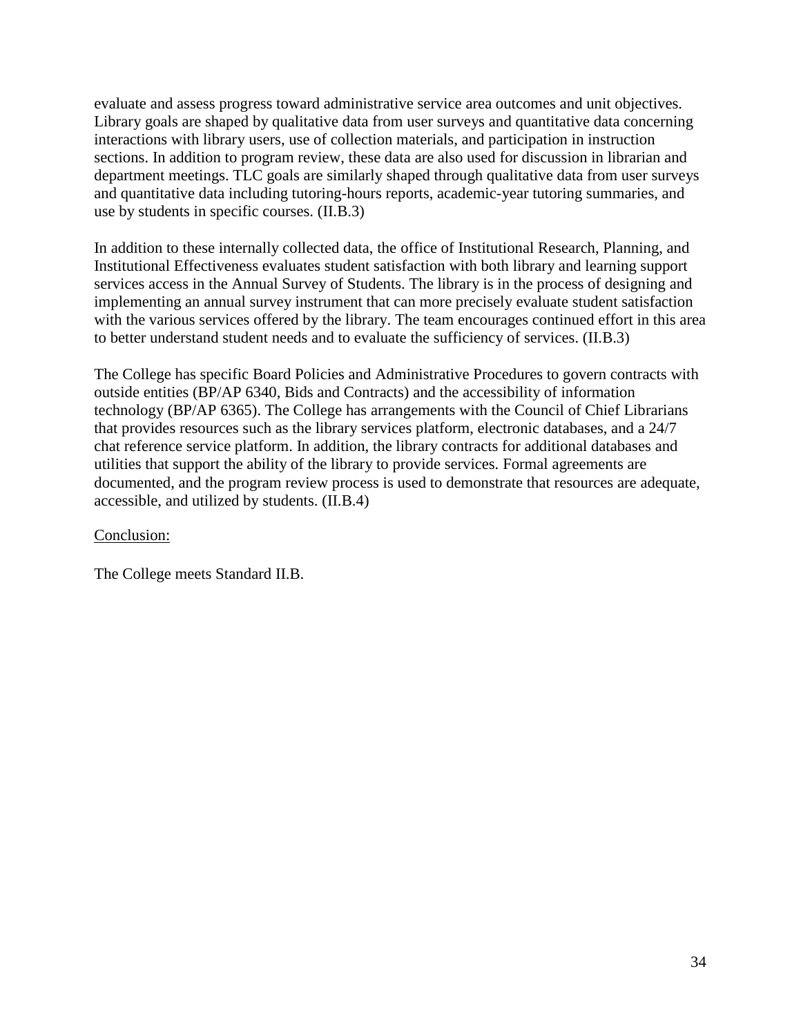evaluate and assess progress toward administrative service area outcomes and unit objectives. Library goals are shaped by qualitative data from user surveys and quantitative data concerning interactions with library users, use of collection materials, and participation in instruction sections. In addition to program review, these data are also used for discussion in librarian and department meetings. TLC goals are similarly shaped through qualitative data from user surveys and quantitative data including tutoring-hours reports, academic-year tutoring summaries, and use by students in specific courses. (II.B.3)

In addition to these internally collected data, the office of Institutional Research, Planning, and Institutional Effectiveness evaluates student satisfaction with both library and learning support services access in the Annual Survey of Students. The library is in the process of designing and implementing an annual survey instrument that can more precisely evaluate student satisfaction with the various services offered by the library. The team encourages continued effort in this area to better understand student needs and to evaluate the sufficiency of services. (II.B.3)

The College has specific Board Policies and Administrative Procedures to govern contracts with outside entities (BP/AP 6340, Bids and Contracts) and the accessibility of information technology (BP/AP 6365). The College has arrangements with the Council of Chief Librarians that provides resources such as the library services platform, electronic databases, and a 24/7 chat reference service platform. In addition, the library contracts for additional databases and utilities that support the ability of the library to provide services. Formal agreements are documented, and the program review process is used to demonstrate that resources are adequate, accessible, and utilized by students. (II.B.4)

<u>Conclusion:</u>

The College meets Standard II.B.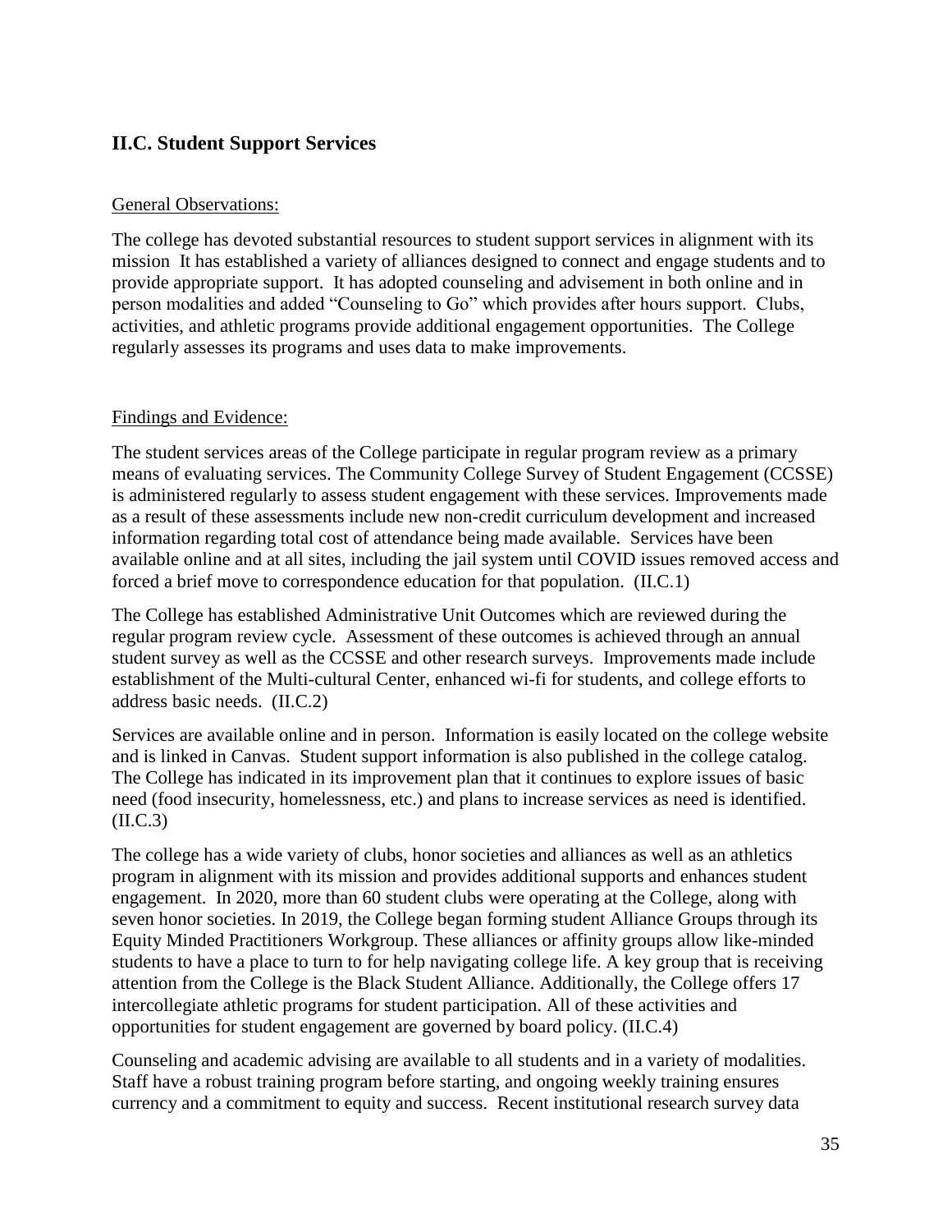## II.C. Student Support Services

General Observations:

The college has devoted substantial resources to student support services in alignment with its mission It has established a variety of alliances designed to connect and engage students and to provide appropriate support. It has adopted counseling and advisement in both online and in person modalities and added "Counseling to Go" which provides after hours support. Clubs, activities, and athletic programs provide additional engagement opportunities. The College regularly assesses its programs and uses data to make improvements.

Findings and Evidence:

The student services areas of the College participate in regular program review as a primary means of evaluating services. The Community College Survey of Student Engagement (CCSSE) is administered regularly to assess student engagement with these services. Improvements made as a result of these assessments include new non-credit curriculum development and increased information regarding total cost of attendance being made available. Services have been available online and at all sites, including the jail system until COVID issues removed access and forced a brief move to correspondence education for that population. (II.C.1)

The College has established Administrative Unit Outcomes which are reviewed during the regular program review cycle. Assessment of these outcomes is achieved through an annual student survey as well as the CCSSE and other research surveys. Improvements made include establishment of the Multi-cultural Center, enhanced wi-fi for students, and college efforts to address basic needs. (II.C.2)

Services are available online and in person. Information is easily located on the college website and is linked in Canvas. Student support information is also published in the college catalog. The College has indicated in its improvement plan that it continues to explore issues of basic need (food insecurity, homelessness, etc.) and plans to increase services as need is identified. (II.C.3)

The college has a wide variety of clubs, honor societies and alliances as well as an athletics program in alignment with its mission and provides additional supports and enhances student engagement. In 2020, more than 60 student clubs were operating at the College, along with seven honor societies. In 2019, the College began forming student Alliance Groups through its Equity Minded Practitioners Workgroup. These alliances or affinity groups allow like-minded students to have a place to turn to for help navigating college life. A key group that is receiving attention from the College is the Black Student Alliance. Additionally, the College offers 17 intercollegiate athletic programs for student participation. All of these activities and opportunities for student engagement are governed by board policy. (II.C.4)

Counseling and academic advising are available to all students and in a variety of modalities. Staff have a robust training program before starting, and ongoing weekly training ensures currency and a commitment to equity and success. Recent institutional research survey data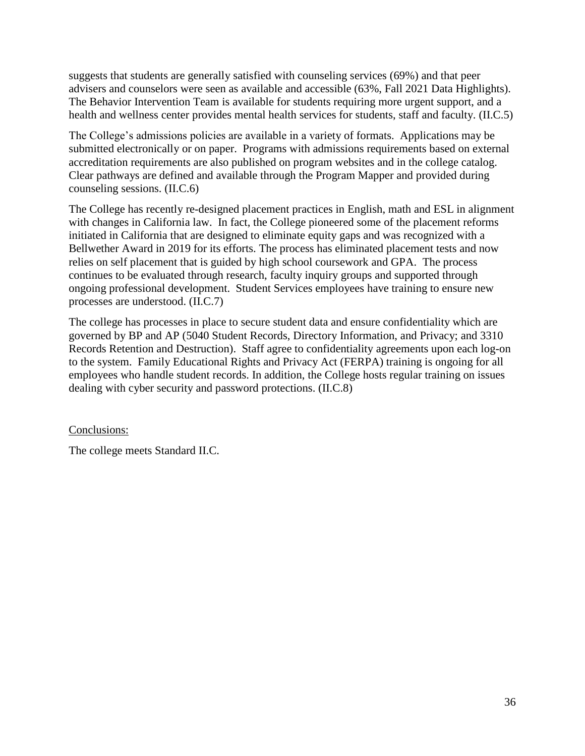suggests that students are generally satisfied with counseling services (69%) and that peer advisers and counselors were seen as available and accessible (63%, Fall 2021 Data Highlights). The Behavior Intervention Team is available for students requiring more urgent support, and a health and wellness center provides mental health services for students, staff and faculty. (II.C.5)

The College's admissions policies are available in a variety of formats. Applications may be submitted electronically or on paper. Programs with admissions requirements based on external accreditation requirements are also published on program websites and in the college catalog. Clear pathways are defined and available through the Program Mapper and provided during counseling sessions. (II.C.6)

The College has recently re-designed placement practices in English, math and ESL in alignment with changes in California law. In fact, the College pioneered some of the placement reforms initiated in California that are designed to eliminate equity gaps and was recognized with a Bellwether Award in 2019 for its efforts. The process has eliminated placement tests and now relies on self placement that is guided by high school coursework and GPA. The process continues to be evaluated through research, faculty inquiry groups and supported through ongoing professional development. Student Services employees have training to ensure new processes are understood. (II.C.7)

The college has processes in place to secure student data and ensure confidentiality which are governed by BP and AP (5040 Student Records, Directory Information, and Privacy; and 3310 Records Retention and Destruction). Staff agree to confidentiality agreements upon each log-on to the system. Family Educational Rights and Privacy Act (FERPA) training is ongoing for all employees who handle student records. In addition, the College hosts regular training on issues dealing with cyber security and password protections. (II.C.8)

<u>Conclusions:</u>

The college meets Standard II.C.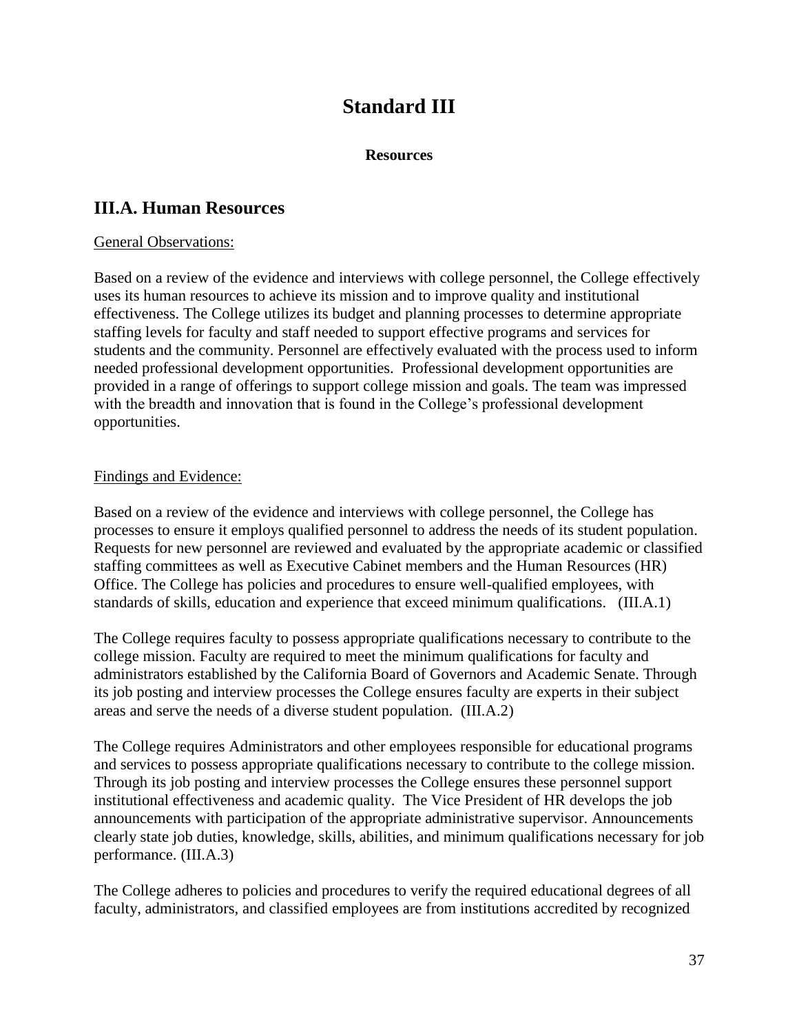# Standard III

**Resources**

## III.A. Human Resources

General Observations:

Based on a review of the evidence and interviews with college personnel, the College effectively uses its human resources to achieve its mission and to improve quality and institutional effectiveness. The College utilizes its budget and planning processes to determine appropriate staffing levels for faculty and staff needed to support effective programs and services for students and the community. Personnel are effectively evaluated with the process used to inform needed professional development opportunities. Professional development opportunities are provided in a range of offerings to support college mission and goals. The team was impressed with the breadth and innovation that is found in the College's professional development opportunities.

Findings and Evidence:

Based on a review of the evidence and interviews with college personnel, the College has processes to ensure it employs qualified personnel to address the needs of its student population. Requests for new personnel are reviewed and evaluated by the appropriate academic or classified staffing committees as well as Executive Cabinet members and the Human Resources (HR) Office. The College has policies and procedures to ensure well-qualified employees, with standards of skills, education and experience that exceed minimum qualifications. (III.A.1)

The College requires faculty to possess appropriate qualifications necessary to contribute to the college mission. Faculty are required to meet the minimum qualifications for faculty and administrators established by the California Board of Governors and Academic Senate. Through its job posting and interview processes the College ensures faculty are experts in their subject areas and serve the needs of a diverse student population. (III.A.2)

The College requires Administrators and other employees responsible for educational programs and services to possess appropriate qualifications necessary to contribute to the college mission. Through its job posting and interview processes the College ensures these personnel support institutional effectiveness and academic quality. The Vice President of HR develops the job announcements with participation of the appropriate administrative supervisor. Announcements clearly state job duties, knowledge, skills, abilities, and minimum qualifications necessary for job performance. (III.A.3)

The College adheres to policies and procedures to verify the required educational degrees of all faculty, administrators, and classified employees are from institutions accredited by recognized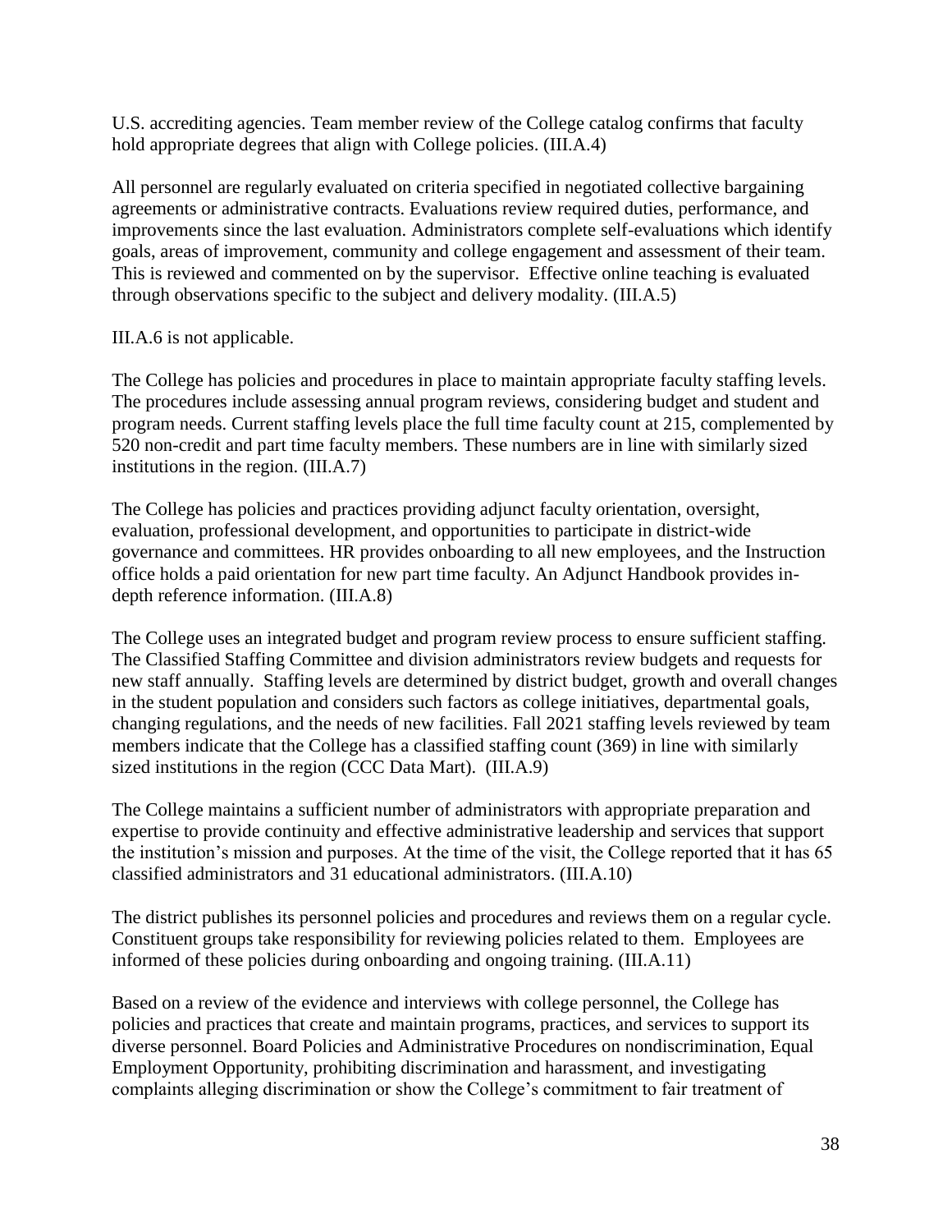U.S. accrediting agencies. Team member review of the College catalog confirms that faculty hold appropriate degrees that align with College policies. (III.A.4)

All personnel are regularly evaluated on criteria specified in negotiated collective bargaining agreements or administrative contracts. Evaluations review required duties, performance, and improvements since the last evaluation. Administrators complete self-evaluations which identify goals, areas of improvement, community and college engagement and assessment of their team. This is reviewed and commented on by the supervisor. Effective online teaching is evaluated through observations specific to the subject and delivery modality. (III.A.5)

III.A.6 is not applicable.

The College has policies and procedures in place to maintain appropriate faculty staffing levels. The procedures include assessing annual program reviews, considering budget and student and program needs. Current staffing levels place the full time faculty count at 215, complemented by 520 non-credit and part time faculty members. These numbers are in line with similarly sized institutions in the region. (III.A.7)

The College has policies and practices providing adjunct faculty orientation, oversight, evaluation, professional development, and opportunities to participate in district-wide governance and committees. HR provides onboarding to all new employees, and the Instruction office holds a paid orientation for new part time faculty. An Adjunct Handbook provides in-depth reference information. (III.A.8)

The College uses an integrated budget and program review process to ensure sufficient staffing. The Classified Staffing Committee and division administrators review budgets and requests for new staff annually. Staffing levels are determined by district budget, growth and overall changes in the student population and considers such factors as college initiatives, departmental goals, changing regulations, and the needs of new facilities. Fall 2021 staffing levels reviewed by team members indicate that the College has a classified staffing count (369) in line with similarly sized institutions in the region (CCC Data Mart). (III.A.9)

The College maintains a sufficient number of administrators with appropriate preparation and expertise to provide continuity and effective administrative leadership and services that support the institution's mission and purposes. At the time of the visit, the College reported that it has 65 classified administrators and 31 educational administrators. (III.A.10)

The district publishes its personnel policies and procedures and reviews them on a regular cycle. Constituent groups take responsibility for reviewing policies related to them. Employees are informed of these policies during onboarding and ongoing training. (III.A.11)

Based on a review of the evidence and interviews with college personnel, the College has policies and practices that create and maintain programs, practices, and services to support its diverse personnel. Board Policies and Administrative Procedures on nondiscrimination, Equal Employment Opportunity, prohibiting discrimination and harassment, and investigating complaints alleging discrimination or show the College's commitment to fair treatment of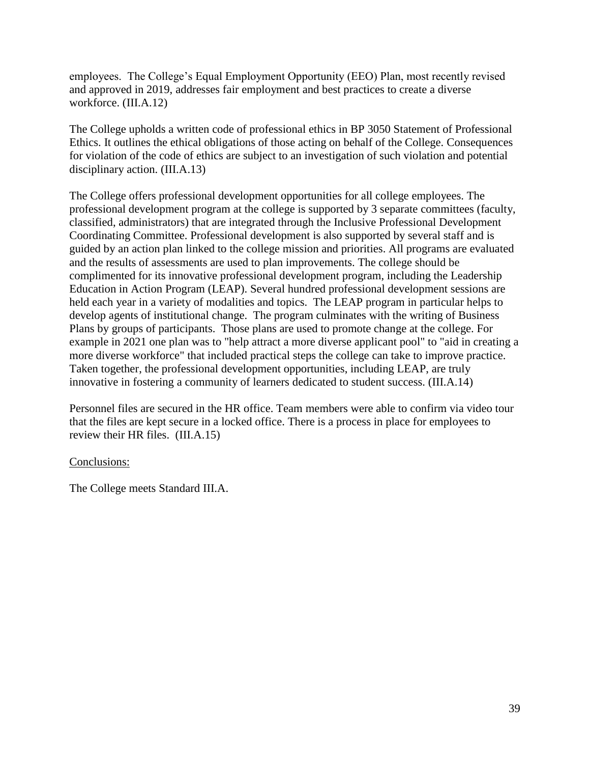employees. The College's Equal Employment Opportunity (EEO) Plan, most recently revised and approved in 2019, addresses fair employment and best practices to create a diverse workforce. (III.A.12)

The College upholds a written code of professional ethics in BP 3050 Statement of Professional Ethics. It outlines the ethical obligations of those acting on behalf of the College. Consequences for violation of the code of ethics are subject to an investigation of such violation and potential disciplinary action. (III.A.13)

The College offers professional development opportunities for all college employees. The professional development program at the college is supported by 3 separate committees (faculty, classified, administrators) that are integrated through the Inclusive Professional Development Coordinating Committee. Professional development is also supported by several staff and is guided by an action plan linked to the college mission and priorities. All programs are evaluated and the results of assessments are used to plan improvements. The college should be complimented for its innovative professional development program, including the Leadership Education in Action Program (LEAP). Several hundred professional development sessions are held each year in a variety of modalities and topics. The LEAP program in particular helps to develop agents of institutional change. The program culminates with the writing of Business Plans by groups of participants. Those plans are used to promote change at the college. For example in 2021 one plan was to "help attract a more diverse applicant pool" to "aid in creating a more diverse workforce" that included practical steps the college can take to improve practice. Taken together, the professional development opportunities, including LEAP, are truly innovative in fostering a community of learners dedicated to student success. (III.A.14)

Personnel files are secured in the HR office. Team members were able to confirm via video tour that the files are kept secure in a locked office. There is a process in place for employees to review their HR files. (III.A.15)

Conclusions:

The College meets Standard III.A.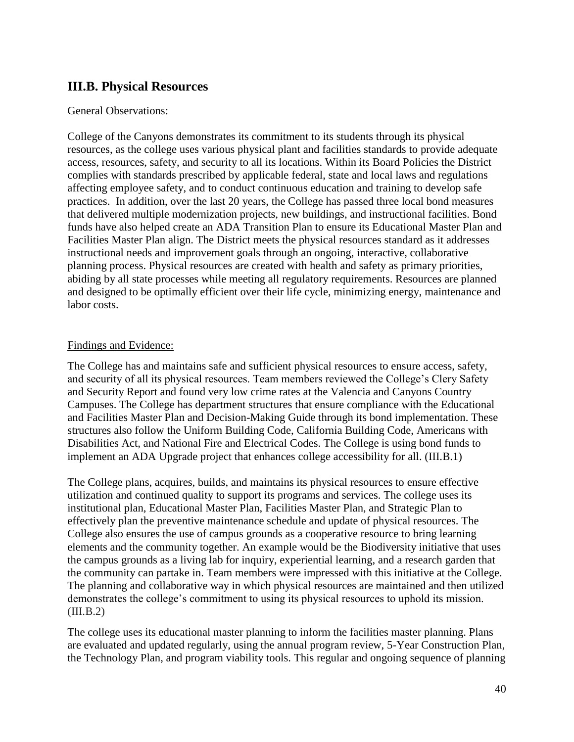## III.B. Physical Resources

General Observations:

College of the Canyons demonstrates its commitment to its students through its physical resources, as the college uses various physical plant and facilities standards to provide adequate access, resources, safety, and security to all its locations. Within its Board Policies the District complies with standards prescribed by applicable federal, state and local laws and regulations affecting employee safety, and to conduct continuous education and training to develop safe practices. In addition, over the last 20 years, the College has passed three local bond measures that delivered multiple modernization projects, new buildings, and instructional facilities. Bond funds have also helped create an ADA Transition Plan to ensure its Educational Master Plan and Facilities Master Plan align. The District meets the physical resources standard as it addresses instructional needs and improvement goals through an ongoing, interactive, collaborative planning process. Physical resources are created with health and safety as primary priorities, abiding by all state processes while meeting all regulatory requirements. Resources are planned and designed to be optimally efficient over their life cycle, minimizing energy, maintenance and labor costs.

Findings and Evidence:

The College has and maintains safe and sufficient physical resources to ensure access, safety, and security of all its physical resources. Team members reviewed the College's Clery Safety and Security Report and found very low crime rates at the Valencia and Canyons Country Campuses. The College has department structures that ensure compliance with the Educational and Facilities Master Plan and Decision-Making Guide through its bond implementation. These structures also follow the Uniform Building Code, California Building Code, Americans with Disabilities Act, and National Fire and Electrical Codes. The College is using bond funds to implement an ADA Upgrade project that enhances college accessibility for all. (III.B.1)

The College plans, acquires, builds, and maintains its physical resources to ensure effective utilization and continued quality to support its programs and services. The college uses its institutional plan, Educational Master Plan, Facilities Master Plan, and Strategic Plan to effectively plan the preventive maintenance schedule and update of physical resources. The College also ensures the use of campus grounds as a cooperative resource to bring learning elements and the community together. An example would be the Biodiversity initiative that uses the campus grounds as a living lab for inquiry, experiential learning, and a research garden that the community can partake in. Team members were impressed with this initiative at the College. The planning and collaborative way in which physical resources are maintained and then utilized demonstrates the college's commitment to using its physical resources to uphold its mission. (III.B.2)

The college uses its educational master planning to inform the facilities master planning. Plans are evaluated and updated regularly, using the annual program review, 5-Year Construction Plan, the Technology Plan, and program viability tools. This regular and ongoing sequence of planning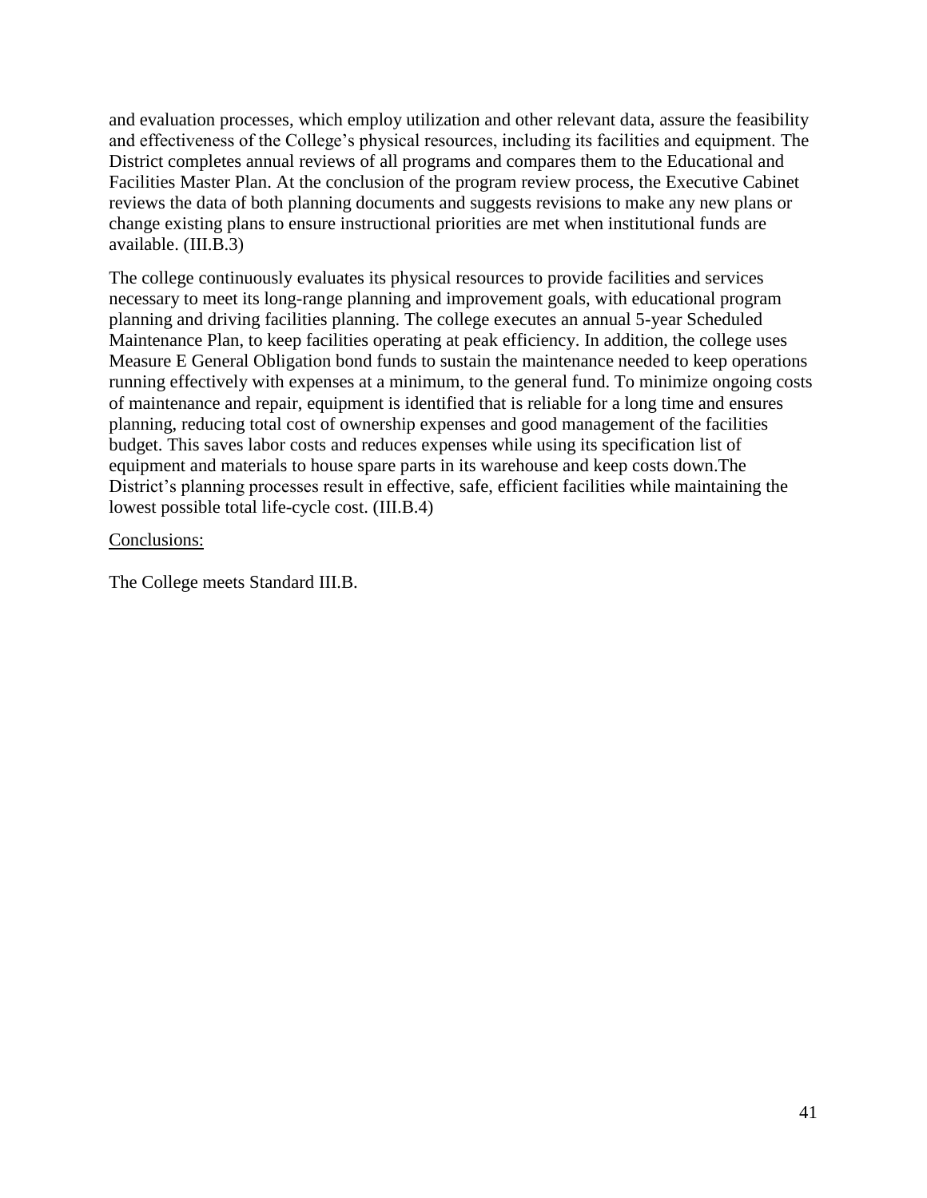and evaluation processes, which employ utilization and other relevant data, assure the feasibility and effectiveness of the College's physical resources, including its facilities and equipment. The District completes annual reviews of all programs and compares them to the Educational and Facilities Master Plan. At the conclusion of the program review process, the Executive Cabinet reviews the data of both planning documents and suggests revisions to make any new plans or change existing plans to ensure instructional priorities are met when institutional funds are available. (III.B.3)

The college continuously evaluates its physical resources to provide facilities and services necessary to meet its long-range planning and improvement goals, with educational program planning and driving facilities planning. The college executes an annual 5-year Scheduled Maintenance Plan, to keep facilities operating at peak efficiency. In addition, the college uses Measure E General Obligation bond funds to sustain the maintenance needed to keep operations running effectively with expenses at a minimum, to the general fund. To minimize ongoing costs of maintenance and repair, equipment is identified that is reliable for a long time and ensures planning, reducing total cost of ownership expenses and good management of the facilities budget. This saves labor costs and reduces expenses while using its specification list of equipment and materials to house spare parts in its warehouse and keep costs down.The District's planning processes result in effective, safe, efficient facilities while maintaining the lowest possible total life-cycle cost. (III.B.4)

<u>Conclusions:</u>

The College meets Standard III.B.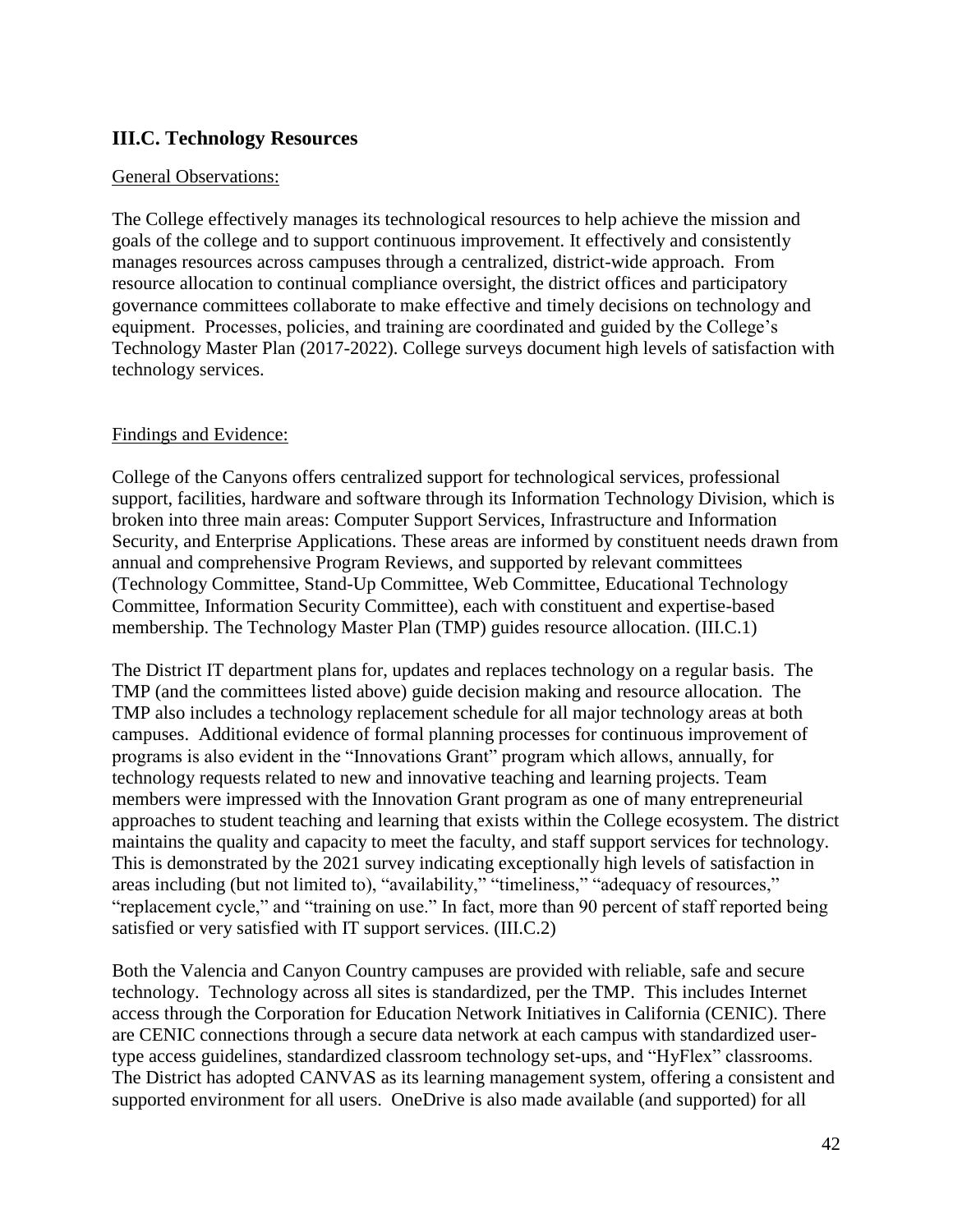## III.C. Technology Resources

General Observations:

The College effectively manages its technological resources to help achieve the mission and goals of the college and to support continuous improvement. It effectively and consistently manages resources across campuses through a centralized, district-wide approach. From resource allocation to continual compliance oversight, the district offices and participatory governance committees collaborate to make effective and timely decisions on technology and equipment. Processes, policies, and training are coordinated and guided by the College's Technology Master Plan (2017-2022). College surveys document high levels of satisfaction with technology services.

Findings and Evidence:

College of the Canyons offers centralized support for technological services, professional support, facilities, hardware and software through its Information Technology Division, which is broken into three main areas: Computer Support Services, Infrastructure and Information Security, and Enterprise Applications. These areas are informed by constituent needs drawn from annual and comprehensive Program Reviews, and supported by relevant committees (Technology Committee, Stand-Up Committee, Web Committee, Educational Technology Committee, Information Security Committee), each with constituent and expertise-based membership. The Technology Master Plan (TMP) guides resource allocation. (III.C.1)

The District IT department plans for, updates and replaces technology on a regular basis. The TMP (and the committees listed above) guide decision making and resource allocation. The TMP also includes a technology replacement schedule for all major technology areas at both campuses. Additional evidence of formal planning processes for continuous improvement of programs is also evident in the "Innovations Grant" program which allows, annually, for technology requests related to new and innovative teaching and learning projects. Team members were impressed with the Innovation Grant program as one of many entrepreneurial approaches to student teaching and learning that exists within the College ecosystem. The district maintains the quality and capacity to meet the faculty, and staff support services for technology. This is demonstrated by the 2021 survey indicating exceptionally high levels of satisfaction in areas including (but not limited to), "availability," "timeliness," "adequacy of resources," "replacement cycle," and "training on use." In fact, more than 90 percent of staff reported being satisfied or very satisfied with IT support services. (III.C.2)

Both the Valencia and Canyon Country campuses are provided with reliable, safe and secure technology. Technology across all sites is standardized, per the TMP. This includes Internet access through the Corporation for Education Network Initiatives in California (CENIC). There are CENIC connections through a secure data network at each campus with standardized user-type access guidelines, standardized classroom technology set-ups, and "HyFlex" classrooms. The District has adopted CANVAS as its learning management system, offering a consistent and supported environment for all users. OneDrive is also made available (and supported) for all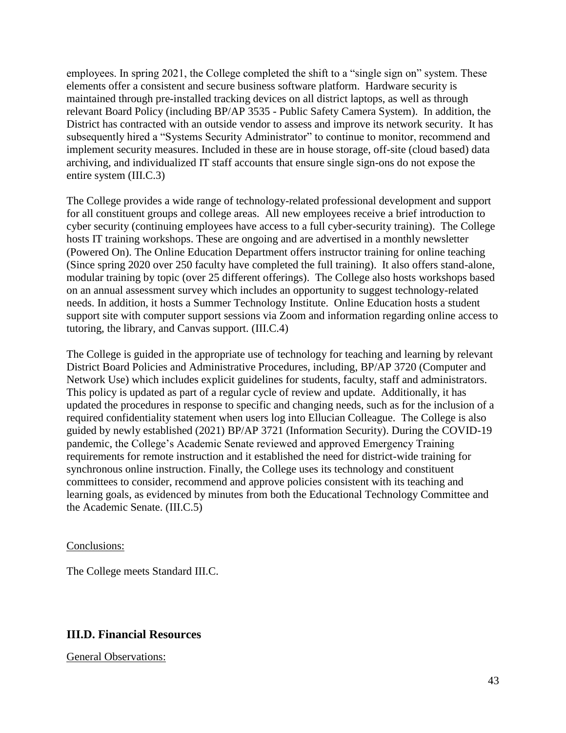employees. In spring 2021, the College completed the shift to a "single sign on" system. These elements offer a consistent and secure business software platform. Hardware security is maintained through pre-installed tracking devices on all district laptops, as well as through relevant Board Policy (including BP/AP 3535 - Public Safety Camera System). In addition, the District has contracted with an outside vendor to assess and improve its network security. It has subsequently hired a "Systems Security Administrator" to continue to monitor, recommend and implement security measures. Included in these are in house storage, off-site (cloud based) data archiving, and individualized IT staff accounts that ensure single sign-ons do not expose the entire system (III.C.3)

The College provides a wide range of technology-related professional development and support for all constituent groups and college areas. All new employees receive a brief introduction to cyber security (continuing employees have access to a full cyber-security training). The College hosts IT training workshops. These are ongoing and are advertised in a monthly newsletter (Powered On). The Online Education Department offers instructor training for online teaching (Since spring 2020 over 250 faculty have completed the full training). It also offers stand-alone, modular training by topic (over 25 different offerings). The College also hosts workshops based on an annual assessment survey which includes an opportunity to suggest technology-related needs. In addition, it hosts a Summer Technology Institute. Online Education hosts a student support site with computer support sessions via Zoom and information regarding online access to tutoring, the library, and Canvas support. (III.C.4)

The College is guided in the appropriate use of technology for teaching and learning by relevant District Board Policies and Administrative Procedures, including, BP/AP 3720 (Computer and Network Use) which includes explicit guidelines for students, faculty, staff and administrators. This policy is updated as part of a regular cycle of review and update. Additionally, it has updated the procedures in response to specific and changing needs, such as for the inclusion of a required confidentiality statement when users log into Ellucian Colleague. The College is also guided by newly established (2021) BP/AP 3721 (Information Security). During the COVID-19 pandemic, the College's Academic Senate reviewed and approved Emergency Training requirements for remote instruction and it established the need for district-wide training for synchronous online instruction. Finally, the College uses its technology and constituent committees to consider, recommend and approve policies consistent with its teaching and learning goals, as evidenced by minutes from both the Educational Technology Committee and the Academic Senate. (III.C.5)

Conclusions:

The College meets Standard III.C.

## III.D. Financial Resources

General Observations: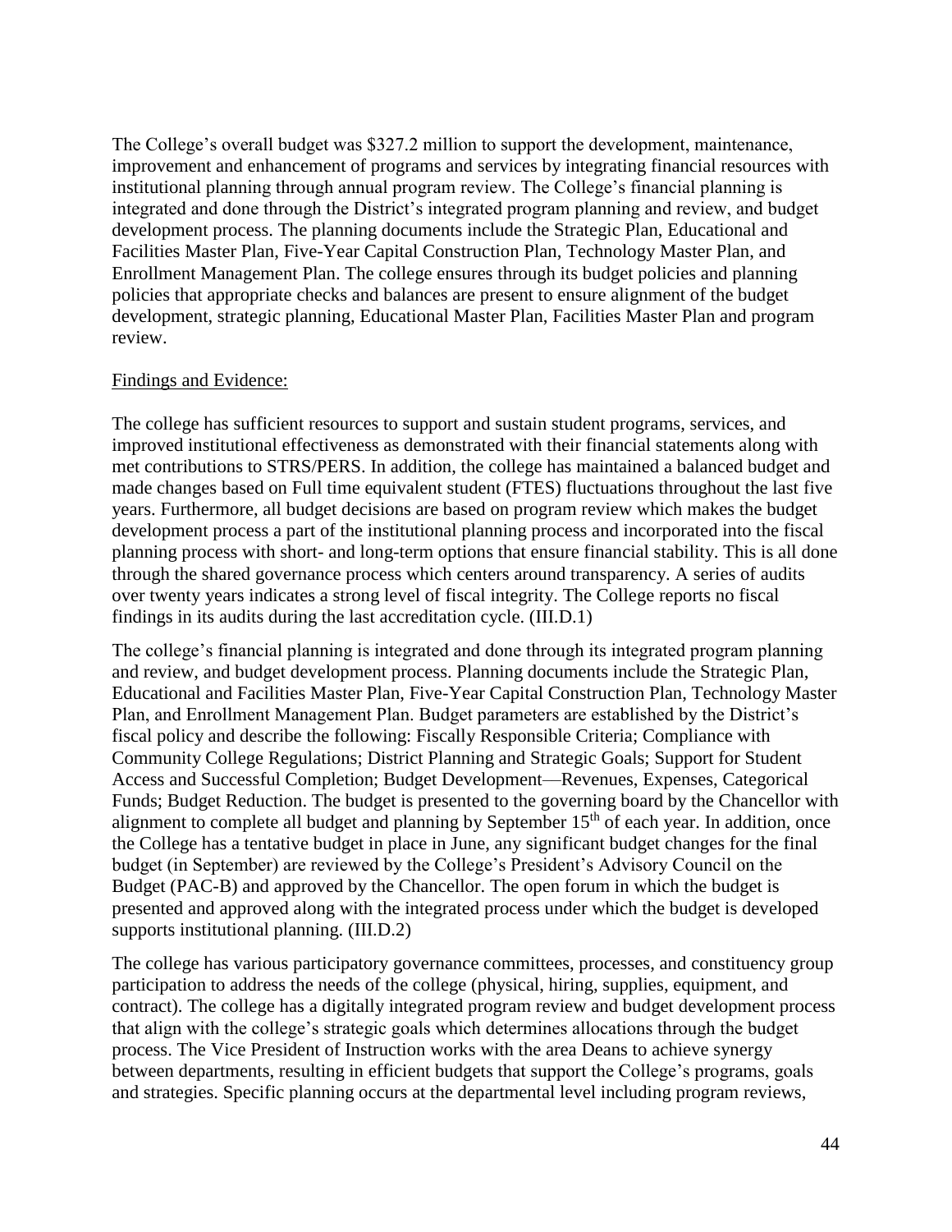The College's overall budget was \$327.2 million to support the development, maintenance, improvement and enhancement of programs and services by integrating financial resources with institutional planning through annual program review. The College's financial planning is integrated and done through the District's integrated program planning and review, and budget development process. The planning documents include the Strategic Plan, Educational and Facilities Master Plan, Five-Year Capital Construction Plan, Technology Master Plan, and Enrollment Management Plan. The college ensures through its budget policies and planning policies that appropriate checks and balances are present to ensure alignment of the budget development, strategic planning, Educational Master Plan, Facilities Master Plan and program review.

<u>Findings and Evidence:</u>

The college has sufficient resources to support and sustain student programs, services, and improved institutional effectiveness as demonstrated with their financial statements along with met contributions to STRS/PERS. In addition, the college has maintained a balanced budget and made changes based on Full time equivalent student (FTES) fluctuations throughout the last five years. Furthermore, all budget decisions are based on program review which makes the budget development process a part of the institutional planning process and incorporated into the fiscal planning process with short- and long-term options that ensure financial stability. This is all done through the shared governance process which centers around transparency. A series of audits over twenty years indicates a strong level of fiscal integrity. The College reports no fiscal findings in its audits during the last accreditation cycle. (III.D.1)

The college's financial planning is integrated and done through its integrated program planning and review, and budget development process. Planning documents include the Strategic Plan, Educational and Facilities Master Plan, Five-Year Capital Construction Plan, Technology Master Plan, and Enrollment Management Plan. Budget parameters are established by the District's fiscal policy and describe the following: Fiscally Responsible Criteria; Compliance with Community College Regulations; District Planning and Strategic Goals; Support for Student Access and Successful Completion; Budget Development—Revenues, Expenses, Categorical Funds; Budget Reduction. The budget is presented to the governing board by the Chancellor with alignment to complete all budget and planning by September 15th of each year. In addition, once the College has a tentative budget in place in June, any significant budget changes for the final budget (in September) are reviewed by the College's President's Advisory Council on the Budget (PAC-B) and approved by the Chancellor. The open forum in which the budget is presented and approved along with the integrated process under which the budget is developed supports institutional planning. (III.D.2)

The college has various participatory governance committees, processes, and constituency group participation to address the needs of the college (physical, hiring, supplies, equipment, and contract). The college has a digitally integrated program review and budget development process that align with the college's strategic goals which determines allocations through the budget process. The Vice President of Instruction works with the area Deans to achieve synergy between departments, resulting in efficient budgets that support the College's programs, goals and strategies. Specific planning occurs at the departmental level including program reviews,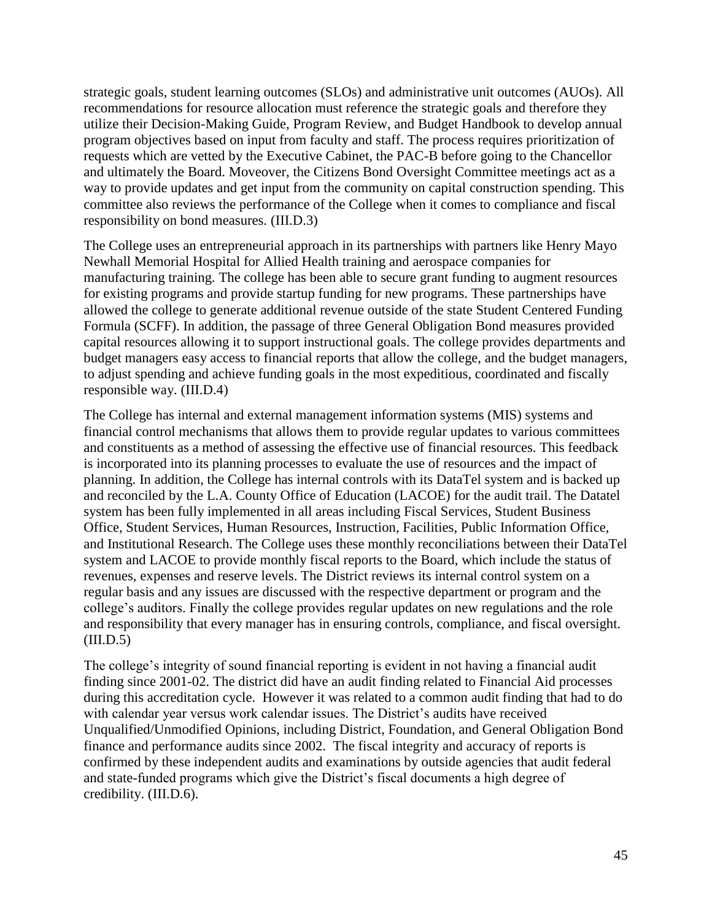strategic goals, student learning outcomes (SLOs) and administrative unit outcomes (AUOs). All recommendations for resource allocation must reference the strategic goals and therefore they utilize their Decision-Making Guide, Program Review, and Budget Handbook to develop annual program objectives based on input from faculty and staff. The process requires prioritization of requests which are vetted by the Executive Cabinet, the PAC-B before going to the Chancellor and ultimately the Board. Moveover, the Citizens Bond Oversight Committee meetings act as a way to provide updates and get input from the community on capital construction spending. This committee also reviews the performance of the College when it comes to compliance and fiscal responsibility on bond measures. (III.D.3)

The College uses an entrepreneurial approach in its partnerships with partners like Henry Mayo Newhall Memorial Hospital for Allied Health training and aerospace companies for manufacturing training. The college has been able to secure grant funding to augment resources for existing programs and provide startup funding for new programs. These partnerships have allowed the college to generate additional revenue outside of the state Student Centered Funding Formula (SCFF). In addition, the passage of three General Obligation Bond measures provided capital resources allowing it to support instructional goals. The college provides departments and budget managers easy access to financial reports that allow the college, and the budget managers, to adjust spending and achieve funding goals in the most expeditious, coordinated and fiscally responsible way. (III.D.4)

The College has internal and external management information systems (MIS) systems and financial control mechanisms that allows them to provide regular updates to various committees and constituents as a method of assessing the effective use of financial resources. This feedback is incorporated into its planning processes to evaluate the use of resources and the impact of planning. In addition, the College has internal controls with its DataTel system and is backed up and reconciled by the L.A. County Office of Education (LACOE) for the audit trail. The Datatel system has been fully implemented in all areas including Fiscal Services, Student Business Office, Student Services, Human Resources, Instruction, Facilities, Public Information Office, and Institutional Research. The College uses these monthly reconciliations between their DataTel system and LACOE to provide monthly fiscal reports to the Board, which include the status of revenues, expenses and reserve levels. The District reviews its internal control system on a regular basis and any issues are discussed with the respective department or program and the college's auditors. Finally the college provides regular updates on new regulations and the role and responsibility that every manager has in ensuring controls, compliance, and fiscal oversight. (III.D.5)

The college's integrity of sound financial reporting is evident in not having a financial audit finding since 2001-02. The district did have an audit finding related to Financial Aid processes during this accreditation cycle. However it was related to a common audit finding that had to do with calendar year versus work calendar issues. The District's audits have received Unqualified/Unmodified Opinions, including District, Foundation, and General Obligation Bond finance and performance audits since 2002. The fiscal integrity and accuracy of reports is confirmed by these independent audits and examinations by outside agencies that audit federal and state-funded programs which give the District's fiscal documents a high degree of credibility. (III.D.6).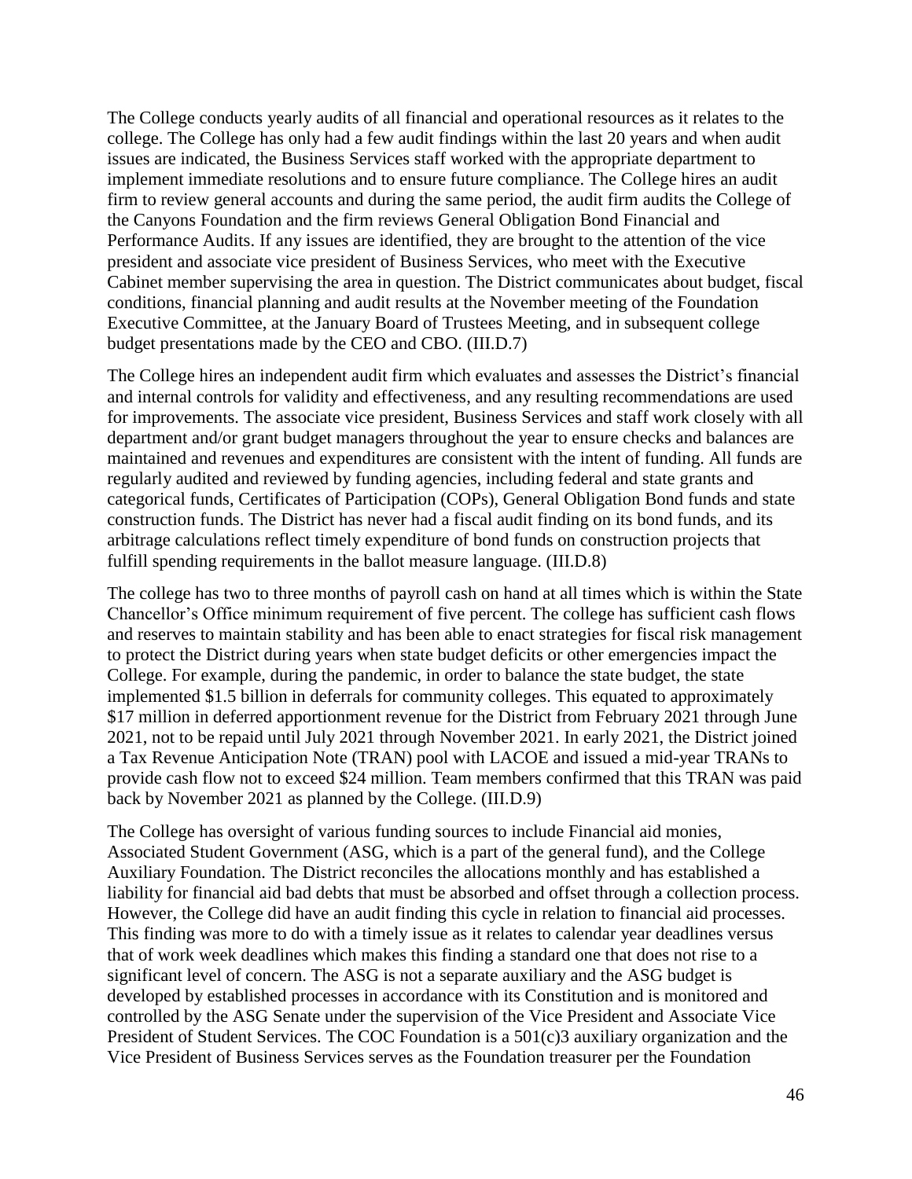The College conducts yearly audits of all financial and operational resources as it relates to the college. The College has only had a few audit findings within the last 20 years and when audit issues are indicated, the Business Services staff worked with the appropriate department to implement immediate resolutions and to ensure future compliance. The College hires an audit firm to review general accounts and during the same period, the audit firm audits the College of the Canyons Foundation and the firm reviews General Obligation Bond Financial and Performance Audits. If any issues are identified, they are brought to the attention of the vice president and associate vice president of Business Services, who meet with the Executive Cabinet member supervising the area in question. The District communicates about budget, fiscal conditions, financial planning and audit results at the November meeting of the Foundation Executive Committee, at the January Board of Trustees Meeting, and in subsequent college budget presentations made by the CEO and CBO. (III.D.7)

The College hires an independent audit firm which evaluates and assesses the District's financial and internal controls for validity and effectiveness, and any resulting recommendations are used for improvements. The associate vice president, Business Services and staff work closely with all department and/or grant budget managers throughout the year to ensure checks and balances are maintained and revenues and expenditures are consistent with the intent of funding. All funds are regularly audited and reviewed by funding agencies, including federal and state grants and categorical funds, Certificates of Participation (COPs), General Obligation Bond funds and state construction funds. The District has never had a fiscal audit finding on its bond funds, and its arbitrage calculations reflect timely expenditure of bond funds on construction projects that fulfill spending requirements in the ballot measure language. (III.D.8)

The college has two to three months of payroll cash on hand at all times which is within the State Chancellor's Office minimum requirement of five percent. The college has sufficient cash flows and reserves to maintain stability and has been able to enact strategies for fiscal risk management to protect the District during years when state budget deficits or other emergencies impact the College. For example, during the pandemic, in order to balance the state budget, the state implemented $1.5 billion in deferrals for community colleges. This equated to approximately $17 million in deferred apportionment revenue for the District from February 2021 through June 2021, not to be repaid until July 2021 through November 2021. In early 2021, the District joined a Tax Revenue Anticipation Note (TRAN) pool with LACOE and issued a mid-year TRANs to provide cash flow not to exceed $24 million. Team members confirmed that this TRAN was paid back by November 2021 as planned by the College. (III.D.9)

The College has oversight of various funding sources to include Financial aid monies, Associated Student Government (ASG, which is a part of the general fund), and the College Auxiliary Foundation. The District reconciles the allocations monthly and has established a liability for financial aid bad debts that must be absorbed and offset through a collection process. However, the College did have an audit finding this cycle in relation to financial aid processes. This finding was more to do with a timely issue as it relates to calendar year deadlines versus that of work week deadlines which makes this finding a standard one that does not rise to a significant level of concern. The ASG is not a separate auxiliary and the ASG budget is developed by established processes in accordance with its Constitution and is monitored and controlled by the ASG Senate under the supervision of the Vice President and Associate Vice President of Student Services. The COC Foundation is a 501(c)3 auxiliary organization and the Vice President of Business Services serves as the Foundation treasurer per the Foundation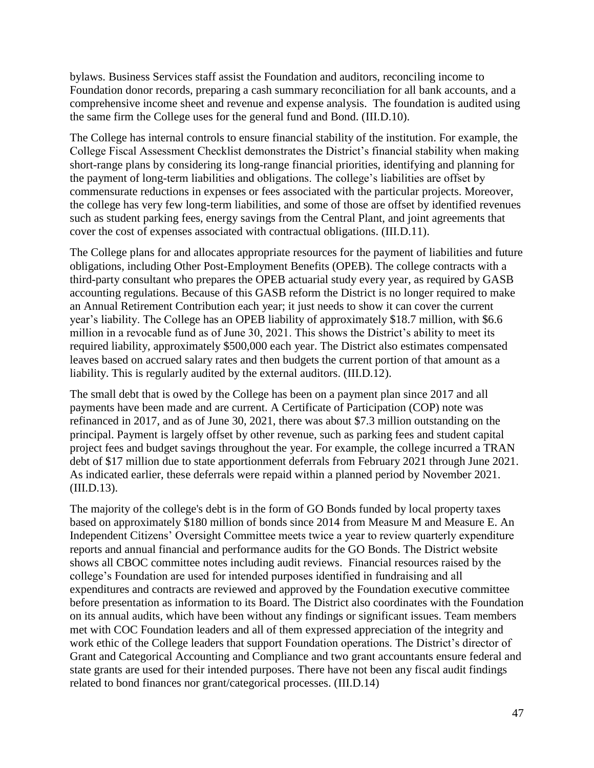bylaws. Business Services staff assist the Foundation and auditors, reconciling income to Foundation donor records, preparing a cash summary reconciliation for all bank accounts, and a comprehensive income sheet and revenue and expense analysis. The foundation is audited using the same firm the College uses for the general fund and Bond. (III.D.10).

The College has internal controls to ensure financial stability of the institution. For example, the College Fiscal Assessment Checklist demonstrates the District's financial stability when making short-range plans by considering its long-range financial priorities, identifying and planning for the payment of long-term liabilities and obligations. The college's liabilities are offset by commensurate reductions in expenses or fees associated with the particular projects. Moreover, the college has very few long-term liabilities, and some of those are offset by identified revenues such as student parking fees, energy savings from the Central Plant, and joint agreements that cover the cost of expenses associated with contractual obligations. (III.D.11).

The College plans for and allocates appropriate resources for the payment of liabilities and future obligations, including Other Post-Employment Benefits (OPEB). The college contracts with a third-party consultant who prepares the OPEB actuarial study every year, as required by GASB accounting regulations. Because of this GASB reform the District is no longer required to make an Annual Retirement Contribution each year; it just needs to show it can cover the current year's liability. The College has an OPEB liability of approximately $18.7 million, with $6.6 million in a revocable fund as of June 30, 2021. This shows the District's ability to meet its required liability, approximately $500,000 each year. The District also estimates compensated leaves based on accrued salary rates and then budgets the current portion of that amount as a liability. This is regularly audited by the external auditors. (III.D.12).

The small debt that is owed by the College has been on a payment plan since 2017 and all payments have been made and are current. A Certificate of Participation (COP) note was refinanced in 2017, and as of June 30, 2021, there was about $7.3 million outstanding on the principal. Payment is largely offset by other revenue, such as parking fees and student capital project fees and budget savings throughout the year. For example, the college incurred a TRAN debt of $17 million due to state apportionment deferrals from February 2021 through June 2021. As indicated earlier, these deferrals were repaid within a planned period by November 2021. (III.D.13).

The majority of the college's debt is in the form of GO Bonds funded by local property taxes based on approximately $180 million of bonds since 2014 from Measure M and Measure E. An Independent Citizens' Oversight Committee meets twice a year to review quarterly expenditure reports and annual financial and performance audits for the GO Bonds. The District website shows all CBOC committee notes including audit reviews. Financial resources raised by the college's Foundation are used for intended purposes identified in fundraising and all expenditures and contracts are reviewed and approved by the Foundation executive committee before presentation as information to its Board. The District also coordinates with the Foundation on its annual audits, which have been without any findings or significant issues. Team members met with COC Foundation leaders and all of them expressed appreciation of the integrity and work ethic of the College leaders that support Foundation operations. The District's director of Grant and Categorical Accounting and Compliance and two grant accountants ensure federal and state grants are used for their intended purposes. There have not been any fiscal audit findings related to bond finances nor grant/categorical processes. (III.D.14)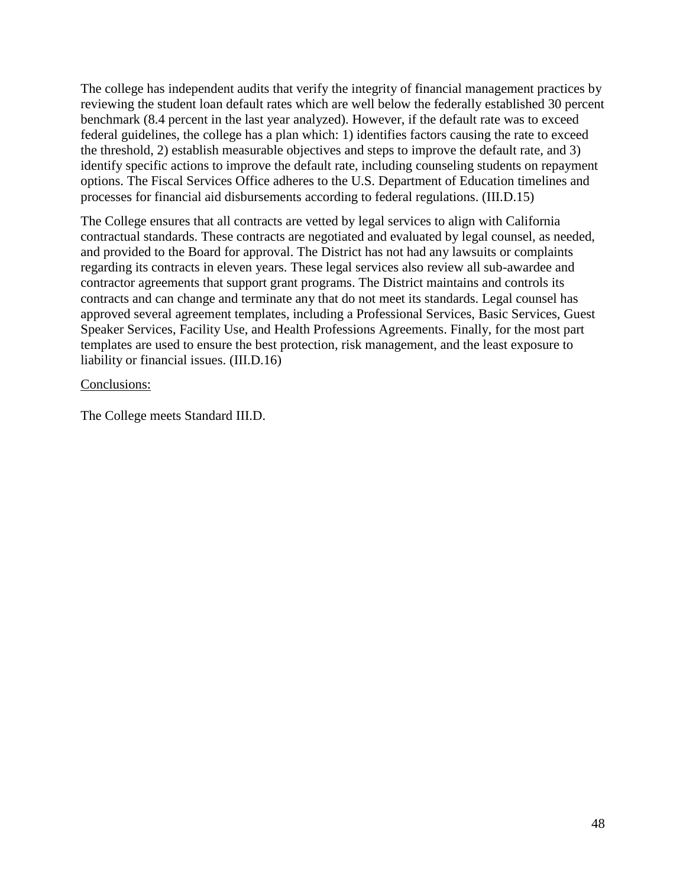The college has independent audits that verify the integrity of financial management practices by reviewing the student loan default rates which are well below the federally established 30 percent benchmark (8.4 percent in the last year analyzed). However, if the default rate was to exceed federal guidelines, the college has a plan which: 1) identifies factors causing the rate to exceed the threshold, 2) establish measurable objectives and steps to improve the default rate, and 3) identify specific actions to improve the default rate, including counseling students on repayment options. The Fiscal Services Office adheres to the U.S. Department of Education timelines and processes for financial aid disbursements according to federal regulations. (III.D.15)

The College ensures that all contracts are vetted by legal services to align with California contractual standards. These contracts are negotiated and evaluated by legal counsel, as needed, and provided to the Board for approval. The District has not had any lawsuits or complaints regarding its contracts in eleven years. These legal services also review all sub-awardee and contractor agreements that support grant programs. The District maintains and controls its contracts and can change and terminate any that do not meet its standards. Legal counsel has approved several agreement templates, including a Professional Services, Basic Services, Guest Speaker Services, Facility Use, and Health Professions Agreements. Finally, for the most part templates are used to ensure the best protection, risk management, and the least exposure to liability or financial issues. (III.D.16)

<u>Conclusions:</u>

The College meets Standard III.D.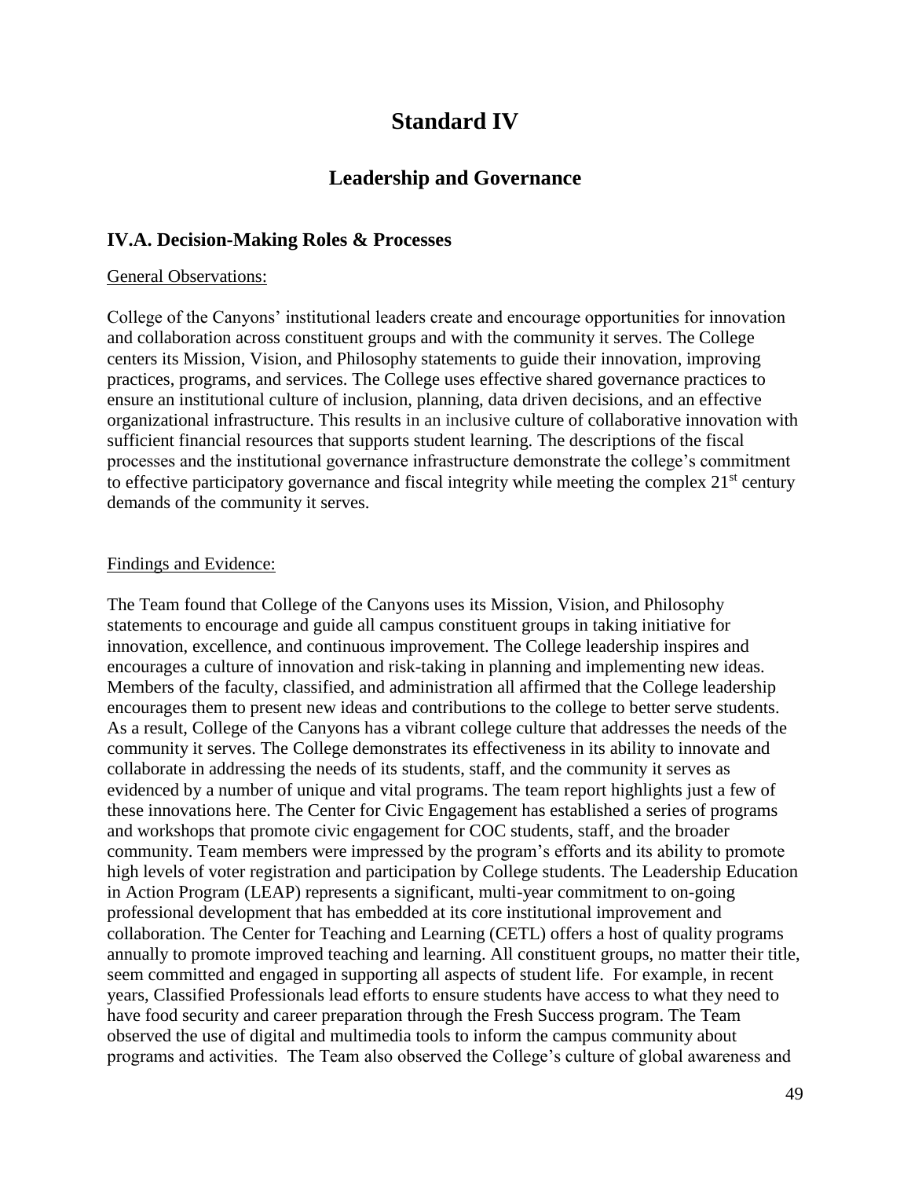# Standard IV

## Leadership and Governance

### IV.A. Decision-Making Roles & Processes

General Observations:

College of the Canyons' institutional leaders create and encourage opportunities for innovation and collaboration across constituent groups and with the community it serves. The College centers its Mission, Vision, and Philosophy statements to guide their innovation, improving practices, programs, and services. The College uses effective shared governance practices to ensure an institutional culture of inclusion, planning, data driven decisions, and an effective organizational infrastructure. This results in an inclusive culture of collaborative innovation with sufficient financial resources that supports student learning. The descriptions of the fiscal processes and the institutional governance infrastructure demonstrate the college's commitment to effective participatory governance and fiscal integrity while meeting the complex 21st century demands of the community it serves.

Findings and Evidence:

The Team found that College of the Canyons uses its Mission, Vision, and Philosophy statements to encourage and guide all campus constituent groups in taking initiative for innovation, excellence, and continuous improvement. The College leadership inspires and encourages a culture of innovation and risk-taking in planning and implementing new ideas. Members of the faculty, classified, and administration all affirmed that the College leadership encourages them to present new ideas and contributions to the college to better serve students. As a result, College of the Canyons has a vibrant college culture that addresses the needs of the community it serves. The College demonstrates its effectiveness in its ability to innovate and collaborate in addressing the needs of its students, staff, and the community it serves as evidenced by a number of unique and vital programs. The team report highlights just a few of these innovations here. The Center for Civic Engagement has established a series of programs and workshops that promote civic engagement for COC students, staff, and the broader community. Team members were impressed by the program's efforts and its ability to promote high levels of voter registration and participation by College students. The Leadership Education in Action Program (LEAP) represents a significant, multi-year commitment to on-going professional development that has embedded at its core institutional improvement and collaboration. The Center for Teaching and Learning (CETL) offers a host of quality programs annually to promote improved teaching and learning. All constituent groups, no matter their title, seem committed and engaged in supporting all aspects of student life. For example, in recent years, Classified Professionals lead efforts to ensure students have access to what they need to have food security and career preparation through the Fresh Success program. The Team observed the use of digital and multimedia tools to inform the campus community about programs and activities. The Team also observed the College's culture of global awareness and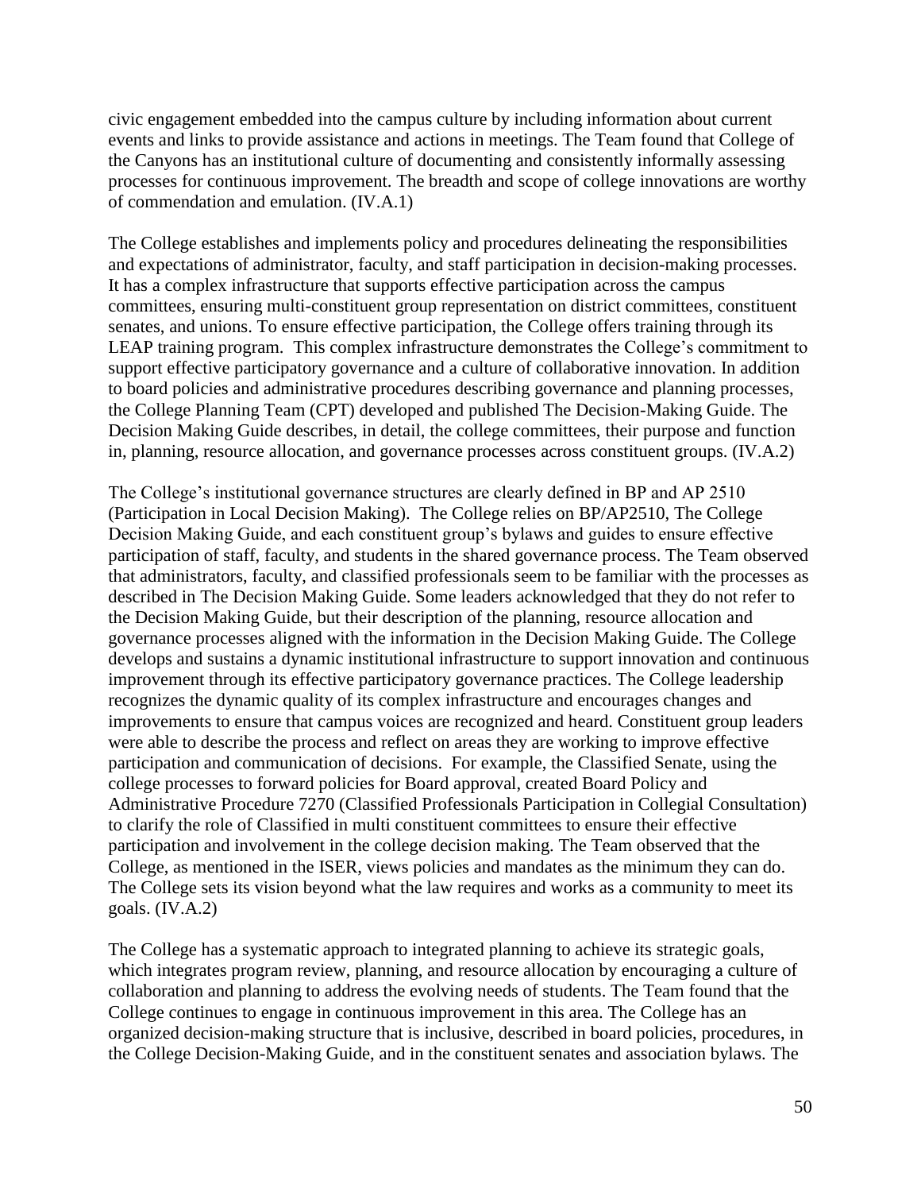civic engagement embedded into the campus culture by including information about current events and links to provide assistance and actions in meetings. The Team found that College of the Canyons has an institutional culture of documenting and consistently informally assessing processes for continuous improvement. The breadth and scope of college innovations are worthy of commendation and emulation. (IV.A.1)

The College establishes and implements policy and procedures delineating the responsibilities and expectations of administrator, faculty, and staff participation in decision-making processes. It has a complex infrastructure that supports effective participation across the campus committees, ensuring multi-constituent group representation on district committees, constituent senates, and unions. To ensure effective participation, the College offers training through its LEAP training program. This complex infrastructure demonstrates the College's commitment to support effective participatory governance and a culture of collaborative innovation. In addition to board policies and administrative procedures describing governance and planning processes, the College Planning Team (CPT) developed and published The Decision-Making Guide. The Decision Making Guide describes, in detail, the college committees, their purpose and function in, planning, resource allocation, and governance processes across constituent groups. (IV.A.2)

The College's institutional governance structures are clearly defined in BP and AP 2510 (Participation in Local Decision Making). The College relies on BP/AP2510, The College Decision Making Guide, and each constituent group's bylaws and guides to ensure effective participation of staff, faculty, and students in the shared governance process. The Team observed that administrators, faculty, and classified professionals seem to be familiar with the processes as described in The Decision Making Guide. Some leaders acknowledged that they do not refer to the Decision Making Guide, but their description of the planning, resource allocation and governance processes aligned with the information in the Decision Making Guide. The College develops and sustains a dynamic institutional infrastructure to support innovation and continuous improvement through its effective participatory governance practices. The College leadership recognizes the dynamic quality of its complex infrastructure and encourages changes and improvements to ensure that campus voices are recognized and heard. Constituent group leaders were able to describe the process and reflect on areas they are working to improve effective participation and communication of decisions. For example, the Classified Senate, using the college processes to forward policies for Board approval, created Board Policy and Administrative Procedure 7270 (Classified Professionals Participation in Collegial Consultation) to clarify the role of Classified in multi constituent committees to ensure their effective participation and involvement in the college decision making. The Team observed that the College, as mentioned in the ISER, views policies and mandates as the minimum they can do. The College sets its vision beyond what the law requires and works as a community to meet its goals. (IV.A.2)

The College has a systematic approach to integrated planning to achieve its strategic goals, which integrates program review, planning, and resource allocation by encouraging a culture of collaboration and planning to address the evolving needs of students. The Team found that the College continues to engage in continuous improvement in this area. The College has an organized decision-making structure that is inclusive, described in board policies, procedures, in the College Decision-Making Guide, and in the constituent senates and association bylaws. The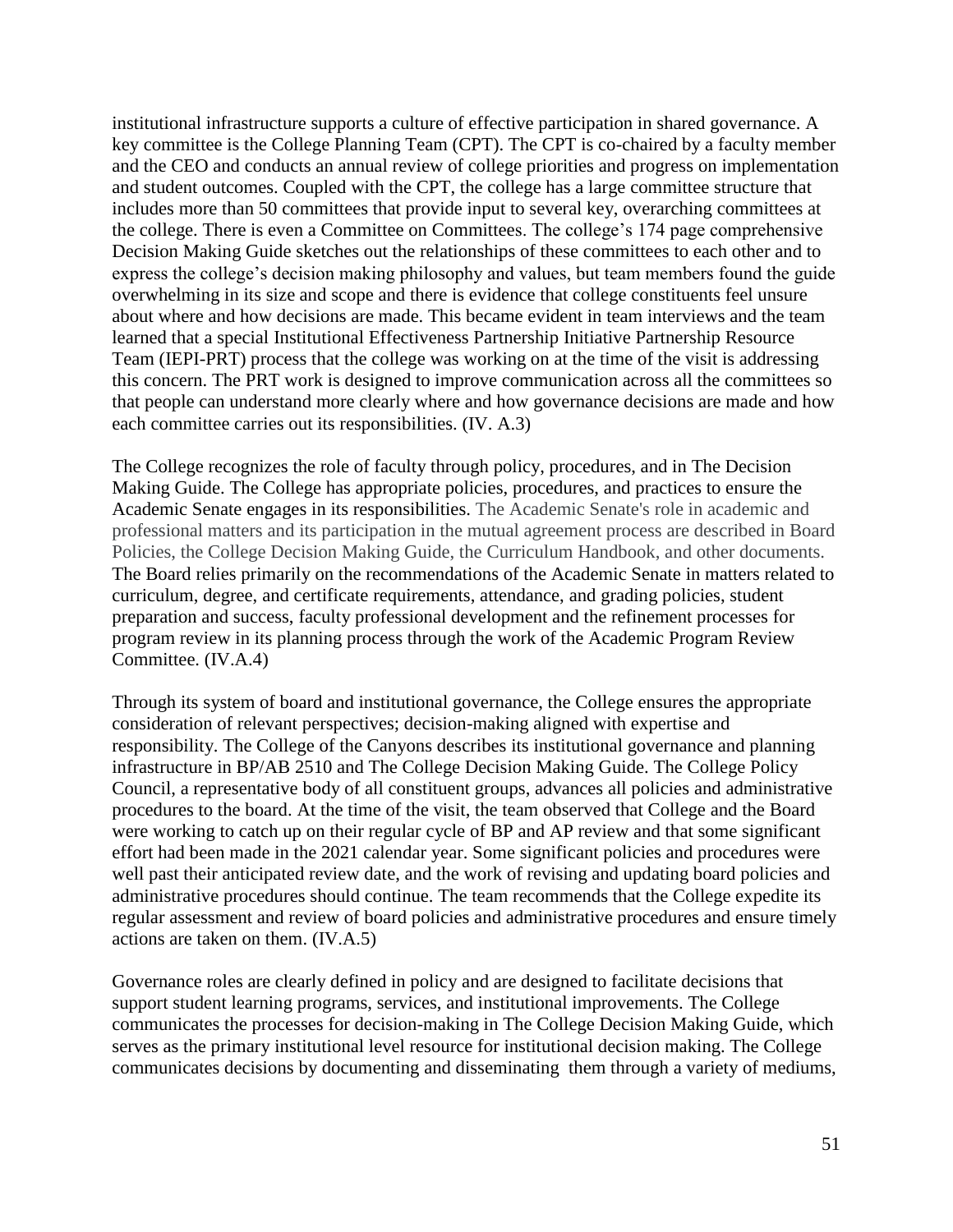institutional infrastructure supports a culture of effective participation in shared governance. A key committee is the College Planning Team (CPT). The CPT is co-chaired by a faculty member and the CEO and conducts an annual review of college priorities and progress on implementation and student outcomes. Coupled with the CPT, the college has a large committee structure that includes more than 50 committees that provide input to several key, overarching committees at the college. There is even a Committee on Committees. The college's 174 page comprehensive Decision Making Guide sketches out the relationships of these committees to each other and to express the college's decision making philosophy and values, but team members found the guide overwhelming in its size and scope and there is evidence that college constituents feel unsure about where and how decisions are made. This became evident in team interviews and the team learned that a special Institutional Effectiveness Partnership Initiative Partnership Resource Team (IEPI-PRT) process that the college was working on at the time of the visit is addressing this concern. The PRT work is designed to improve communication across all the committees so that people can understand more clearly where and how governance decisions are made and how each committee carries out its responsibilities. (IV. A.3)

The College recognizes the role of faculty through policy, procedures, and in The Decision Making Guide. The College has appropriate policies, procedures, and practices to ensure the Academic Senate engages in its responsibilities. The Academic Senate's role in academic and professional matters and its participation in the mutual agreement process are described in Board Policies, the College Decision Making Guide, the Curriculum Handbook, and other documents. The Board relies primarily on the recommendations of the Academic Senate in matters related to curriculum, degree, and certificate requirements, attendance, and grading policies, student preparation and success, faculty professional development and the refinement processes for program review in its planning process through the work of the Academic Program Review Committee. (IV.A.4)

Through its system of board and institutional governance, the College ensures the appropriate consideration of relevant perspectives; decision-making aligned with expertise and responsibility. The College of the Canyons describes its institutional governance and planning infrastructure in BP/AB 2510 and The College Decision Making Guide. The College Policy Council, a representative body of all constituent groups, advances all policies and administrative procedures to the board. At the time of the visit, the team observed that College and the Board were working to catch up on their regular cycle of BP and AP review and that some significant effort had been made in the 2021 calendar year. Some significant policies and procedures were well past their anticipated review date, and the work of revising and updating board policies and administrative procedures should continue. The team recommends that the College expedite its regular assessment and review of board policies and administrative procedures and ensure timely actions are taken on them. (IV.A.5)

Governance roles are clearly defined in policy and are designed to facilitate decisions that support student learning programs, services, and institutional improvements. The College communicates the processes for decision-making in The College Decision Making Guide, which serves as the primary institutional level resource for institutional decision making. The College communicates decisions by documenting and disseminating them through a variety of mediums,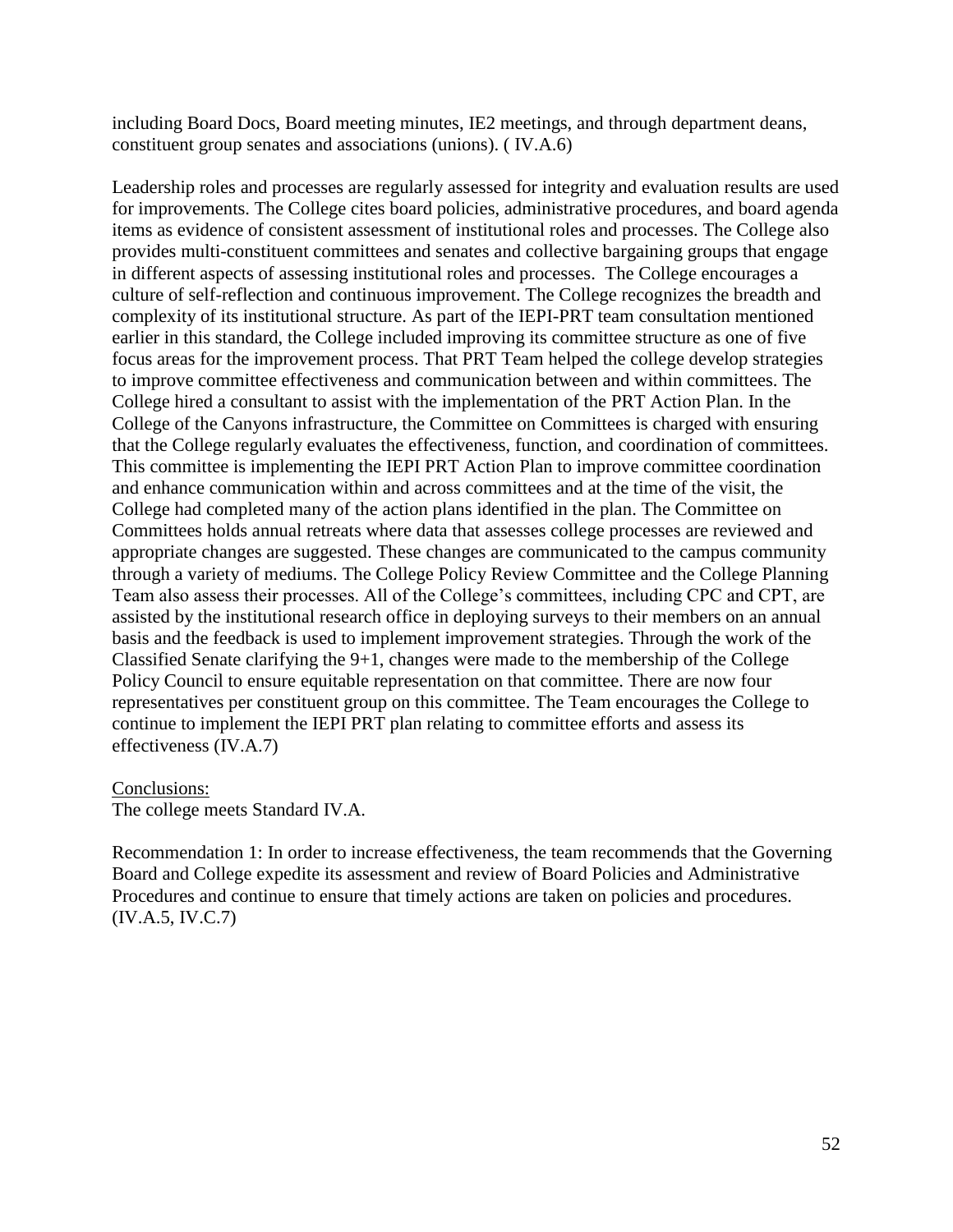including Board Docs, Board meeting minutes, IE2 meetings, and through department deans, constituent group senates and associations (unions). ( IV.A.6)

Leadership roles and processes are regularly assessed for integrity and evaluation results are used for improvements. The College cites board policies, administrative procedures, and board agenda items as evidence of consistent assessment of institutional roles and processes. The College also provides multi-constituent committees and senates and collective bargaining groups that engage in different aspects of assessing institutional roles and processes. The College encourages a culture of self-reflection and continuous improvement. The College recognizes the breadth and complexity of its institutional structure. As part of the IEPI-PRT team consultation mentioned earlier in this standard, the College included improving its committee structure as one of five focus areas for the improvement process. That PRT Team helped the college develop strategies to improve committee effectiveness and communication between and within committees. The College hired a consultant to assist with the implementation of the PRT Action Plan. In the College of the Canyons infrastructure, the Committee on Committees is charged with ensuring that the College regularly evaluates the effectiveness, function, and coordination of committees. This committee is implementing the IEPI PRT Action Plan to improve committee coordination and enhance communication within and across committees and at the time of the visit, the College had completed many of the action plans identified in the plan. The Committee on Committees holds annual retreats where data that assesses college processes are reviewed and appropriate changes are suggested. These changes are communicated to the campus community through a variety of mediums. The College Policy Review Committee and the College Planning Team also assess their processes. All of the College's committees, including CPC and CPT, are assisted by the institutional research office in deploying surveys to their members on an annual basis and the feedback is used to implement improvement strategies. Through the work of the Classified Senate clarifying the 9+1, changes were made to the membership of the College Policy Council to ensure equitable representation on that committee. There are now four representatives per constituent group on this committee. The Team encourages the College to continue to implement the IEPI PRT plan relating to committee efforts and assess its effectiveness (IV.A.7)

<u>Conclusions:</u>
The college meets Standard IV.A.

Recommendation 1: In order to increase effectiveness, the team recommends that the Governing Board and College expedite its assessment and review of Board Policies and Administrative Procedures and continue to ensure that timely actions are taken on policies and procedures. (IV.A.5, IV.C.7)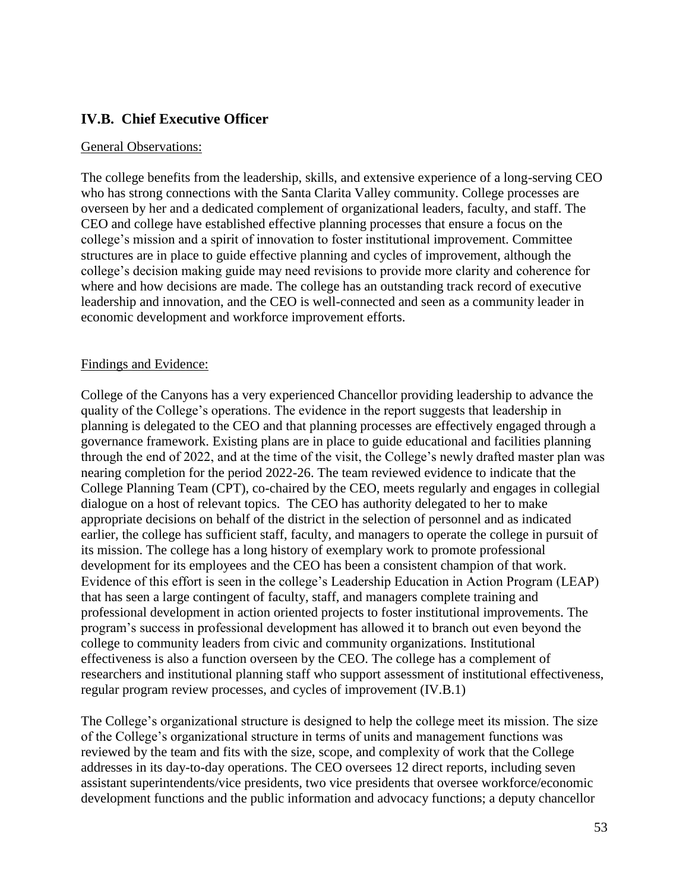## IV.B. Chief Executive Officer

General Observations:

The college benefits from the leadership, skills, and extensive experience of a long-serving CEO who has strong connections with the Santa Clarita Valley community. College processes are overseen by her and a dedicated complement of organizational leaders, faculty, and staff. The CEO and college have established effective planning processes that ensure a focus on the college's mission and a spirit of innovation to foster institutional improvement. Committee structures are in place to guide effective planning and cycles of improvement, although the college's decision making guide may need revisions to provide more clarity and coherence for where and how decisions are made. The college has an outstanding track record of executive leadership and innovation, and the CEO is well-connected and seen as a community leader in economic development and workforce improvement efforts.

Findings and Evidence:

College of the Canyons has a very experienced Chancellor providing leadership to advance the quality of the College's operations. The evidence in the report suggests that leadership in planning is delegated to the CEO and that planning processes are effectively engaged through a governance framework. Existing plans are in place to guide educational and facilities planning through the end of 2022, and at the time of the visit, the College's newly drafted master plan was nearing completion for the period 2022-26. The team reviewed evidence to indicate that the College Planning Team (CPT), co-chaired by the CEO, meets regularly and engages in collegial dialogue on a host of relevant topics. The CEO has authority delegated to her to make appropriate decisions on behalf of the district in the selection of personnel and as indicated earlier, the college has sufficient staff, faculty, and managers to operate the college in pursuit of its mission. The college has a long history of exemplary work to promote professional development for its employees and the CEO has been a consistent champion of that work. Evidence of this effort is seen in the college's Leadership Education in Action Program (LEAP) that has seen a large contingent of faculty, staff, and managers complete training and professional development in action oriented projects to foster institutional improvements. The program's success in professional development has allowed it to branch out even beyond the college to community leaders from civic and community organizations. Institutional effectiveness is also a function overseen by the CEO. The college has a complement of researchers and institutional planning staff who support assessment of institutional effectiveness, regular program review processes, and cycles of improvement (IV.B.1)

The College's organizational structure is designed to help the college meet its mission. The size of the College's organizational structure in terms of units and management functions was reviewed by the team and fits with the size, scope, and complexity of work that the College addresses in its day-to-day operations. The CEO oversees 12 direct reports, including seven assistant superintendents/vice presidents, two vice presidents that oversee workforce/economic development functions and the public information and advocacy functions; a deputy chancellor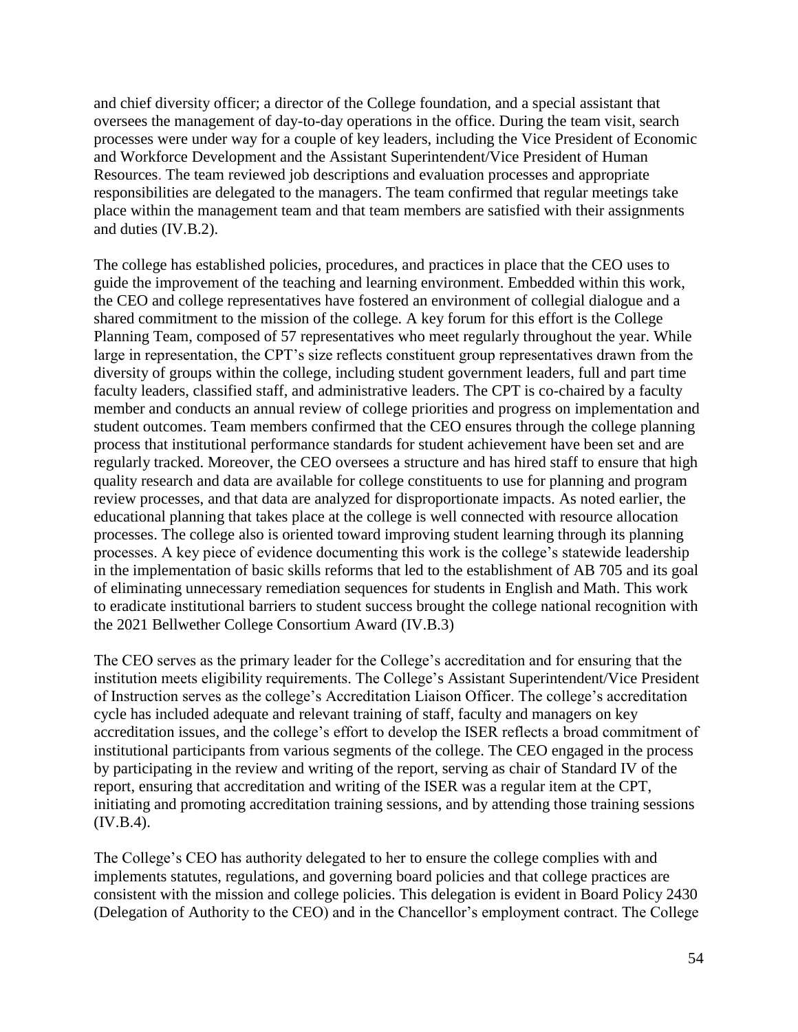and chief diversity officer; a director of the College foundation, and a special assistant that oversees the management of day-to-day operations in the office. During the team visit, search processes were under way for a couple of key leaders, including the Vice President of Economic and Workforce Development and the Assistant Superintendent/Vice President of Human Resources. The team reviewed job descriptions and evaluation processes and appropriate responsibilities are delegated to the managers. The team confirmed that regular meetings take place within the management team and that team members are satisfied with their assignments and duties (IV.B.2).

The college has established policies, procedures, and practices in place that the CEO uses to guide the improvement of the teaching and learning environment. Embedded within this work, the CEO and college representatives have fostered an environment of collegial dialogue and a shared commitment to the mission of the college. A key forum for this effort is the College Planning Team, composed of 57 representatives who meet regularly throughout the year. While large in representation, the CPT's size reflects constituent group representatives drawn from the diversity of groups within the college, including student government leaders, full and part time faculty leaders, classified staff, and administrative leaders. The CPT is co-chaired by a faculty member and conducts an annual review of college priorities and progress on implementation and student outcomes. Team members confirmed that the CEO ensures through the college planning process that institutional performance standards for student achievement have been set and are regularly tracked. Moreover, the CEO oversees a structure and has hired staff to ensure that high quality research and data are available for college constituents to use for planning and program review processes, and that data are analyzed for disproportionate impacts. As noted earlier, the educational planning that takes place at the college is well connected with resource allocation processes. The college also is oriented toward improving student learning through its planning processes. A key piece of evidence documenting this work is the college's statewide leadership in the implementation of basic skills reforms that led to the establishment of AB 705 and its goal of eliminating unnecessary remediation sequences for students in English and Math. This work to eradicate institutional barriers to student success brought the college national recognition with the 2021 Bellwether College Consortium Award (IV.B.3)

The CEO serves as the primary leader for the College's accreditation and for ensuring that the institution meets eligibility requirements. The College's Assistant Superintendent/Vice President of Instruction serves as the college's Accreditation Liaison Officer. The college's accreditation cycle has included adequate and relevant training of staff, faculty and managers on key accreditation issues, and the college's effort to develop the ISER reflects a broad commitment of institutional participants from various segments of the college. The CEO engaged in the process by participating in the review and writing of the report, serving as chair of Standard IV of the report, ensuring that accreditation and writing of the ISER was a regular item at the CPT, initiating and promoting accreditation training sessions, and by attending those training sessions (IV.B.4).

The College's CEO has authority delegated to her to ensure the college complies with and implements statutes, regulations, and governing board policies and that college practices are consistent with the mission and college policies. This delegation is evident in Board Policy 2430 (Delegation of Authority to the CEO) and in the Chancellor's employment contract. The College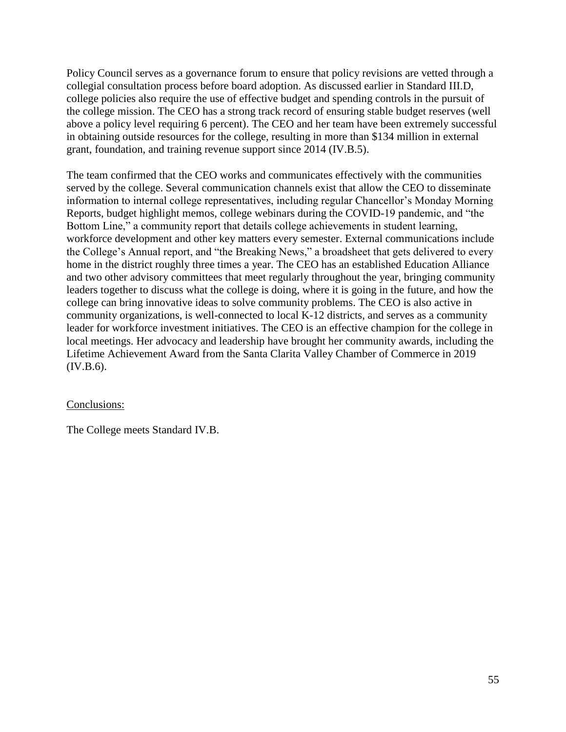Policy Council serves as a governance forum to ensure that policy revisions are vetted through a collegial consultation process before board adoption. As discussed earlier in Standard III.D, college policies also require the use of effective budget and spending controls in the pursuit of the college mission. The CEO has a strong track record of ensuring stable budget reserves (well above a policy level requiring 6 percent). The CEO and her team have been extremely successful in obtaining outside resources for the college, resulting in more than $134 million in external grant, foundation, and training revenue support since 2014 (IV.B.5).

The team confirmed that the CEO works and communicates effectively with the communities served by the college. Several communication channels exist that allow the CEO to disseminate information to internal college representatives, including regular Chancellor's Monday Morning Reports, budget highlight memos, college webinars during the COVID-19 pandemic, and "the Bottom Line," a community report that details college achievements in student learning, workforce development and other key matters every semester. External communications include the College's Annual report, and "the Breaking News," a broadsheet that gets delivered to every home in the district roughly three times a year. The CEO has an established Education Alliance and two other advisory committees that meet regularly throughout the year, bringing community leaders together to discuss what the college is doing, where it is going in the future, and how the college can bring innovative ideas to solve community problems. The CEO is also active in community organizations, is well-connected to local K-12 districts, and serves as a community leader for workforce investment initiatives. The CEO is an effective champion for the college in local meetings. Her advocacy and leadership have brought her community awards, including the Lifetime Achievement Award from the Santa Clarita Valley Chamber of Commerce in 2019 (IV.B.6).

<u>Conclusions:</u>

The College meets Standard IV.B.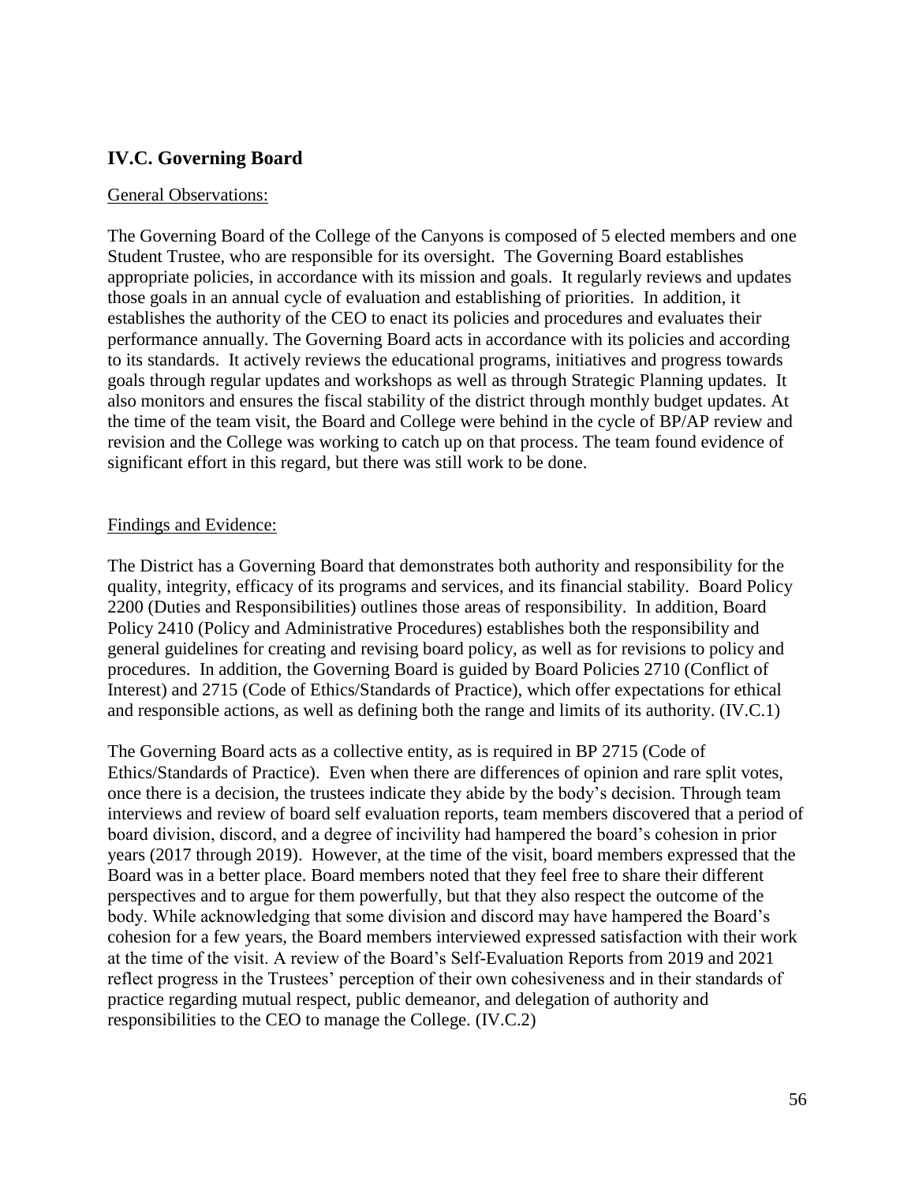## IV.C. Governing Board

<u>General Observations:</u>

The Governing Board of the College of the Canyons is composed of 5 elected members and one Student Trustee, who are responsible for its oversight. The Governing Board establishes appropriate policies, in accordance with its mission and goals. It regularly reviews and updates those goals in an annual cycle of evaluation and establishing of priorities. In addition, it establishes the authority of the CEO to enact its policies and procedures and evaluates their performance annually. The Governing Board acts in accordance with its policies and according to its standards. It actively reviews the educational programs, initiatives and progress towards goals through regular updates and workshops as well as through Strategic Planning updates. It also monitors and ensures the fiscal stability of the district through monthly budget updates. At the time of the team visit, the Board and College were behind in the cycle of BP/AP review and revision and the College was working to catch up on that process. The team found evidence of significant effort in this regard, but there was still work to be done.

<u>Findings and Evidence:</u>

The District has a Governing Board that demonstrates both authority and responsibility for the quality, integrity, efficacy of its programs and services, and its financial stability. Board Policy 2200 (Duties and Responsibilities) outlines those areas of responsibility. In addition, Board Policy 2410 (Policy and Administrative Procedures) establishes both the responsibility and general guidelines for creating and revising board policy, as well as for revisions to policy and procedures. In addition, the Governing Board is guided by Board Policies 2710 (Conflict of Interest) and 2715 (Code of Ethics/Standards of Practice), which offer expectations for ethical and responsible actions, as well as defining both the range and limits of its authority. (IV.C.1)

The Governing Board acts as a collective entity, as is required in BP 2715 (Code of Ethics/Standards of Practice). Even when there are differences of opinion and rare split votes, once there is a decision, the trustees indicate they abide by the body's decision. Through team interviews and review of board self evaluation reports, team members discovered that a period of board division, discord, and a degree of incivility had hampered the board's cohesion in prior years (2017 through 2019). However, at the time of the visit, board members expressed that the Board was in a better place. Board members noted that they feel free to share their different perspectives and to argue for them powerfully, but that they also respect the outcome of the body. While acknowledging that some division and discord may have hampered the Board's cohesion for a few years, the Board members interviewed expressed satisfaction with their work at the time of the visit. A review of the Board's Self-Evaluation Reports from 2019 and 2021 reflect progress in the Trustees' perception of their own cohesiveness and in their standards of practice regarding mutual respect, public demeanor, and delegation of authority and responsibilities to the CEO to manage the College. (IV.C.2)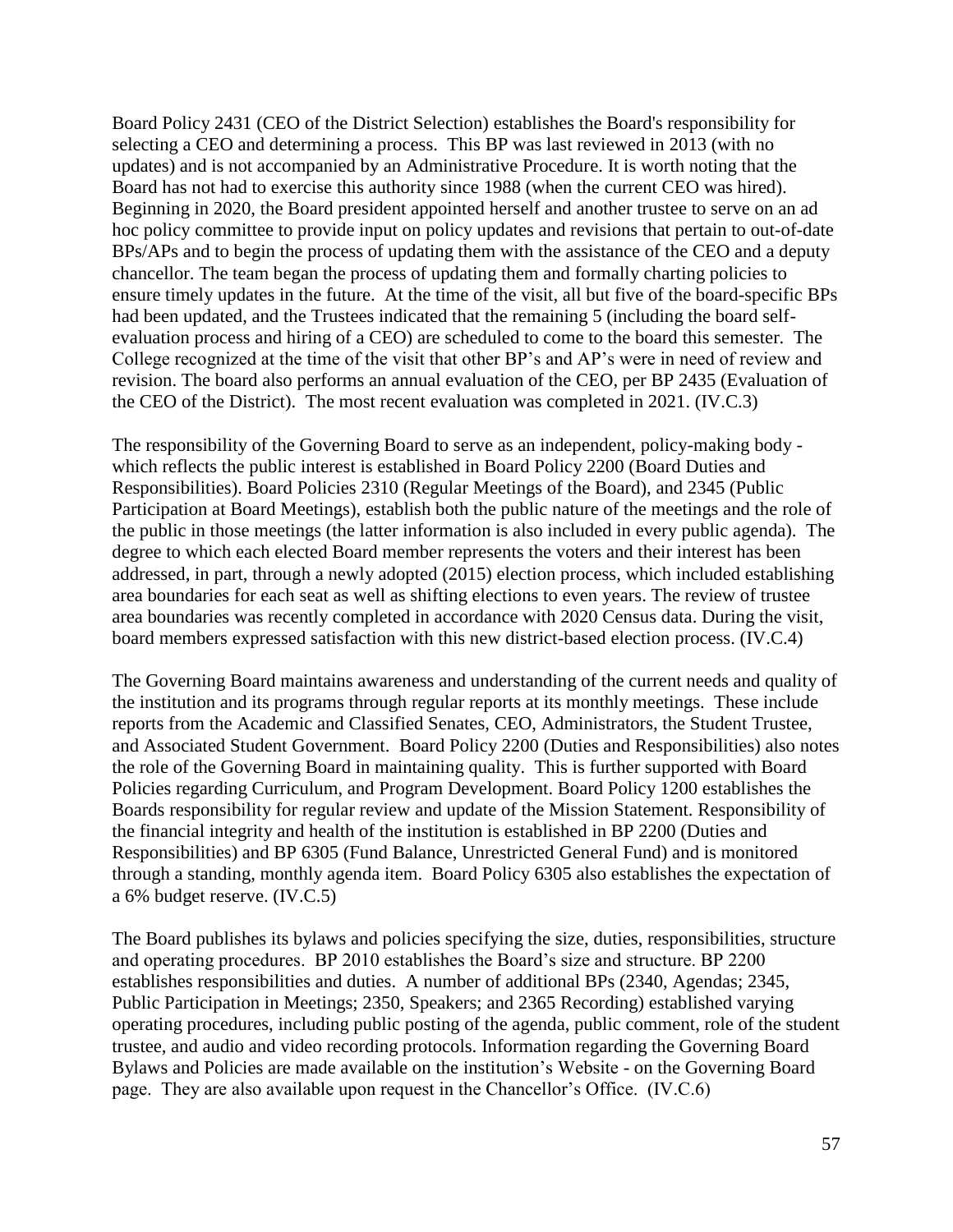Board Policy 2431 (CEO of the District Selection) establishes the Board's responsibility for selecting a CEO and determining a process. This BP was last reviewed in 2013 (with no updates) and is not accompanied by an Administrative Procedure. It is worth noting that the Board has not had to exercise this authority since 1988 (when the current CEO was hired). Beginning in 2020, the Board president appointed herself and another trustee to serve on an ad hoc policy committee to provide input on policy updates and revisions that pertain to out-of-date BPs/APs and to begin the process of updating them with the assistance of the CEO and a deputy chancellor. The team began the process of updating them and formally charting policies to ensure timely updates in the future. At the time of the visit, all but five of the board-specific BPs had been updated, and the Trustees indicated that the remaining 5 (including the board self-evaluation process and hiring of a CEO) are scheduled to come to the board this semester. The College recognized at the time of the visit that other BP's and AP's were in need of review and revision. The board also performs an annual evaluation of the CEO, per BP 2435 (Evaluation of the CEO of the District). The most recent evaluation was completed in 2021. (IV.C.3)

The responsibility of the Governing Board to serve as an independent, policy-making body - which reflects the public interest is established in Board Policy 2200 (Board Duties and Responsibilities). Board Policies 2310 (Regular Meetings of the Board), and 2345 (Public Participation at Board Meetings), establish both the public nature of the meetings and the role of the public in those meetings (the latter information is also included in every public agenda). The degree to which each elected Board member represents the voters and their interest has been addressed, in part, through a newly adopted (2015) election process, which included establishing area boundaries for each seat as well as shifting elections to even years. The review of trustee area boundaries was recently completed in accordance with 2020 Census data. During the visit, board members expressed satisfaction with this new district-based election process. (IV.C.4)

The Governing Board maintains awareness and understanding of the current needs and quality of the institution and its programs through regular reports at its monthly meetings. These include reports from the Academic and Classified Senates, CEO, Administrators, the Student Trustee, and Associated Student Government. Board Policy 2200 (Duties and Responsibilities) also notes the role of the Governing Board in maintaining quality. This is further supported with Board Policies regarding Curriculum, and Program Development. Board Policy 1200 establishes the Boards responsibility for regular review and update of the Mission Statement. Responsibility of the financial integrity and health of the institution is established in BP 2200 (Duties and Responsibilities) and BP 6305 (Fund Balance, Unrestricted General Fund) and is monitored through a standing, monthly agenda item. Board Policy 6305 also establishes the expectation of a 6% budget reserve. (IV.C.5)

The Board publishes its bylaws and policies specifying the size, duties, responsibilities, structure and operating procedures. BP 2010 establishes the Board's size and structure. BP 2200 establishes responsibilities and duties. A number of additional BPs (2340, Agendas; 2345, Public Participation in Meetings; 2350, Speakers; and 2365 Recording) established varying operating procedures, including public posting of the agenda, public comment, role of the student trustee, and audio and video recording protocols. Information regarding the Governing Board Bylaws and Policies are made available on the institution's Website - on the Governing Board page. They are also available upon request in the Chancellor's Office. (IV.C.6)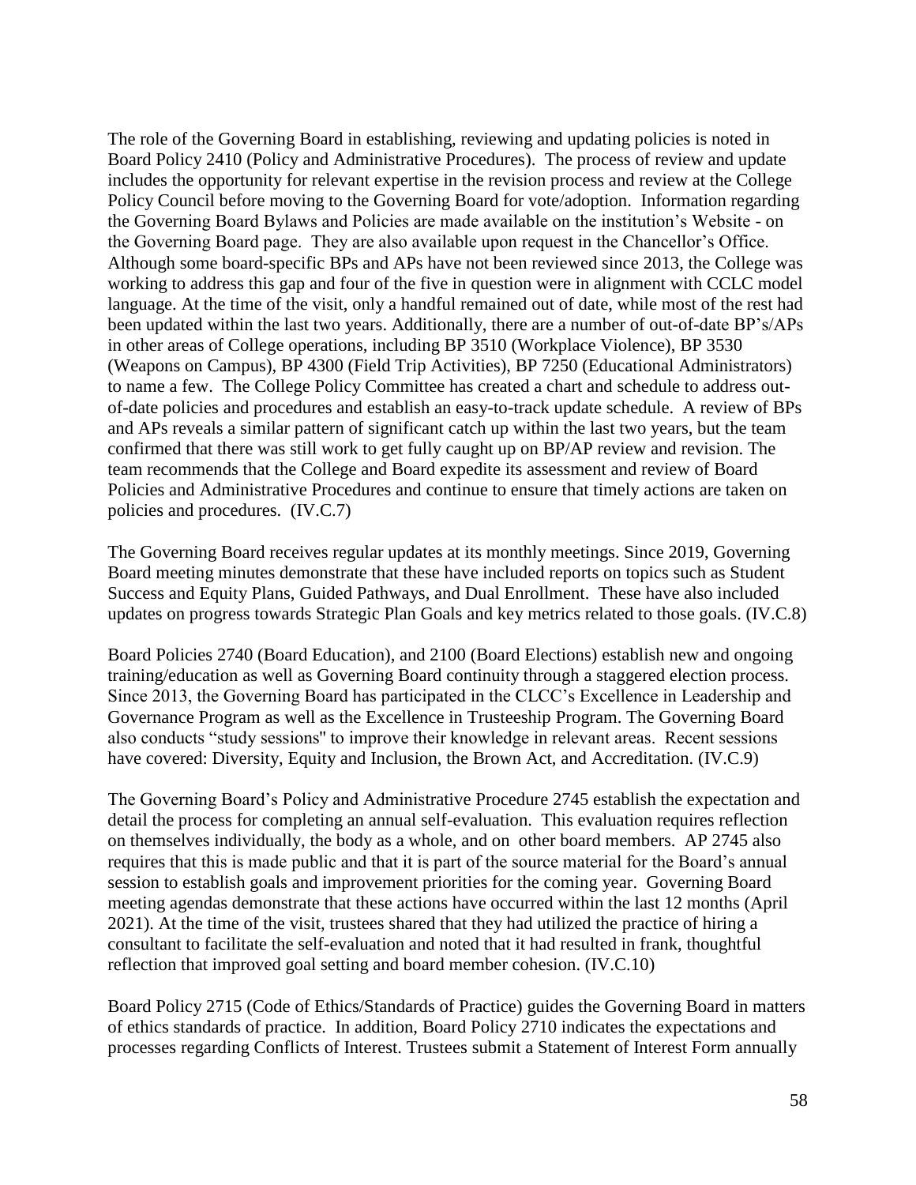The role of the Governing Board in establishing, reviewing and updating policies is noted in Board Policy 2410 (Policy and Administrative Procedures). The process of review and update includes the opportunity for relevant expertise in the revision process and review at the College Policy Council before moving to the Governing Board for vote/adoption. Information regarding the Governing Board Bylaws and Policies are made available on the institution's Website - on the Governing Board page. They are also available upon request in the Chancellor's Office. Although some board-specific BPs and APs have not been reviewed since 2013, the College was working to address this gap and four of the five in question were in alignment with CCLC model language. At the time of the visit, only a handful remained out of date, while most of the rest had been updated within the last two years. Additionally, there are a number of out-of-date BP's/APs in other areas of College operations, including BP 3510 (Workplace Violence), BP 3530 (Weapons on Campus), BP 4300 (Field Trip Activities), BP 7250 (Educational Administrators) to name a few. The College Policy Committee has created a chart and schedule to address out-of-date policies and procedures and establish an easy-to-track update schedule. A review of BPs and APs reveals a similar pattern of significant catch up within the last two years, but the team confirmed that there was still work to get fully caught up on BP/AP review and revision. The team recommends that the College and Board expedite its assessment and review of Board Policies and Administrative Procedures and continue to ensure that timely actions are taken on policies and procedures. (IV.C.7)

The Governing Board receives regular updates at its monthly meetings. Since 2019, Governing Board meeting minutes demonstrate that these have included reports on topics such as Student Success and Equity Plans, Guided Pathways, and Dual Enrollment. These have also included updates on progress towards Strategic Plan Goals and key metrics related to those goals. (IV.C.8)

Board Policies 2740 (Board Education), and 2100 (Board Elections) establish new and ongoing training/education as well as Governing Board continuity through a staggered election process. Since 2013, the Governing Board has participated in the CLCC's Excellence in Leadership and Governance Program as well as the Excellence in Trusteeship Program. The Governing Board also conducts "study sessions" to improve their knowledge in relevant areas. Recent sessions have covered: Diversity, Equity and Inclusion, the Brown Act, and Accreditation. (IV.C.9)

The Governing Board's Policy and Administrative Procedure 2745 establish the expectation and detail the process for completing an annual self-evaluation. This evaluation requires reflection on themselves individually, the body as a whole, and on other board members. AP 2745 also requires that this is made public and that it is part of the source material for the Board's annual session to establish goals and improvement priorities for the coming year. Governing Board meeting agendas demonstrate that these actions have occurred within the last 12 months (April 2021). At the time of the visit, trustees shared that they had utilized the practice of hiring a consultant to facilitate the self-evaluation and noted that it had resulted in frank, thoughtful reflection that improved goal setting and board member cohesion. (IV.C.10)

Board Policy 2715 (Code of Ethics/Standards of Practice) guides the Governing Board in matters of ethics standards of practice. In addition, Board Policy 2710 indicates the expectations and processes regarding Conflicts of Interest. Trustees submit a Statement of Interest Form annually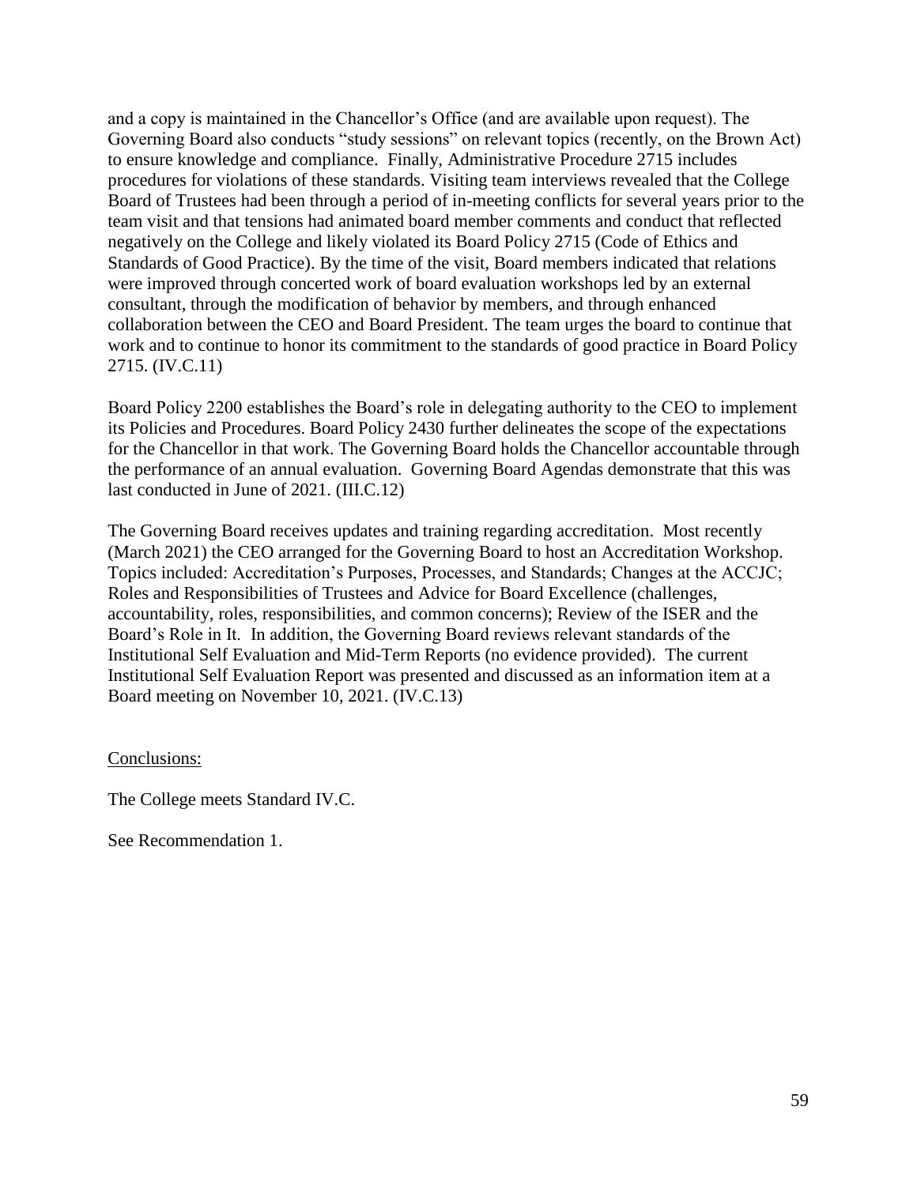and a copy is maintained in the Chancellor's Office (and are available upon request). The Governing Board also conducts "study sessions" on relevant topics (recently, on the Brown Act) to ensure knowledge and compliance. Finally, Administrative Procedure 2715 includes procedures for violations of these standards. Visiting team interviews revealed that the College Board of Trustees had been through a period of in-meeting conflicts for several years prior to the team visit and that tensions had animated board member comments and conduct that reflected negatively on the College and likely violated its Board Policy 2715 (Code of Ethics and Standards of Good Practice). By the time of the visit, Board members indicated that relations were improved through concerted work of board evaluation workshops led by an external consultant, through the modification of behavior by members, and through enhanced collaboration between the CEO and Board President. The team urges the board to continue that work and to continue to honor its commitment to the standards of good practice in Board Policy 2715. (IV.C.11)

Board Policy 2200 establishes the Board's role in delegating authority to the CEO to implement its Policies and Procedures. Board Policy 2430 further delineates the scope of the expectations for the Chancellor in that work. The Governing Board holds the Chancellor accountable through the performance of an annual evaluation. Governing Board Agendas demonstrate that this was last conducted in June of 2021. (III.C.12)

The Governing Board receives updates and training regarding accreditation. Most recently (March 2021) the CEO arranged for the Governing Board to host an Accreditation Workshop. Topics included: Accreditation's Purposes, Processes, and Standards; Changes at the ACCJC; Roles and Responsibilities of Trustees and Advice for Board Excellence (challenges, accountability, roles, responsibilities, and common concerns); Review of the ISER and the Board's Role in It. In addition, the Governing Board reviews relevant standards of the Institutional Self Evaluation and Mid-Term Reports (no evidence provided). The current Institutional Self Evaluation Report was presented and discussed as an information item at a Board meeting on November 10, 2021. (IV.C.13)

Conclusions:

The College meets Standard IV.C.

See Recommendation 1.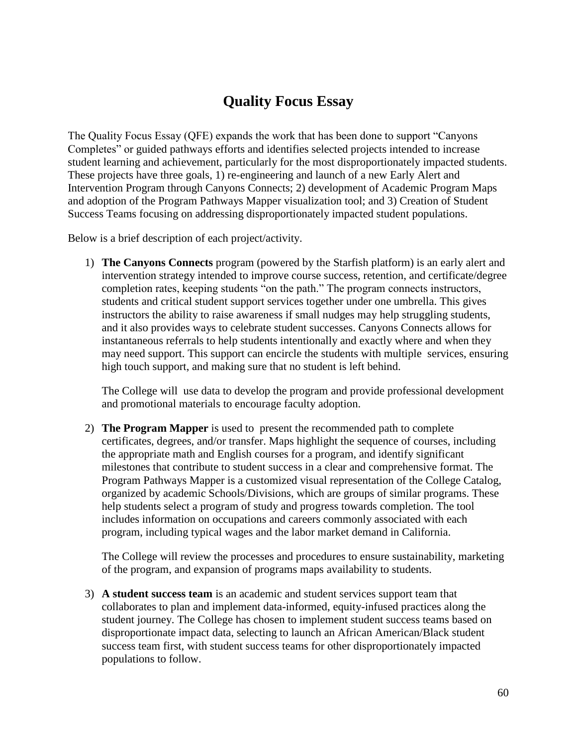# Quality Focus Essay

The Quality Focus Essay (QFE) expands the work that has been done to support "Canyons Completes" or guided pathways efforts and identifies selected projects intended to increase student learning and achievement, particularly for the most disproportionately impacted students. These projects have three goals, 1) re-engineering and launch of a new Early Alert and Intervention Program through Canyons Connects; 2) development of Academic Program Maps and adoption of the Program Pathways Mapper visualization tool; and 3) Creation of Student Success Teams focusing on addressing disproportionately impacted student populations.

Below is a brief description of each project/activity.

1) **The Canyons Connects** program (powered by the Starfish platform) is an early alert and intervention strategy intended to improve course success, retention, and certificate/degree completion rates, keeping students "on the path." The program connects instructors, students and critical student support services together under one umbrella. This gives instructors the ability to raise awareness if small nudges may help struggling students, and it also provides ways to celebrate student successes. Canyons Connects allows for instantaneous referrals to help students intentionally and exactly where and when they may need support. This support can encircle the students with multiple services, ensuring high touch support, and making sure that no student is left behind.

   The College will use data to develop the program and provide professional development and promotional materials to encourage faculty adoption.

2) **The Program Mapper** is used to present the recommended path to complete certificates, degrees, and/or transfer. Maps highlight the sequence of courses, including the appropriate math and English courses for a program, and identify significant milestones that contribute to student success in a clear and comprehensive format. The Program Pathways Mapper is a customized visual representation of the College Catalog, organized by academic Schools/Divisions, which are groups of similar programs. These help students select a program of study and progress towards completion. The tool includes information on occupations and careers commonly associated with each program, including typical wages and the labor market demand in California.

   The College will review the processes and procedures to ensure sustainability, marketing of the program, and expansion of programs maps availability to students.

3) **A student success team** is an academic and student services support team that collaborates to plan and implement data-informed, equity-infused practices along the student journey. The College has chosen to implement student success teams based on disproportionate impact data, selecting to launch an African American/Black student success team first, with student success teams for other disproportionately impacted populations to follow.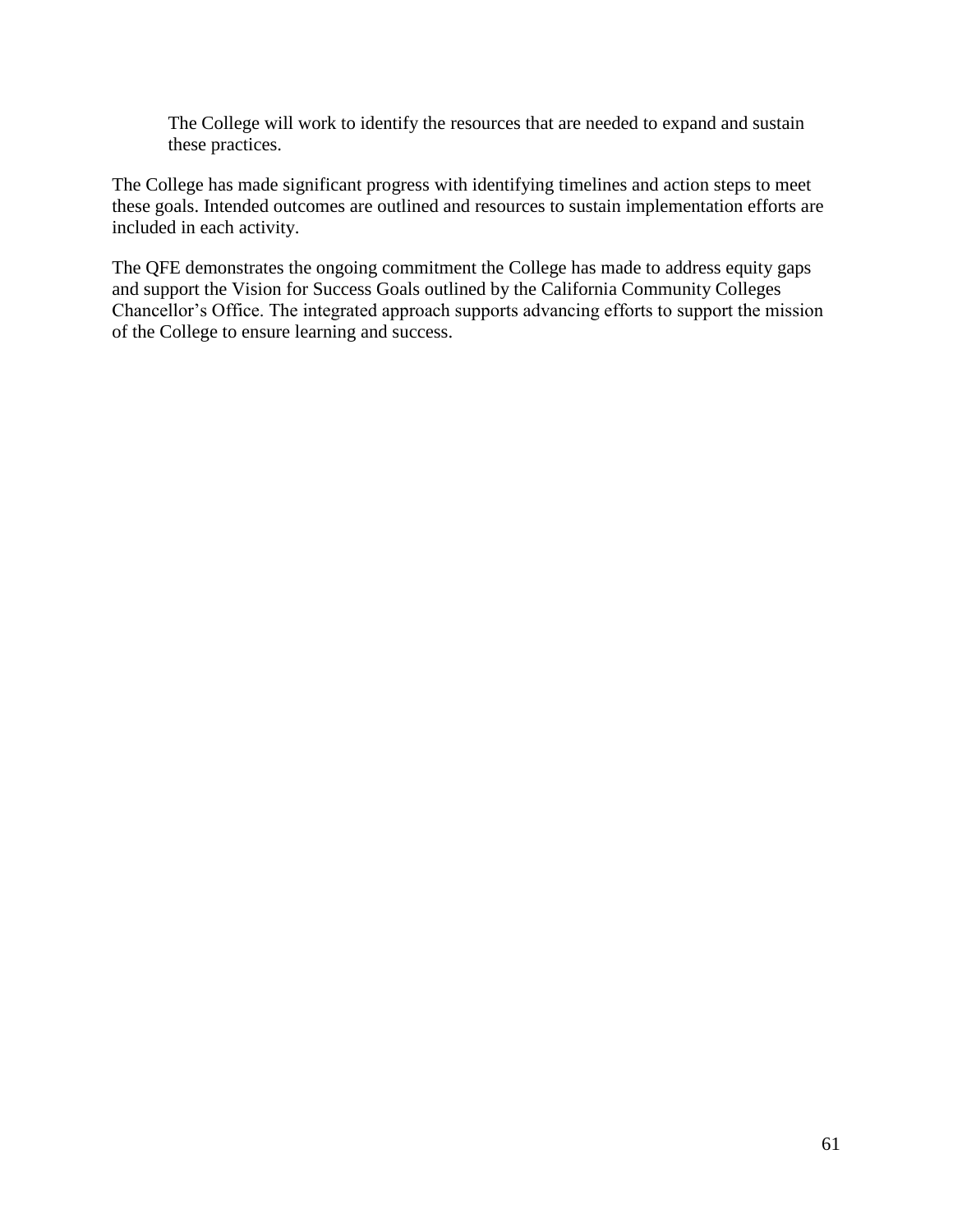The College will work to identify the resources that are needed to expand and sustain these practices.

The College has made significant progress with identifying timelines and action steps to meet these goals. Intended outcomes are outlined and resources to sustain implementation efforts are included in each activity.

The QFE demonstrates the ongoing commitment the College has made to address equity gaps and support the Vision for Success Goals outlined by the California Community Colleges Chancellor's Office. The integrated approach supports advancing efforts to support the mission of the College to ensure learning and success.